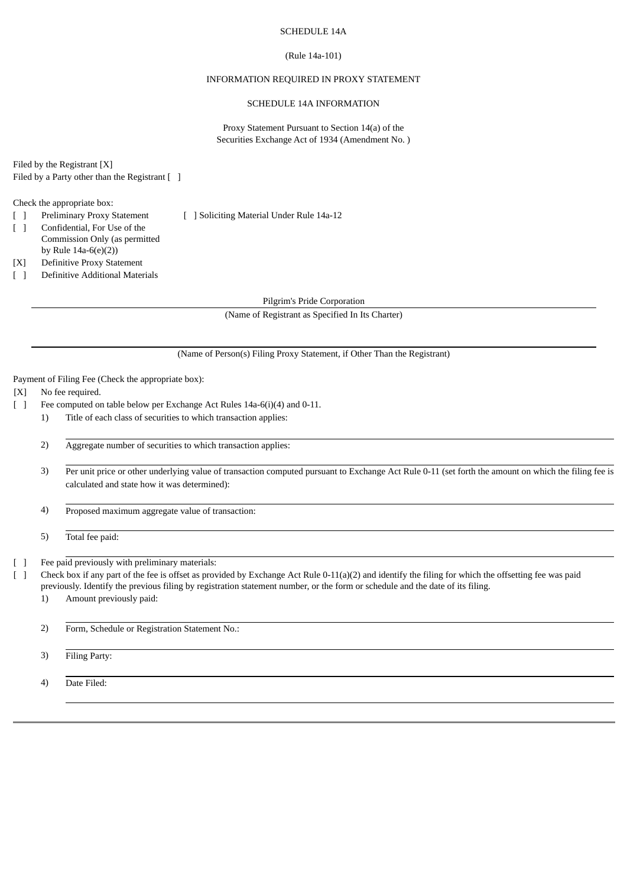SCHEDULE 14A

(Rule 14a-101)

INFORMATION REQUIRED IN PROXY STATEMENT

SCHEDULE 14A INFORMATION

Proxy Statement Pursuant to Section 14(a) of the
Securities Exchange Act of 1934 (Amendment No. )

Filed by the Registrant [X]
Filed by a Party other than the Registrant [ ]

Check the appropriate box:

[ ] Preliminary Proxy Statement
[ ] Soliciting Material Under Rule 14a-12
[ ] Confidential, For Use of the Commission Only (as permitted by Rule 14a-6(e)(2))
[X] Definitive Proxy Statement
[ ] Definitive Additional Materials

Pilgrim's Pride Corporation

(Name of Registrant as Specified In Its Charter)

(Name of Person(s) Filing Proxy Statement, if Other Than the Registrant)

Payment of Filing Fee (Check the appropriate box):

[X] No fee required.

[ ] Fee computed on table below per Exchange Act Rules 14a-6(i)(4) and 0-11.

1) Title of each class of securities to which transaction applies:

2) Aggregate number of securities to which transaction applies:

3) Per unit price or other underlying value of transaction computed pursuant to Exchange Act Rule 0-11 (set forth the amount on which the filing fee is calculated and state how it was determined):

4) Proposed maximum aggregate value of transaction:

5) Total fee paid:

[ ] Fee paid previously with preliminary materials:

[ ] Check box if any part of the fee is offset as provided by Exchange Act Rule 0-11(a)(2) and identify the filing for which the offsetting fee was paid previously. Identify the previous filing by registration statement number, or the form or schedule and the date of its filing.

1) Amount previously paid:

2) Form, Schedule or Registration Statement No.:

3) Filing Party:

4) Date Filed: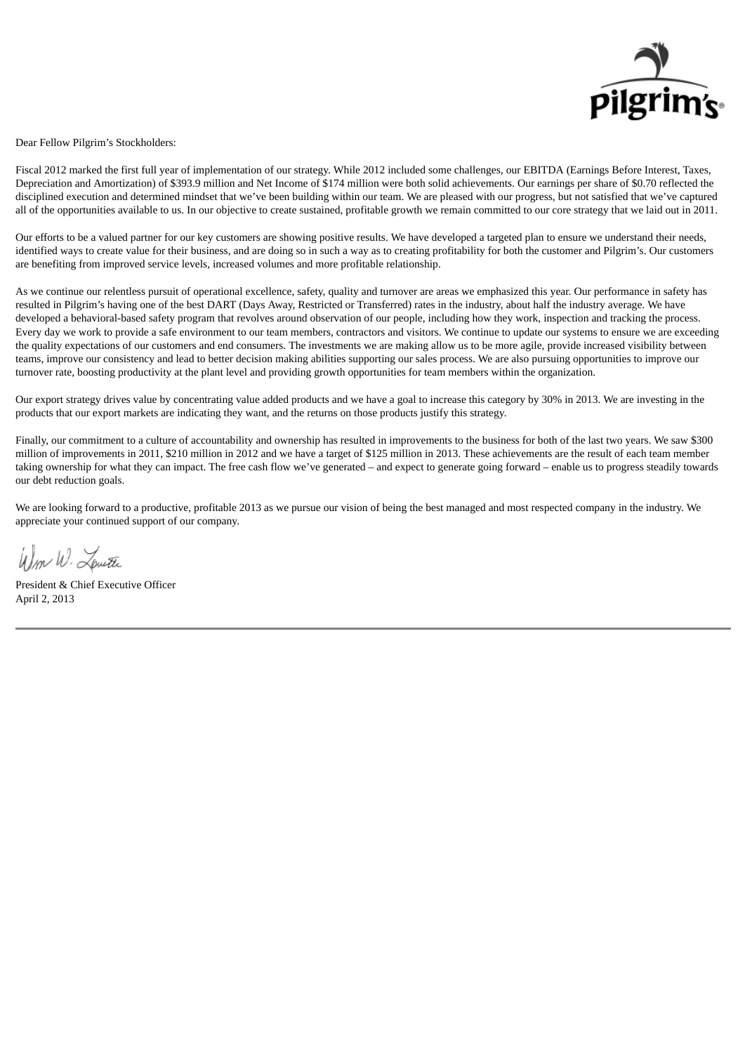Dear Fellow Pilgrim's Stockholders:

Fiscal 2012 marked the first full year of implementation of our strategy. While 2012 included some challenges, our EBITDA (Earnings Before Interest, Taxes, Depreciation and Amortization) of $393.9 million and Net Income of $174 million were both solid achievements. Our earnings per share of $0.70 reflected the disciplined execution and determined mindset that we've been building within our team. We are pleased with our progress, but not satisfied that we've captured all of the opportunities available to us. In our objective to create sustained, profitable growth we remain committed to our core strategy that we laid out in 2011.

Our efforts to be a valued partner for our key customers are showing positive results. We have developed a targeted plan to ensure we understand their needs, identified ways to create value for their business, and are doing so in such a way as to creating profitability for both the customer and Pilgrim's. Our customers are benefiting from improved service levels, increased volumes and more profitable relationship.

As we continue our relentless pursuit of operational excellence, safety, quality and turnover are areas we emphasized this year. Our performance in safety has resulted in Pilgrim's having one of the best DART (Days Away, Restricted or Transferred) rates in the industry, about half the industry average. We have developed a behavioral-based safety program that revolves around observation of our people, including how they work, inspection and tracking the process. Every day we work to provide a safe environment to our team members, contractors and visitors. We continue to update our systems to ensure we are exceeding the quality expectations of our customers and end consumers. The investments we are making allow us to be more agile, provide increased visibility between teams, improve our consistency and lead to better decision making abilities supporting our sales process. We are also pursuing opportunities to improve our turnover rate, boosting productivity at the plant level and providing growth opportunities for team members within the organization.

Our export strategy drives value by concentrating value added products and we have a goal to increase this category by 30% in 2013. We are investing in the products that our export markets are indicating they want, and the returns on those products justify this strategy.

Finally, our commitment to a culture of accountability and ownership has resulted in improvements to the business for both of the last two years. We saw $300 million of improvements in 2011, $210 million in 2012 and we have a target of $125 million in 2013. These achievements are the result of each team member taking ownership for what they can impact. The free cash flow we've generated – and expect to generate going forward – enable us to progress steadily towards our debt reduction goals.

We are looking forward to a productive, profitable 2013 as we pursue our vision of being the best managed and most respected company in the industry. We appreciate your continued support of our company.

Wm W. Lovette

President & Chief Executive Officer
April 2, 2013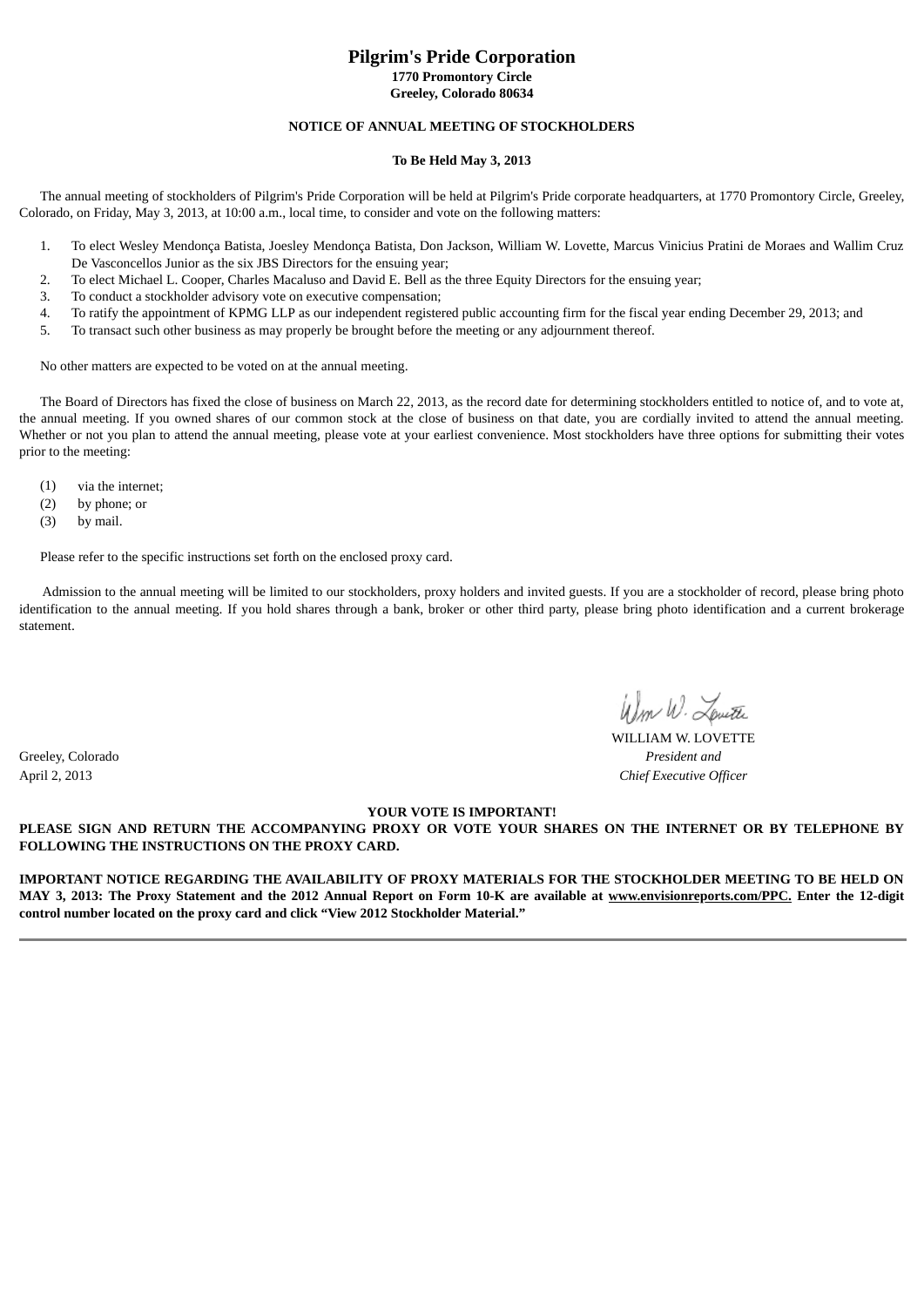# Pilgrim's Pride Corporation

**1770 Promontory Circle**
**Greeley, Colorado 80634**

**NOTICE OF ANNUAL MEETING OF STOCKHOLDERS**

**To Be Held May 3, 2013**

The annual meeting of stockholders of Pilgrim's Pride Corporation will be held at Pilgrim's Pride corporate headquarters, at 1770 Promontory Circle, Greeley, Colorado, on Friday, May 3, 2013, at 10:00 a.m., local time, to consider and vote on the following matters:

1. To elect Wesley Mendonça Batista, Joesley Mendonça Batista, Don Jackson, William W. Lovette, Marcus Vinicius Pratini de Moraes and Wallim Cruz De Vasconcellos Junior as the six JBS Directors for the ensuing year;
2. To elect Michael L. Cooper, Charles Macaluso and David E. Bell as the three Equity Directors for the ensuing year;
3. To conduct a stockholder advisory vote on executive compensation;
4. To ratify the appointment of KPMG LLP as our independent registered public accounting firm for the fiscal year ending December 29, 2013; and
5. To transact such other business as may properly be brought before the meeting or any adjournment thereof.

No other matters are expected to be voted on at the annual meeting.

The Board of Directors has fixed the close of business on March 22, 2013, as the record date for determining stockholders entitled to notice of, and to vote at, the annual meeting. If you owned shares of our common stock at the close of business on that date, you are cordially invited to attend the annual meeting. Whether or not you plan to attend the annual meeting, please vote at your earliest convenience. Most stockholders have three options for submitting their votes prior to the meeting:

(1) via the internet;
(2) by phone; or
(3) by mail.

Please refer to the specific instructions set forth on the enclosed proxy card.

Admission to the annual meeting will be limited to our stockholders, proxy holders and invited guests. If you are a stockholder of record, please bring photo identification to the annual meeting. If you hold shares through a bank, broker or other third party, please bring photo identification and a current brokerage statement.

WILLIAM W. LOVETTE
*President and*
*Chief Executive Officer*

Greeley, Colorado
April 2, 2013

**YOUR VOTE IS IMPORTANT!**

**PLEASE SIGN AND RETURN THE ACCOMPANYING PROXY OR VOTE YOUR SHARES ON THE INTERNET OR BY TELEPHONE BY FOLLOWING THE INSTRUCTIONS ON THE PROXY CARD.**

**IMPORTANT NOTICE REGARDING THE AVAILABILITY OF PROXY MATERIALS FOR THE STOCKHOLDER MEETING TO BE HELD ON MAY 3, 2013: The Proxy Statement and the 2012 Annual Report on Form 10-K are available at www.envisionreports.com/PPC. Enter the 12-digit control number located on the proxy card and click "View 2012 Stockholder Material."**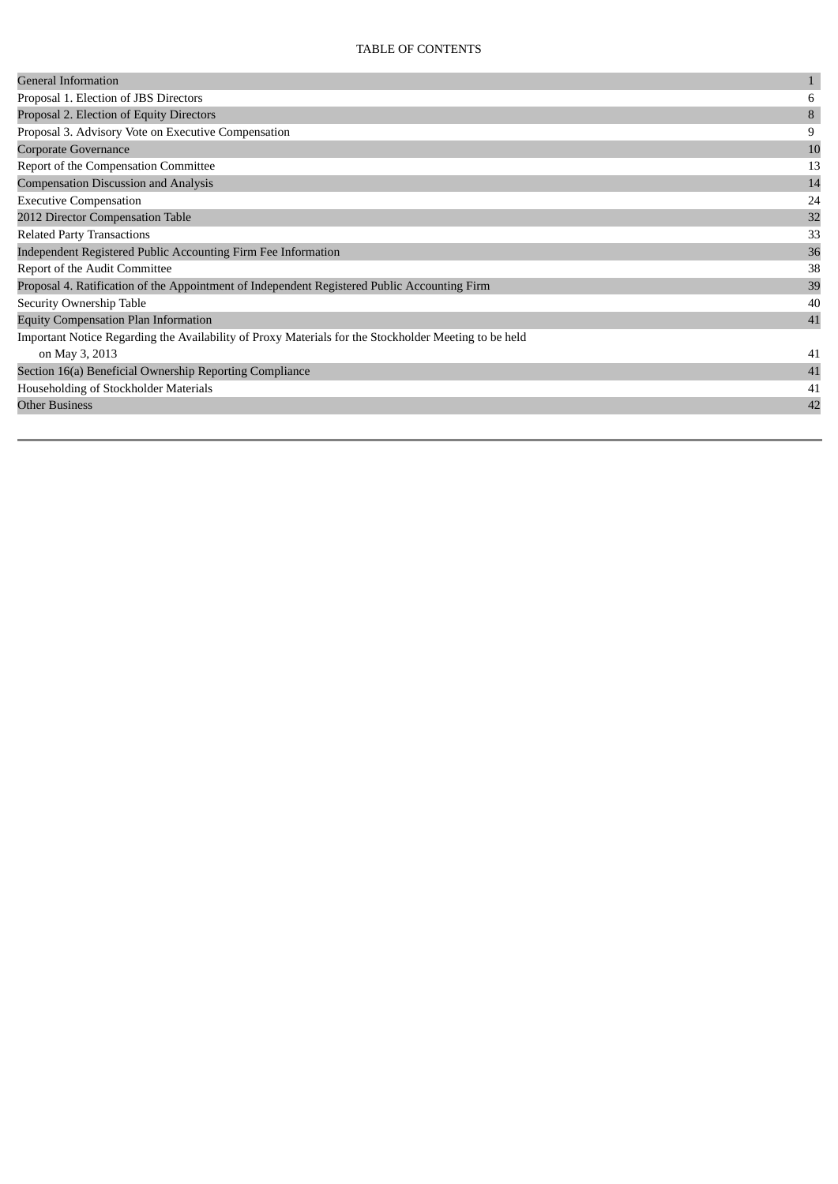TABLE OF CONTENTS

| | |
|---|---|
| General Information | 1 |
| Proposal 1. Election of JBS Directors | 6 |
| Proposal 2. Election of Equity Directors | 8 |
| Proposal 3. Advisory Vote on Executive Compensation | 9 |
| Corporate Governance | 10 |
| Report of the Compensation Committee | 13 |
| Compensation Discussion and Analysis | 14 |
| Executive Compensation | 24 |
| 2012 Director Compensation Table | 32 |
| Related Party Transactions | 33 |
| Independent Registered Public Accounting Firm Fee Information | 36 |
| Report of the Audit Committee | 38 |
| Proposal 4. Ratification of the Appointment of Independent Registered Public Accounting Firm | 39 |
| Security Ownership Table | 40 |
| Equity Compensation Plan Information | 41 |
| Important Notice Regarding the Availability of Proxy Materials for the Stockholder Meeting to be held on May 3, 2013 | 41 |
| Section 16(a) Beneficial Ownership Reporting Compliance | 41 |
| Householding of Stockholder Materials | 41 |
| Other Business | 42 |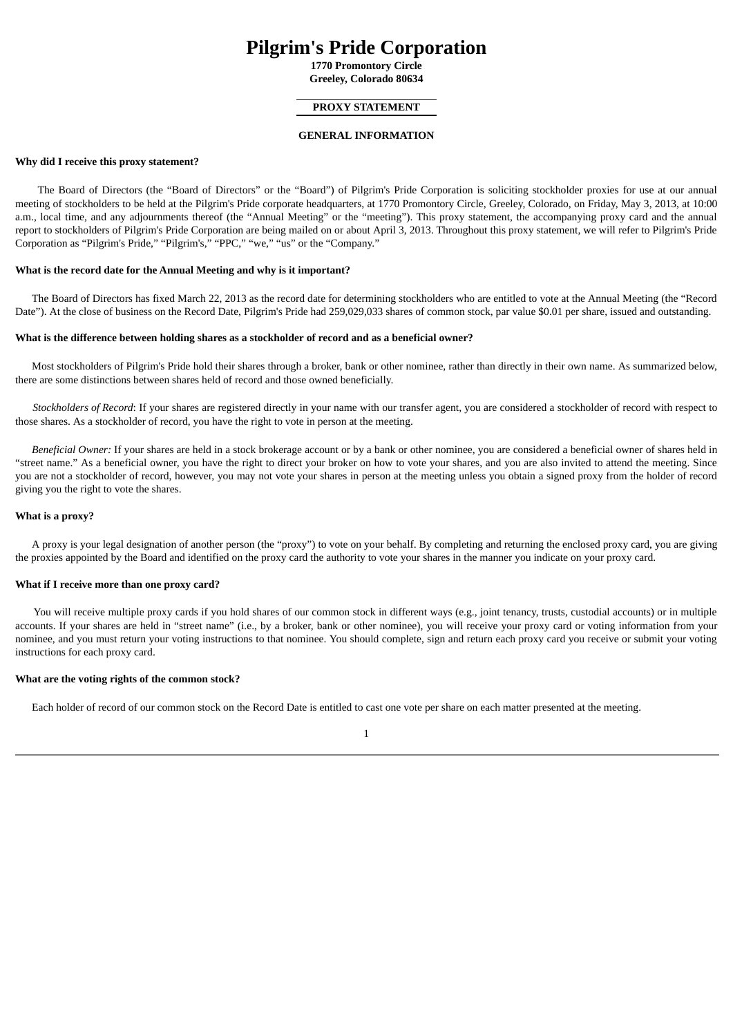# Pilgrim's Pride Corporation

**1770 Promontory Circle**
**Greeley, Colorado 80634**

**PROXY STATEMENT**

**GENERAL INFORMATION**

**Why did I receive this proxy statement?**

The Board of Directors (the "Board of Directors" or the "Board") of Pilgrim's Pride Corporation is soliciting stockholder proxies for use at our annual meeting of stockholders to be held at the Pilgrim's Pride corporate headquarters, at 1770 Promontory Circle, Greeley, Colorado, on Friday, May 3, 2013, at 10:00 a.m., local time, and any adjournments thereof (the "Annual Meeting" or the "meeting"). This proxy statement, the accompanying proxy card and the annual report to stockholders of Pilgrim's Pride Corporation are being mailed on or about April 3, 2013. Throughout this proxy statement, we will refer to Pilgrim's Pride Corporation as "Pilgrim's Pride," "Pilgrim's," "PPC," "we," "us" or the "Company."

**What is the record date for the Annual Meeting and why is it important?**

The Board of Directors has fixed March 22, 2013 as the record date for determining stockholders who are entitled to vote at the Annual Meeting (the "Record Date"). At the close of business on the Record Date, Pilgrim's Pride had 259,029,033 shares of common stock, par value $0.01 per share, issued and outstanding.

**What is the difference between holding shares as a stockholder of record and as a beneficial owner?**

Most stockholders of Pilgrim's Pride hold their shares through a broker, bank or other nominee, rather than directly in their own name. As summarized below, there are some distinctions between shares held of record and those owned beneficially.

*Stockholders of Record*: If your shares are registered directly in your name with our transfer agent, you are considered a stockholder of record with respect to those shares. As a stockholder of record, you have the right to vote in person at the meeting.

*Beneficial Owner:* If your shares are held in a stock brokerage account or by a bank or other nominee, you are considered a beneficial owner of shares held in "street name." As a beneficial owner, you have the right to direct your broker on how to vote your shares, and you are also invited to attend the meeting. Since you are not a stockholder of record, however, you may not vote your shares in person at the meeting unless you obtain a signed proxy from the holder of record giving you the right to vote the shares.

**What is a proxy?**

A proxy is your legal designation of another person (the "proxy") to vote on your behalf. By completing and returning the enclosed proxy card, you are giving the proxies appointed by the Board and identified on the proxy card the authority to vote your shares in the manner you indicate on your proxy card.

**What if I receive more than one proxy card?**

You will receive multiple proxy cards if you hold shares of our common stock in different ways (e.g., joint tenancy, trusts, custodial accounts) or in multiple accounts. If your shares are held in "street name" (i.e., by a broker, bank or other nominee), you will receive your proxy card or voting information from your nominee, and you must return your voting instructions to that nominee. You should complete, sign and return each proxy card you receive or submit your voting instructions for each proxy card.

**What are the voting rights of the common stock?**

Each holder of record of our common stock on the Record Date is entitled to cast one vote per share on each matter presented at the meeting.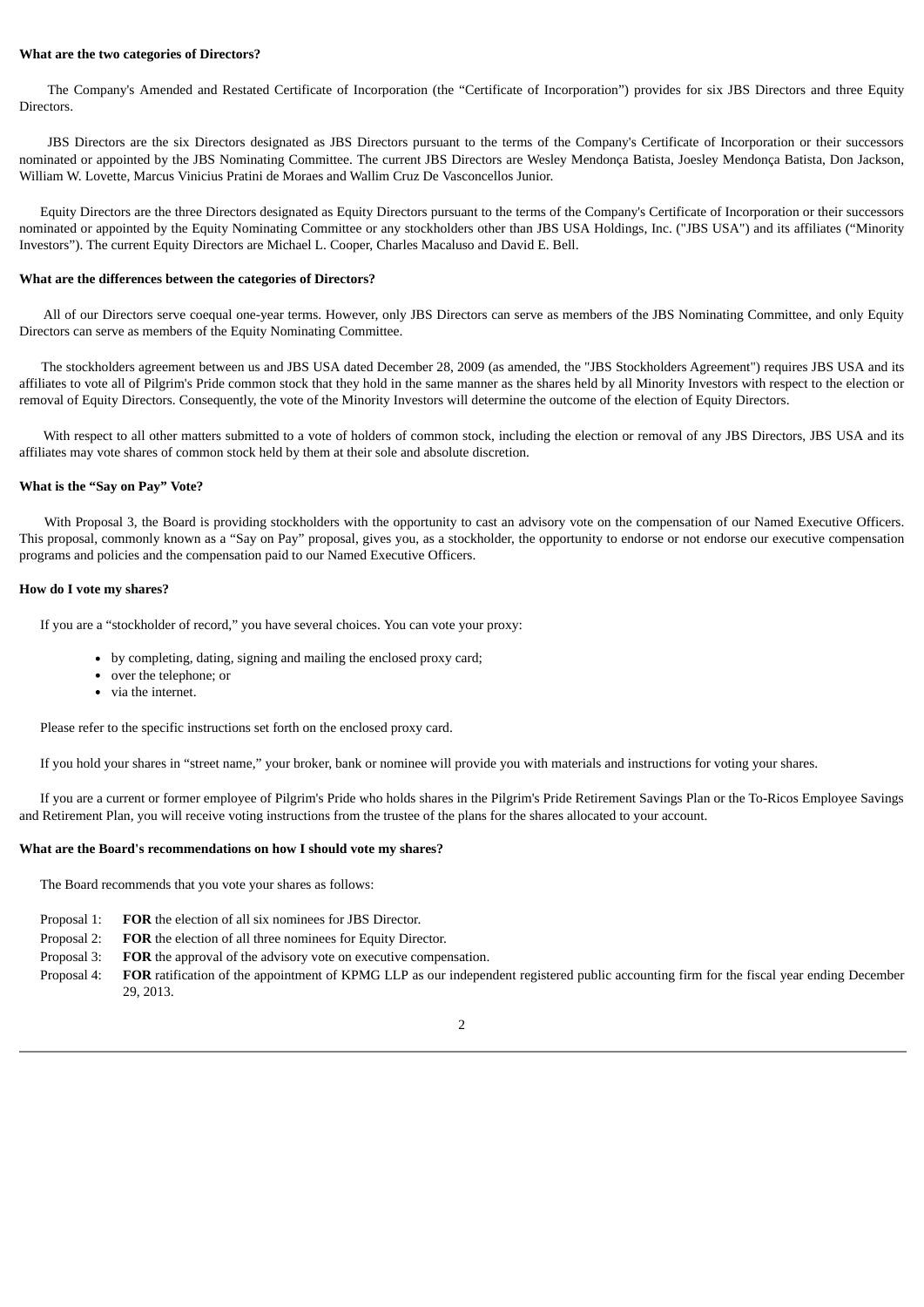**What are the two categories of Directors?**

The Company's Amended and Restated Certificate of Incorporation (the "Certificate of Incorporation") provides for six JBS Directors and three Equity Directors.

JBS Directors are the six Directors designated as JBS Directors pursuant to the terms of the Company's Certificate of Incorporation or their successors nominated or appointed by the JBS Nominating Committee. The current JBS Directors are Wesley Mendonça Batista, Joesley Mendonça Batista, Don Jackson, William W. Lovette, Marcus Vinicius Pratini de Moraes and Wallim Cruz De Vasconcellos Junior.

Equity Directors are the three Directors designated as Equity Directors pursuant to the terms of the Company's Certificate of Incorporation or their successors nominated or appointed by the Equity Nominating Committee or any stockholders other than JBS USA Holdings, Inc. ("JBS USA") and its affiliates ("Minority Investors"). The current Equity Directors are Michael L. Cooper, Charles Macaluso and David E. Bell.

**What are the differences between the categories of Directors?**

All of our Directors serve coequal one-year terms. However, only JBS Directors can serve as members of the JBS Nominating Committee, and only Equity Directors can serve as members of the Equity Nominating Committee.

The stockholders agreement between us and JBS USA dated December 28, 2009 (as amended, the "JBS Stockholders Agreement") requires JBS USA and its affiliates to vote all of Pilgrim's Pride common stock that they hold in the same manner as the shares held by all Minority Investors with respect to the election or removal of Equity Directors. Consequently, the vote of the Minority Investors will determine the outcome of the election of Equity Directors.

With respect to all other matters submitted to a vote of holders of common stock, including the election or removal of any JBS Directors, JBS USA and its affiliates may vote shares of common stock held by them at their sole and absolute discretion.

**What is the "Say on Pay" Vote?**

With Proposal 3, the Board is providing stockholders with the opportunity to cast an advisory vote on the compensation of our Named Executive Officers. This proposal, commonly known as a "Say on Pay" proposal, gives you, as a stockholder, the opportunity to endorse or not endorse our executive compensation programs and policies and the compensation paid to our Named Executive Officers.

**How do I vote my shares?**

If you are a "stockholder of record," you have several choices. You can vote your proxy:

- by completing, dating, signing and mailing the enclosed proxy card;
- over the telephone; or
- via the internet.

Please refer to the specific instructions set forth on the enclosed proxy card.

If you hold your shares in "street name," your broker, bank or nominee will provide you with materials and instructions for voting your shares.

If you are a current or former employee of Pilgrim's Pride who holds shares in the Pilgrim's Pride Retirement Savings Plan or the To-Ricos Employee Savings and Retirement Plan, you will receive voting instructions from the trustee of the plans for the shares allocated to your account.

**What are the Board's recommendations on how I should vote my shares?**

The Board recommends that you vote your shares as follows:

Proposal 1: **FOR** the election of all six nominees for JBS Director.

Proposal 2: **FOR** the election of all three nominees for Equity Director.

Proposal 3: **FOR** the approval of the advisory vote on executive compensation.

Proposal 4: **FOR** ratification of the appointment of KPMG LLP as our independent registered public accounting firm for the fiscal year ending December 29, 2013.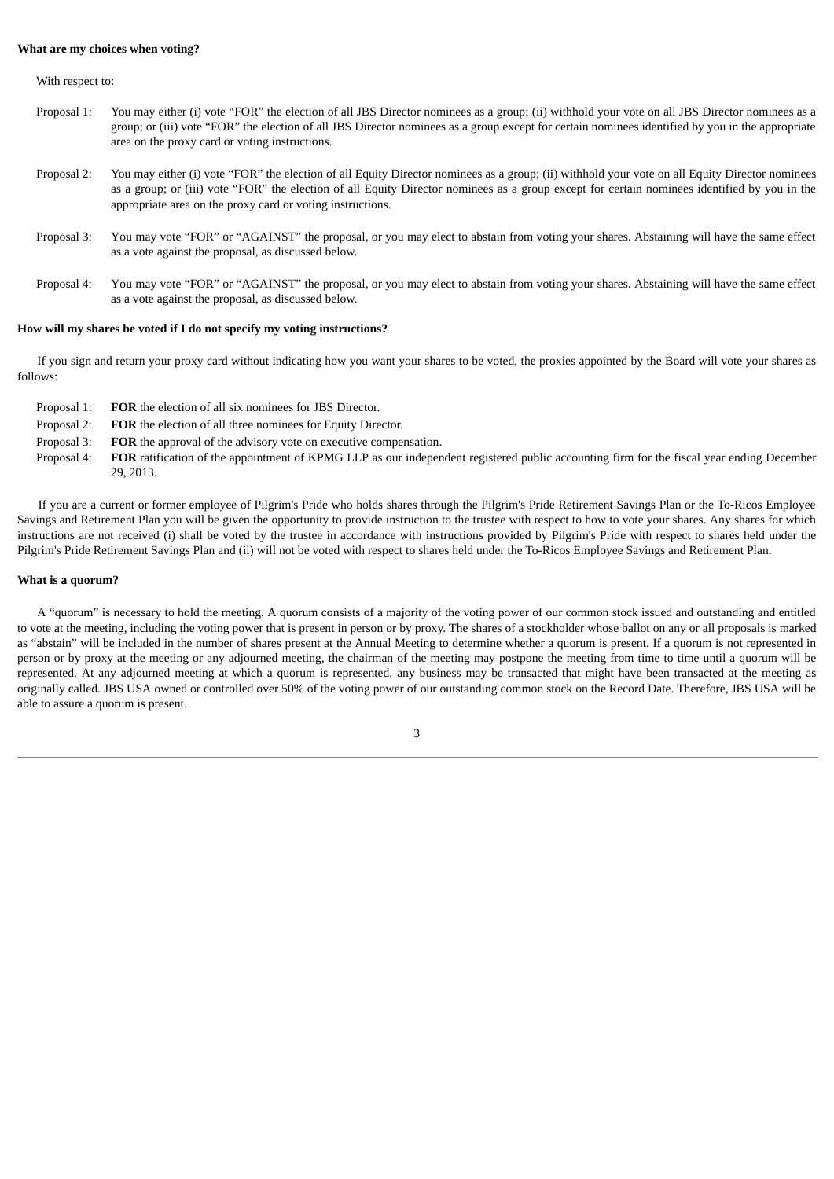**What are my choices when voting?**

With respect to:

Proposal 1: You may either (i) vote "FOR" the election of all JBS Director nominees as a group; (ii) withhold your vote on all JBS Director nominees as a group; or (iii) vote "FOR" the election of all JBS Director nominees as a group except for certain nominees identified by you in the appropriate area on the proxy card or voting instructions.

Proposal 2: You may either (i) vote "FOR" the election of all Equity Director nominees as a group; (ii) withhold your vote on all Equity Director nominees as a group; or (iii) vote "FOR" the election of all Equity Director nominees as a group except for certain nominees identified by you in the appropriate area on the proxy card or voting instructions.

Proposal 3: You may vote "FOR" or "AGAINST" the proposal, or you may elect to abstain from voting your shares. Abstaining will have the same effect as a vote against the proposal, as discussed below.

Proposal 4: You may vote "FOR" or "AGAINST" the proposal, or you may elect to abstain from voting your shares. Abstaining will have the same effect as a vote against the proposal, as discussed below.

**How will my shares be voted if I do not specify my voting instructions?**

If you sign and return your proxy card without indicating how you want your shares to be voted, the proxies appointed by the Board will vote your shares as follows:

Proposal 1: **FOR** the election of all six nominees for JBS Director.

Proposal 2: **FOR** the election of all three nominees for Equity Director.

Proposal 3: **FOR** the approval of the advisory vote on executive compensation.

Proposal 4: **FOR** ratification of the appointment of KPMG LLP as our independent registered public accounting firm for the fiscal year ending December 29, 2013.

If you are a current or former employee of Pilgrim's Pride who holds shares through the Pilgrim's Pride Retirement Savings Plan or the To-Ricos Employee Savings and Retirement Plan you will be given the opportunity to provide instruction to the trustee with respect to how to vote your shares. Any shares for which instructions are not received (i) shall be voted by the trustee in accordance with instructions provided by Pilgrim's Pride with respect to shares held under the Pilgrim's Pride Retirement Savings Plan and (ii) will not be voted with respect to shares held under the To-Ricos Employee Savings and Retirement Plan.

**What is a quorum?**

A "quorum" is necessary to hold the meeting. A quorum consists of a majority of the voting power of our common stock issued and outstanding and entitled to vote at the meeting, including the voting power that is present in person or by proxy. The shares of a stockholder whose ballot on any or all proposals is marked as "abstain" will be included in the number of shares present at the Annual Meeting to determine whether a quorum is present. If a quorum is not represented in person or by proxy at the meeting or any adjourned meeting, the chairman of the meeting may postpone the meeting from time to time until a quorum will be represented. At any adjourned meeting at which a quorum is represented, any business may be transacted that might have been transacted at the meeting as originally called. JBS USA owned or controlled over 50% of the voting power of our outstanding common stock on the Record Date. Therefore, JBS USA will be able to assure a quorum is present.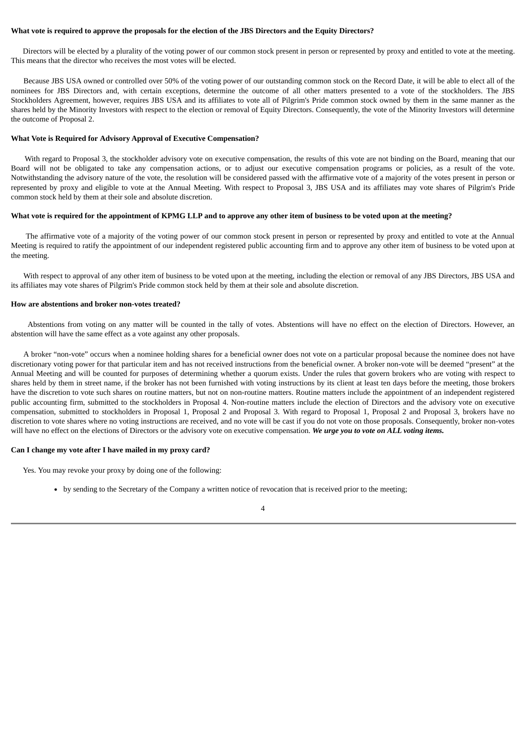**What vote is required to approve the proposals for the election of the JBS Directors and the Equity Directors?**

Directors will be elected by a plurality of the voting power of our common stock present in person or represented by proxy and entitled to vote at the meeting. This means that the director who receives the most votes will be elected.

Because JBS USA owned or controlled over 50% of the voting power of our outstanding common stock on the Record Date, it will be able to elect all of the nominees for JBS Directors and, with certain exceptions, determine the outcome of all other matters presented to a vote of the stockholders. The JBS Stockholders Agreement, however, requires JBS USA and its affiliates to vote all of Pilgrim's Pride common stock owned by them in the same manner as the shares held by the Minority Investors with respect to the election or removal of Equity Directors. Consequently, the vote of the Minority Investors will determine the outcome of Proposal 2.

**What Vote is Required for Advisory Approval of Executive Compensation?**

With regard to Proposal 3, the stockholder advisory vote on executive compensation, the results of this vote are not binding on the Board, meaning that our Board will not be obligated to take any compensation actions, or to adjust our executive compensation programs or policies, as a result of the vote. Notwithstanding the advisory nature of the vote, the resolution will be considered passed with the affirmative vote of a majority of the votes present in person or represented by proxy and eligible to vote at the Annual Meeting. With respect to Proposal 3, JBS USA and its affiliates may vote shares of Pilgrim's Pride common stock held by them at their sole and absolute discretion.

**What vote is required for the appointment of KPMG LLP and to approve any other item of business to be voted upon at the meeting?**

The affirmative vote of a majority of the voting power of our common stock present in person or represented by proxy and entitled to vote at the Annual Meeting is required to ratify the appointment of our independent registered public accounting firm and to approve any other item of business to be voted upon at the meeting.

With respect to approval of any other item of business to be voted upon at the meeting, including the election or removal of any JBS Directors, JBS USA and its affiliates may vote shares of Pilgrim's Pride common stock held by them at their sole and absolute discretion.

**How are abstentions and broker non-votes treated?**

Abstentions from voting on any matter will be counted in the tally of votes. Abstentions will have no effect on the election of Directors. However, an abstention will have the same effect as a vote against any other proposals.

A broker "non-vote" occurs when a nominee holding shares for a beneficial owner does not vote on a particular proposal because the nominee does not have discretionary voting power for that particular item and has not received instructions from the beneficial owner. A broker non-vote will be deemed "present" at the Annual Meeting and will be counted for purposes of determining whether a quorum exists. Under the rules that govern brokers who are voting with respect to shares held by them in street name, if the broker has not been furnished with voting instructions by its client at least ten days before the meeting, those brokers have the discretion to vote such shares on routine matters, but not on non-routine matters. Routine matters include the appointment of an independent registered public accounting firm, submitted to the stockholders in Proposal 4. Non-routine matters include the election of Directors and the advisory vote on executive compensation, submitted to stockholders in Proposal 1, Proposal 2 and Proposal 3. With regard to Proposal 1, Proposal 2 and Proposal 3, brokers have no discretion to vote shares where no voting instructions are received, and no vote will be cast if you do not vote on those proposals. Consequently, broker non-votes will have no effect on the elections of Directors or the advisory vote on executive compensation. ***We urge you to vote on ALL voting items.***

**Can I change my vote after I have mailed in my proxy card?**

Yes. You may revoke your proxy by doing one of the following:

- by sending to the Secretary of the Company a written notice of revocation that is received prior to the meeting;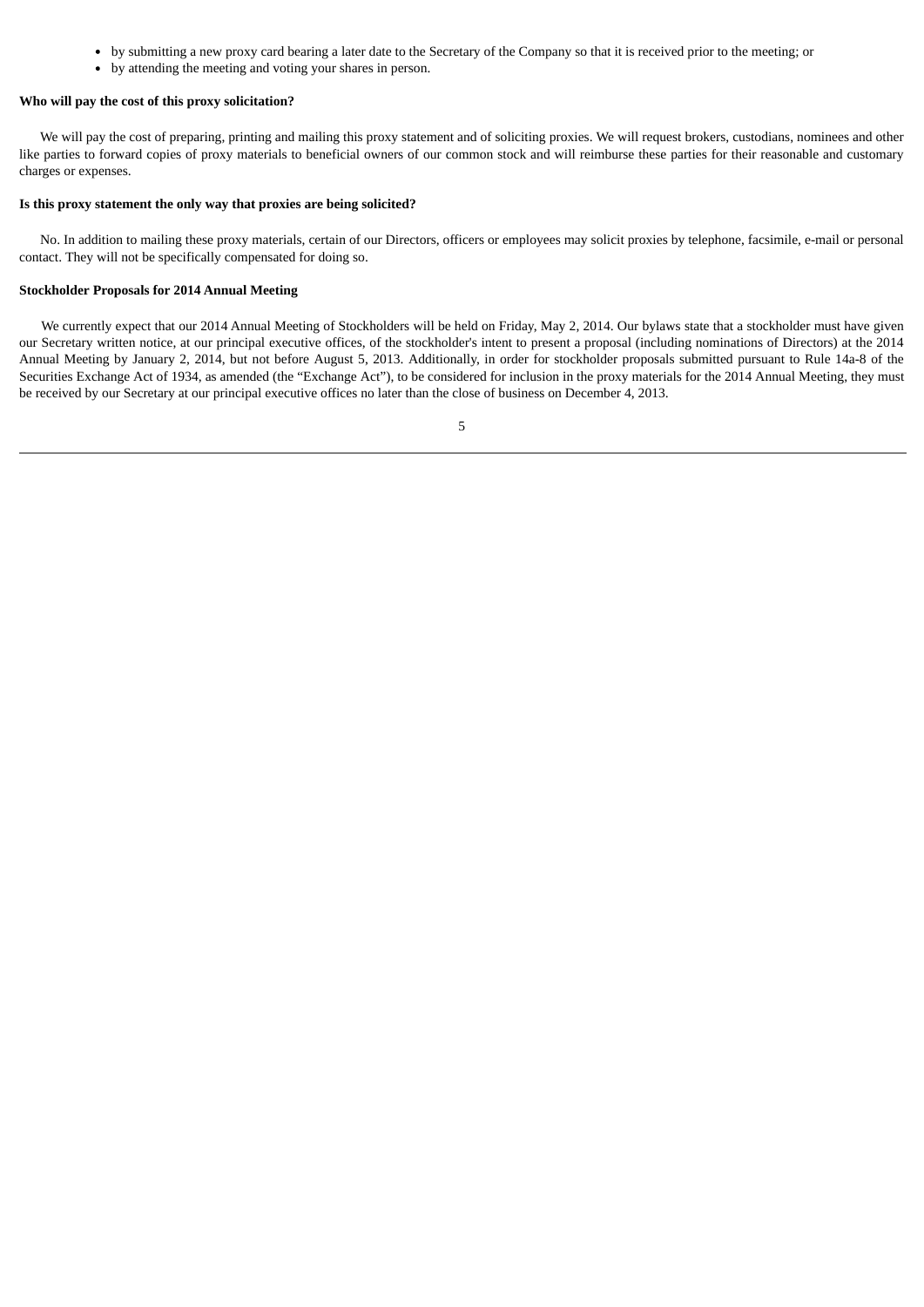- by submitting a new proxy card bearing a later date to the Secretary of the Company so that it is received prior to the meeting; or
- by attending the meeting and voting your shares in person.

**Who will pay the cost of this proxy solicitation?**

We will pay the cost of preparing, printing and mailing this proxy statement and of soliciting proxies. We will request brokers, custodians, nominees and other like parties to forward copies of proxy materials to beneficial owners of our common stock and will reimburse these parties for their reasonable and customary charges or expenses.

**Is this proxy statement the only way that proxies are being solicited?**

No. In addition to mailing these proxy materials, certain of our Directors, officers or employees may solicit proxies by telephone, facsimile, e-mail or personal contact. They will not be specifically compensated for doing so.

**Stockholder Proposals for 2014 Annual Meeting**

We currently expect that our 2014 Annual Meeting of Stockholders will be held on Friday, May 2, 2014. Our bylaws state that a stockholder must have given our Secretary written notice, at our principal executive offices, of the stockholder's intent to present a proposal (including nominations of Directors) at the 2014 Annual Meeting by January 2, 2014, but not before August 5, 2013. Additionally, in order for stockholder proposals submitted pursuant to Rule 14a-8 of the Securities Exchange Act of 1934, as amended (the "Exchange Act"), to be considered for inclusion in the proxy materials for the 2014 Annual Meeting, they must be received by our Secretary at our principal executive offices no later than the close of business on December 4, 2013.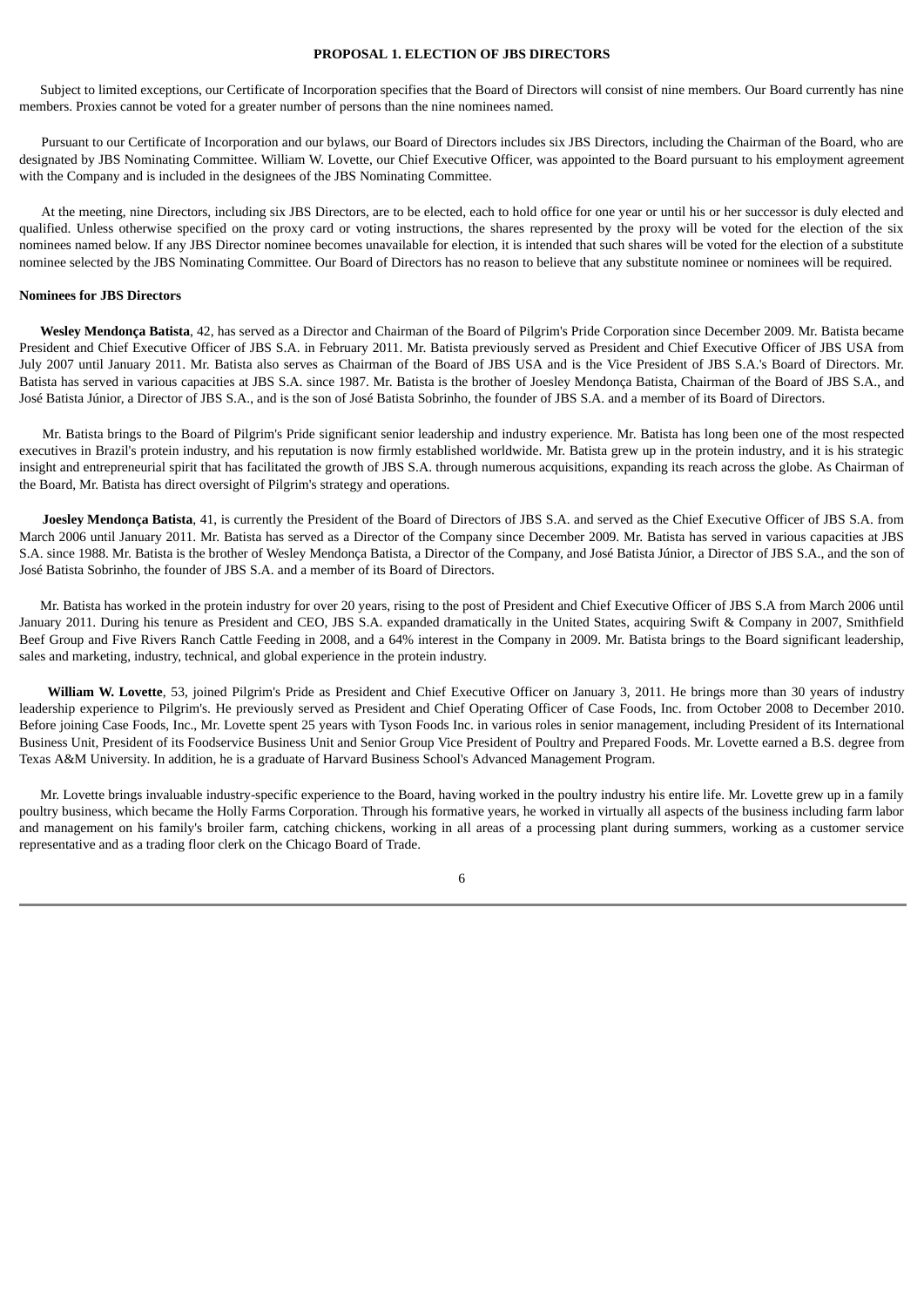## PROPOSAL 1. ELECTION OF JBS DIRECTORS

Subject to limited exceptions, our Certificate of Incorporation specifies that the Board of Directors will consist of nine members. Our Board currently has nine members. Proxies cannot be voted for a greater number of persons than the nine nominees named.

Pursuant to our Certificate of Incorporation and our bylaws, our Board of Directors includes six JBS Directors, including the Chairman of the Board, who are designated by JBS Nominating Committee. William W. Lovette, our Chief Executive Officer, was appointed to the Board pursuant to his employment agreement with the Company and is included in the designees of the JBS Nominating Committee.

At the meeting, nine Directors, including six JBS Directors, are to be elected, each to hold office for one year or until his or her successor is duly elected and qualified. Unless otherwise specified on the proxy card or voting instructions, the shares represented by the proxy will be voted for the election of the six nominees named below. If any JBS Director nominee becomes unavailable for election, it is intended that such shares will be voted for the election of a substitute nominee selected by the JBS Nominating Committee. Our Board of Directors has no reason to believe that any substitute nominee or nominees will be required.

### Nominees for JBS Directors

**Wesley Mendonça Batista**, 42, has served as a Director and Chairman of the Board of Pilgrim's Pride Corporation since December 2009. Mr. Batista became President and Chief Executive Officer of JBS S.A. in February 2011. Mr. Batista previously served as President and Chief Executive Officer of JBS USA from July 2007 until January 2011. Mr. Batista also serves as Chairman of the Board of JBS USA and is the Vice President of JBS S.A.'s Board of Directors. Mr. Batista has served in various capacities at JBS S.A. since 1987. Mr. Batista is the brother of Joesley Mendonça Batista, Chairman of the Board of JBS S.A., and José Batista Júnior, a Director of JBS S.A., and is the son of José Batista Sobrinho, the founder of JBS S.A. and a member of its Board of Directors.

Mr. Batista brings to the Board of Pilgrim's Pride significant senior leadership and industry experience. Mr. Batista has long been one of the most respected executives in Brazil's protein industry, and his reputation is now firmly established worldwide. Mr. Batista grew up in the protein industry, and it is his strategic insight and entrepreneurial spirit that has facilitated the growth of JBS S.A. through numerous acquisitions, expanding its reach across the globe. As Chairman of the Board, Mr. Batista has direct oversight of Pilgrim's strategy and operations.

**Joesley Mendonça Batista**, 41, is currently the President of the Board of Directors of JBS S.A. and served as the Chief Executive Officer of JBS S.A. from March 2006 until January 2011. Mr. Batista has served as a Director of the Company since December 2009. Mr. Batista has served in various capacities at JBS S.A. since 1988. Mr. Batista is the brother of Wesley Mendonça Batista, a Director of the Company, and José Batista Júnior, a Director of JBS S.A., and the son of José Batista Sobrinho, the founder of JBS S.A. and a member of its Board of Directors.

Mr. Batista has worked in the protein industry for over 20 years, rising to the post of President and Chief Executive Officer of JBS S.A from March 2006 until January 2011. During his tenure as President and CEO, JBS S.A. expanded dramatically in the United States, acquiring Swift & Company in 2007, Smithfield Beef Group and Five Rivers Ranch Cattle Feeding in 2008, and a 64% interest in the Company in 2009. Mr. Batista brings to the Board significant leadership, sales and marketing, industry, technical, and global experience in the protein industry.

**William W. Lovette**, 53, joined Pilgrim's Pride as President and Chief Executive Officer on January 3, 2011. He brings more than 30 years of industry leadership experience to Pilgrim's. He previously served as President and Chief Operating Officer of Case Foods, Inc. from October 2008 to December 2010. Before joining Case Foods, Inc., Mr. Lovette spent 25 years with Tyson Foods Inc. in various roles in senior management, including President of its International Business Unit, President of its Foodservice Business Unit and Senior Group Vice President of Poultry and Prepared Foods. Mr. Lovette earned a B.S. degree from Texas A&M University. In addition, he is a graduate of Harvard Business School's Advanced Management Program.

Mr. Lovette brings invaluable industry-specific experience to the Board, having worked in the poultry industry his entire life. Mr. Lovette grew up in a family poultry business, which became the Holly Farms Corporation. Through his formative years, he worked in virtually all aspects of the business including farm labor and management on his family's broiler farm, catching chickens, working in all areas of a processing plant during summers, working as a customer service representative and as a trading floor clerk on the Chicago Board of Trade.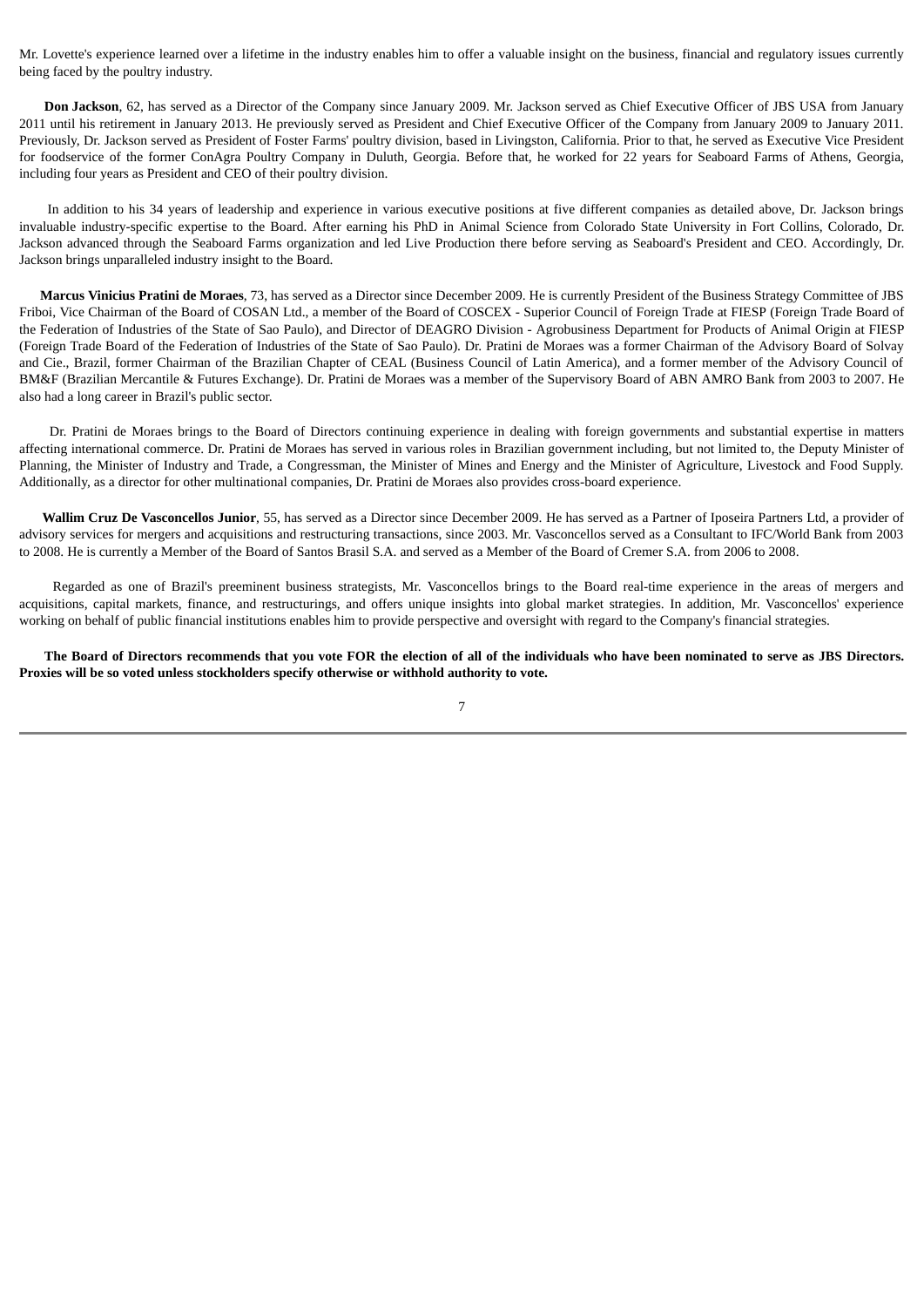Mr. Lovette's experience learned over a lifetime in the industry enables him to offer a valuable insight on the business, financial and regulatory issues currently being faced by the poultry industry.

**Don Jackson**, 62, has served as a Director of the Company since January 2009. Mr. Jackson served as Chief Executive Officer of JBS USA from January 2011 until his retirement in January 2013. He previously served as President and Chief Executive Officer of the Company from January 2009 to January 2011. Previously, Dr. Jackson served as President of Foster Farms' poultry division, based in Livingston, California. Prior to that, he served as Executive Vice President for foodservice of the former ConAgra Poultry Company in Duluth, Georgia. Before that, he worked for 22 years for Seaboard Farms of Athens, Georgia, including four years as President and CEO of their poultry division.

In addition to his 34 years of leadership and experience in various executive positions at five different companies as detailed above, Dr. Jackson brings invaluable industry-specific expertise to the Board. After earning his PhD in Animal Science from Colorado State University in Fort Collins, Colorado, Dr. Jackson advanced through the Seaboard Farms organization and led Live Production there before serving as Seaboard's President and CEO. Accordingly, Dr. Jackson brings unparalleled industry insight to the Board.

**Marcus Vinicius Pratini de Moraes**, 73, has served as a Director since December 2009. He is currently President of the Business Strategy Committee of JBS Friboi, Vice Chairman of the Board of COSAN Ltd., a member of the Board of COSCEX - Superior Council of Foreign Trade at FIESP (Foreign Trade Board of the Federation of Industries of the State of Sao Paulo), and Director of DEAGRO Division - Agrobusiness Department for Products of Animal Origin at FIESP (Foreign Trade Board of the Federation of Industries of the State of Sao Paulo). Dr. Pratini de Moraes was a former Chairman of the Advisory Board of Solvay and Cie., Brazil, former Chairman of the Brazilian Chapter of CEAL (Business Council of Latin America), and a former member of the Advisory Council of BM&F (Brazilian Mercantile & Futures Exchange). Dr. Pratini de Moraes was a member of the Supervisory Board of ABN AMRO Bank from 2003 to 2007. He also had a long career in Brazil's public sector.

Dr. Pratini de Moraes brings to the Board of Directors continuing experience in dealing with foreign governments and substantial expertise in matters affecting international commerce. Dr. Pratini de Moraes has served in various roles in Brazilian government including, but not limited to, the Deputy Minister of Planning, the Minister of Industry and Trade, a Congressman, the Minister of Mines and Energy and the Minister of Agriculture, Livestock and Food Supply. Additionally, as a director for other multinational companies, Dr. Pratini de Moraes also provides cross-board experience.

**Wallim Cruz De Vasconcellos Junior**, 55, has served as a Director since December 2009. He has served as a Partner of Iposeira Partners Ltd, a provider of advisory services for mergers and acquisitions and restructuring transactions, since 2003. Mr. Vasconcellos served as a Consultant to IFC/World Bank from 2003 to 2008. He is currently a Member of the Board of Santos Brasil S.A. and served as a Member of the Board of Cremer S.A. from 2006 to 2008.

Regarded as one of Brazil's preeminent business strategists, Mr. Vasconcellos brings to the Board real-time experience in the areas of mergers and acquisitions, capital markets, finance, and restructurings, and offers unique insights into global market strategies. In addition, Mr. Vasconcellos' experience working on behalf of public financial institutions enables him to provide perspective and oversight with regard to the Company's financial strategies.

**The Board of Directors recommends that you vote FOR the election of all of the individuals who have been nominated to serve as JBS Directors. Proxies will be so voted unless stockholders specify otherwise or withhold authority to vote.**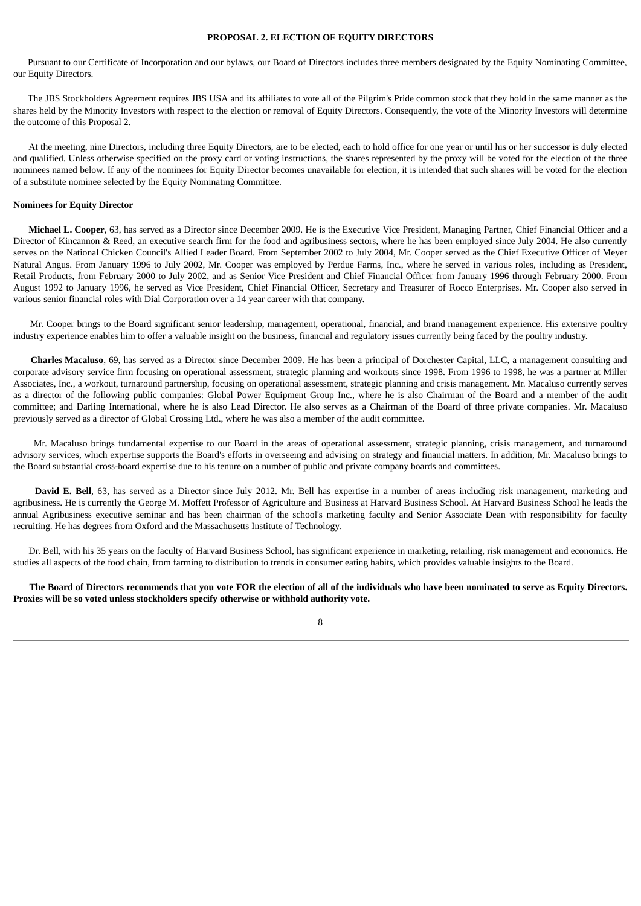## PROPOSAL 2. ELECTION OF EQUITY DIRECTORS

Pursuant to our Certificate of Incorporation and our bylaws, our Board of Directors includes three members designated by the Equity Nominating Committee, our Equity Directors.

The JBS Stockholders Agreement requires JBS USA and its affiliates to vote all of the Pilgrim's Pride common stock that they hold in the same manner as the shares held by the Minority Investors with respect to the election or removal of Equity Directors. Consequently, the vote of the Minority Investors will determine the outcome of this Proposal 2.

At the meeting, nine Directors, including three Equity Directors, are to be elected, each to hold office for one year or until his or her successor is duly elected and qualified. Unless otherwise specified on the proxy card or voting instructions, the shares represented by the proxy will be voted for the election of the three nominees named below. If any of the nominees for Equity Director becomes unavailable for election, it is intended that such shares will be voted for the election of a substitute nominee selected by the Equity Nominating Committee.

### Nominees for Equity Director

**Michael L. Cooper**, 63, has served as a Director since December 2009. He is the Executive Vice President, Managing Partner, Chief Financial Officer and a Director of Kincannon & Reed, an executive search firm for the food and agribusiness sectors, where he has been employed since July 2004. He also currently serves on the National Chicken Council's Allied Leader Board. From September 2002 to July 2004, Mr. Cooper served as the Chief Executive Officer of Meyer Natural Angus. From January 1996 to July 2002, Mr. Cooper was employed by Perdue Farms, Inc., where he served in various roles, including as President, Retail Products, from February 2000 to July 2002, and as Senior Vice President and Chief Financial Officer from January 1996 through February 2000. From August 1992 to January 1996, he served as Vice President, Chief Financial Officer, Secretary and Treasurer of Rocco Enterprises. Mr. Cooper also served in various senior financial roles with Dial Corporation over a 14 year career with that company.

Mr. Cooper brings to the Board significant senior leadership, management, operational, financial, and brand management experience. His extensive poultry industry experience enables him to offer a valuable insight on the business, financial and regulatory issues currently being faced by the poultry industry.

**Charles Macaluso**, 69, has served as a Director since December 2009. He has been a principal of Dorchester Capital, LLC, a management consulting and corporate advisory service firm focusing on operational assessment, strategic planning and workouts since 1998. From 1996 to 1998, he was a partner at Miller Associates, Inc., a workout, turnaround partnership, focusing on operational assessment, strategic planning and crisis management. Mr. Macaluso currently serves as a director of the following public companies: Global Power Equipment Group Inc., where he is also Chairman of the Board and a member of the audit committee; and Darling International, where he is also Lead Director. He also serves as a Chairman of the Board of three private companies. Mr. Macaluso previously served as a director of Global Crossing Ltd., where he was also a member of the audit committee.

Mr. Macaluso brings fundamental expertise to our Board in the areas of operational assessment, strategic planning, crisis management, and turnaround advisory services, which expertise supports the Board's efforts in overseeing and advising on strategy and financial matters. In addition, Mr. Macaluso brings to the Board substantial cross-board expertise due to his tenure on a number of public and private company boards and committees.

**David E. Bell**, 63, has served as a Director since July 2012. Mr. Bell has expertise in a number of areas including risk management, marketing and agribusiness. He is currently the George M. Moffett Professor of Agriculture and Business at Harvard Business School. At Harvard Business School he leads the annual Agribusiness executive seminar and has been chairman of the school's marketing faculty and Senior Associate Dean with responsibility for faculty recruiting. He has degrees from Oxford and the Massachusetts Institute of Technology.

Dr. Bell, with his 35 years on the faculty of Harvard Business School, has significant experience in marketing, retailing, risk management and economics. He studies all aspects of the food chain, from farming to distribution to trends in consumer eating habits, which provides valuable insights to the Board.

**The Board of Directors recommends that you vote FOR the election of all of the individuals who have been nominated to serve as Equity Directors. Proxies will be so voted unless stockholders specify otherwise or withhold authority vote.**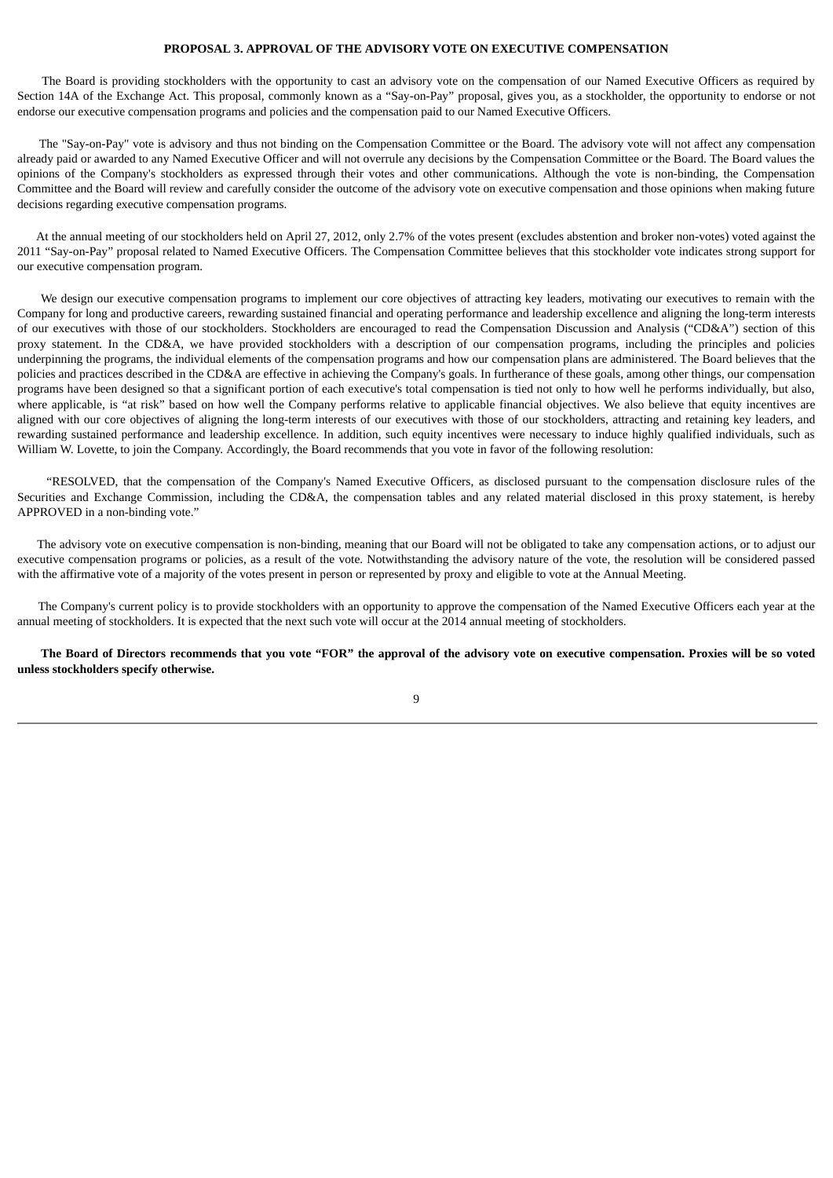## PROPOSAL 3. APPROVAL OF THE ADVISORY VOTE ON EXECUTIVE COMPENSATION

The Board is providing stockholders with the opportunity to cast an advisory vote on the compensation of our Named Executive Officers as required by Section 14A of the Exchange Act. This proposal, commonly known as a "Say-on-Pay" proposal, gives you, as a stockholder, the opportunity to endorse or not endorse our executive compensation programs and policies and the compensation paid to our Named Executive Officers.

The "Say-on-Pay" vote is advisory and thus not binding on the Compensation Committee or the Board. The advisory vote will not affect any compensation already paid or awarded to any Named Executive Officer and will not overrule any decisions by the Compensation Committee or the Board. The Board values the opinions of the Company's stockholders as expressed through their votes and other communications. Although the vote is non-binding, the Compensation Committee and the Board will review and carefully consider the outcome of the advisory vote on executive compensation and those opinions when making future decisions regarding executive compensation programs.

At the annual meeting of our stockholders held on April 27, 2012, only 2.7% of the votes present (excludes abstention and broker non-votes) voted against the 2011 "Say-on-Pay" proposal related to Named Executive Officers. The Compensation Committee believes that this stockholder vote indicates strong support for our executive compensation program.

We design our executive compensation programs to implement our core objectives of attracting key leaders, motivating our executives to remain with the Company for long and productive careers, rewarding sustained financial and operating performance and leadership excellence and aligning the long-term interests of our executives with those of our stockholders. Stockholders are encouraged to read the Compensation Discussion and Analysis ("CD&A") section of this proxy statement. In the CD&A, we have provided stockholders with a description of our compensation programs, including the principles and policies underpinning the programs, the individual elements of the compensation programs and how our compensation plans are administered. The Board believes that the policies and practices described in the CD&A are effective in achieving the Company's goals. In furtherance of these goals, among other things, our compensation programs have been designed so that a significant portion of each executive's total compensation is tied not only to how well he performs individually, but also, where applicable, is "at risk" based on how well the Company performs relative to applicable financial objectives. We also believe that equity incentives are aligned with our core objectives of aligning the long-term interests of our executives with those of our stockholders, attracting and retaining key leaders, and rewarding sustained performance and leadership excellence. In addition, such equity incentives were necessary to induce highly qualified individuals, such as William W. Lovette, to join the Company. Accordingly, the Board recommends that you vote in favor of the following resolution:

"RESOLVED, that the compensation of the Company's Named Executive Officers, as disclosed pursuant to the compensation disclosure rules of the Securities and Exchange Commission, including the CD&A, the compensation tables and any related material disclosed in this proxy statement, is hereby APPROVED in a non-binding vote."

The advisory vote on executive compensation is non-binding, meaning that our Board will not be obligated to take any compensation actions, or to adjust our executive compensation programs or policies, as a result of the vote. Notwithstanding the advisory nature of the vote, the resolution will be considered passed with the affirmative vote of a majority of the votes present in person or represented by proxy and eligible to vote at the Annual Meeting.

The Company's current policy is to provide stockholders with an opportunity to approve the compensation of the Named Executive Officers each year at the annual meeting of stockholders. It is expected that the next such vote will occur at the 2014 annual meeting of stockholders.

**The Board of Directors recommends that you vote "FOR" the approval of the advisory vote on executive compensation. Proxies will be so voted unless stockholders specify otherwise.**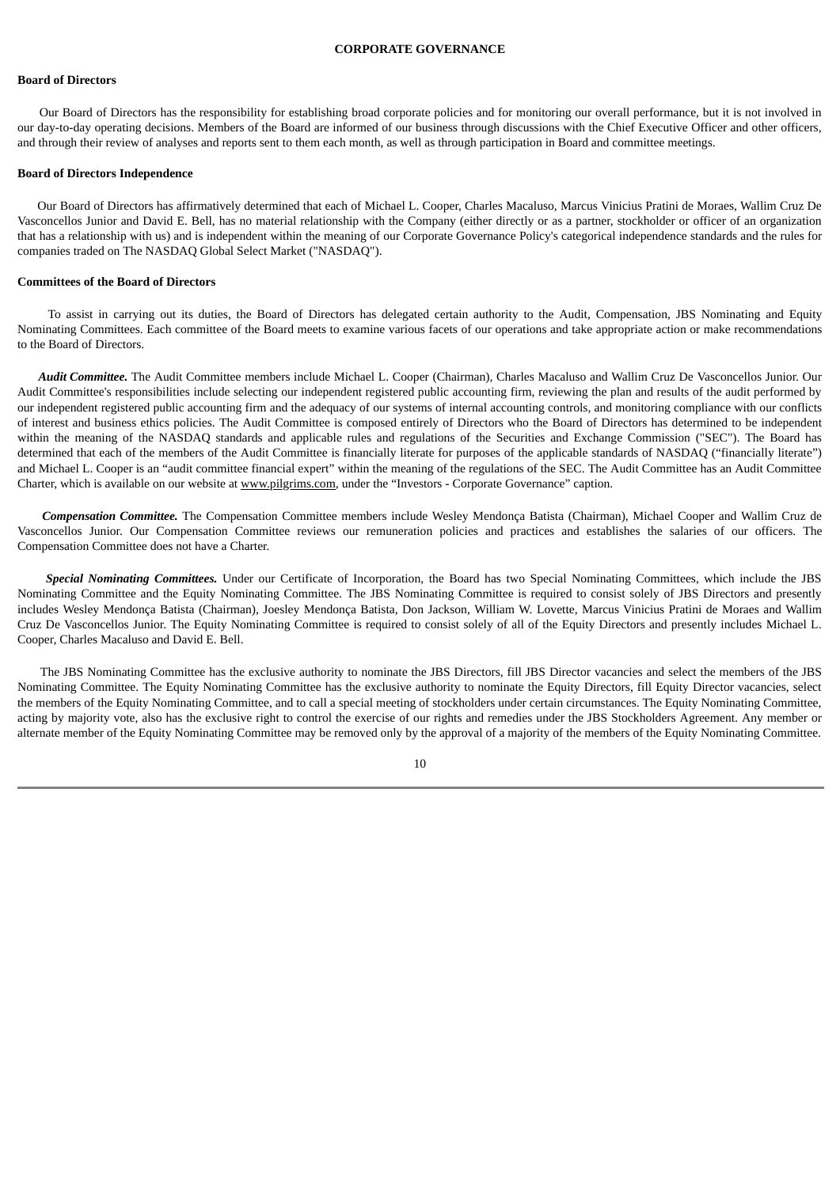# CORPORATE GOVERNANCE

## Board of Directors

Our Board of Directors has the responsibility for establishing broad corporate policies and for monitoring our overall performance, but it is not involved in our day-to-day operating decisions. Members of the Board are informed of our business through discussions with the Chief Executive Officer and other officers, and through their review of analyses and reports sent to them each month, as well as through participation in Board and committee meetings.

## Board of Directors Independence

Our Board of Directors has affirmatively determined that each of Michael L. Cooper, Charles Macaluso, Marcus Vinicius Pratini de Moraes, Wallim Cruz De Vasconcellos Junior and David E. Bell, has no material relationship with the Company (either directly or as a partner, stockholder or officer of an organization that has a relationship with us) and is independent within the meaning of our Corporate Governance Policy's categorical independence standards and the rules for companies traded on The NASDAQ Global Select Market ("NASDAQ").

## Committees of the Board of Directors

To assist in carrying out its duties, the Board of Directors has delegated certain authority to the Audit, Compensation, JBS Nominating and Equity Nominating Committees. Each committee of the Board meets to examine various facets of our operations and take appropriate action or make recommendations to the Board of Directors.

***Audit Committee.*** The Audit Committee members include Michael L. Cooper (Chairman), Charles Macaluso and Wallim Cruz De Vasconcellos Junior. Our Audit Committee's responsibilities include selecting our independent registered public accounting firm, reviewing the plan and results of the audit performed by our independent registered public accounting firm and the adequacy of our systems of internal accounting controls, and monitoring compliance with our conflicts of interest and business ethics policies. The Audit Committee is composed entirely of Directors who the Board of Directors has determined to be independent within the meaning of the NASDAQ standards and applicable rules and regulations of the Securities and Exchange Commission ("SEC"). The Board has determined that each of the members of the Audit Committee is financially literate for purposes of the applicable standards of NASDAQ ("financially literate") and Michael L. Cooper is an "audit committee financial expert" within the meaning of the regulations of the SEC. The Audit Committee has an Audit Committee Charter, which is available on our website at www.pilgrims.com, under the "Investors - Corporate Governance" caption.

***Compensation Committee.*** The Compensation Committee members include Wesley Mendonça Batista (Chairman), Michael Cooper and Wallim Cruz de Vasconcellos Junior. Our Compensation Committee reviews our remuneration policies and practices and establishes the salaries of our officers. The Compensation Committee does not have a Charter.

***Special Nominating Committees.*** Under our Certificate of Incorporation, the Board has two Special Nominating Committees, which include the JBS Nominating Committee and the Equity Nominating Committee. The JBS Nominating Committee is required to consist solely of JBS Directors and presently includes Wesley Mendonça Batista (Chairman), Joesley Mendonça Batista, Don Jackson, William W. Lovette, Marcus Vinicius Pratini de Moraes and Wallim Cruz De Vasconcellos Junior. The Equity Nominating Committee is required to consist solely of all of the Equity Directors and presently includes Michael L. Cooper, Charles Macaluso and David E. Bell.

The JBS Nominating Committee has the exclusive authority to nominate the JBS Directors, fill JBS Director vacancies and select the members of the JBS Nominating Committee. The Equity Nominating Committee has the exclusive authority to nominate the Equity Directors, fill Equity Director vacancies, select the members of the Equity Nominating Committee, and to call a special meeting of stockholders under certain circumstances. The Equity Nominating Committee, acting by majority vote, also has the exclusive right to control the exercise of our rights and remedies under the JBS Stockholders Agreement. Any member or alternate member of the Equity Nominating Committee may be removed only by the approval of a majority of the members of the Equity Nominating Committee.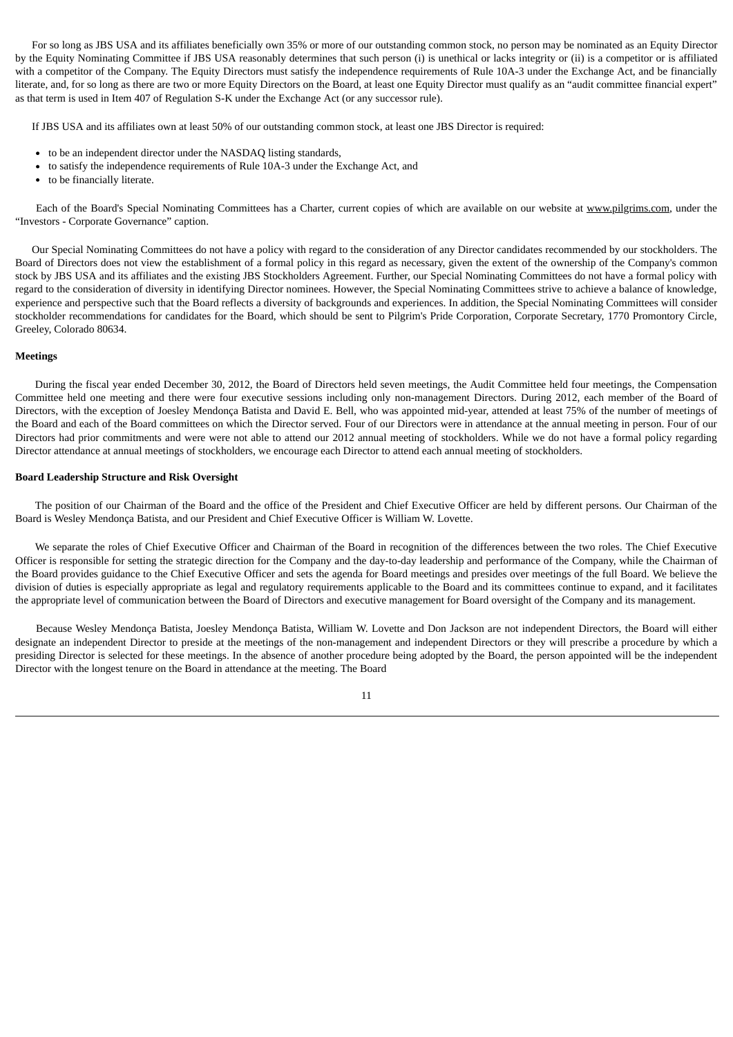For so long as JBS USA and its affiliates beneficially own 35% or more of our outstanding common stock, no person may be nominated as an Equity Director by the Equity Nominating Committee if JBS USA reasonably determines that such person (i) is unethical or lacks integrity or (ii) is a competitor or is affiliated with a competitor of the Company. The Equity Directors must satisfy the independence requirements of Rule 10A-3 under the Exchange Act, and be financially literate, and, for so long as there are two or more Equity Directors on the Board, at least one Equity Director must qualify as an "audit committee financial expert" as that term is used in Item 407 of Regulation S-K under the Exchange Act (or any successor rule).

If JBS USA and its affiliates own at least 50% of our outstanding common stock, at least one JBS Director is required:

- to be an independent director under the NASDAQ listing standards,
- to satisfy the independence requirements of Rule 10A-3 under the Exchange Act, and
- to be financially literate.

Each of the Board's Special Nominating Committees has a Charter, current copies of which are available on our website at www.pilgrims.com, under the "Investors - Corporate Governance" caption.

Our Special Nominating Committees do not have a policy with regard to the consideration of any Director candidates recommended by our stockholders. The Board of Directors does not view the establishment of a formal policy in this regard as necessary, given the extent of the ownership of the Company's common stock by JBS USA and its affiliates and the existing JBS Stockholders Agreement. Further, our Special Nominating Committees do not have a formal policy with regard to the consideration of diversity in identifying Director nominees. However, the Special Nominating Committees strive to achieve a balance of knowledge, experience and perspective such that the Board reflects a diversity of backgrounds and experiences. In addition, the Special Nominating Committees will consider stockholder recommendations for candidates for the Board, which should be sent to Pilgrim's Pride Corporation, Corporate Secretary, 1770 Promontory Circle, Greeley, Colorado 80634.

**Meetings**

During the fiscal year ended December 30, 2012, the Board of Directors held seven meetings, the Audit Committee held four meetings, the Compensation Committee held one meeting and there were four executive sessions including only non-management Directors. During 2012, each member of the Board of Directors, with the exception of Joesley Mendonça Batista and David E. Bell, who was appointed mid-year, attended at least 75% of the number of meetings of the Board and each of the Board committees on which the Director served. Four of our Directors were in attendance at the annual meeting in person. Four of our Directors had prior commitments and were were not able to attend our 2012 annual meeting of stockholders. While we do not have a formal policy regarding Director attendance at annual meetings of stockholders, we encourage each Director to attend each annual meeting of stockholders.

**Board Leadership Structure and Risk Oversight**

The position of our Chairman of the Board and the office of the President and Chief Executive Officer are held by different persons. Our Chairman of the Board is Wesley Mendonça Batista, and our President and Chief Executive Officer is William W. Lovette.

We separate the roles of Chief Executive Officer and Chairman of the Board in recognition of the differences between the two roles. The Chief Executive Officer is responsible for setting the strategic direction for the Company and the day-to-day leadership and performance of the Company, while the Chairman of the Board provides guidance to the Chief Executive Officer and sets the agenda for Board meetings and presides over meetings of the full Board. We believe the division of duties is especially appropriate as legal and regulatory requirements applicable to the Board and its committees continue to expand, and it facilitates the appropriate level of communication between the Board of Directors and executive management for Board oversight of the Company and its management.

Because Wesley Mendonça Batista, Joesley Mendonça Batista, William W. Lovette and Don Jackson are not independent Directors, the Board will either designate an independent Director to preside at the meetings of the non-management and independent Directors or they will prescribe a procedure by which a presiding Director is selected for these meetings. In the absence of another procedure being adopted by the Board, the person appointed will be the independent Director with the longest tenure on the Board in attendance at the meeting. The Board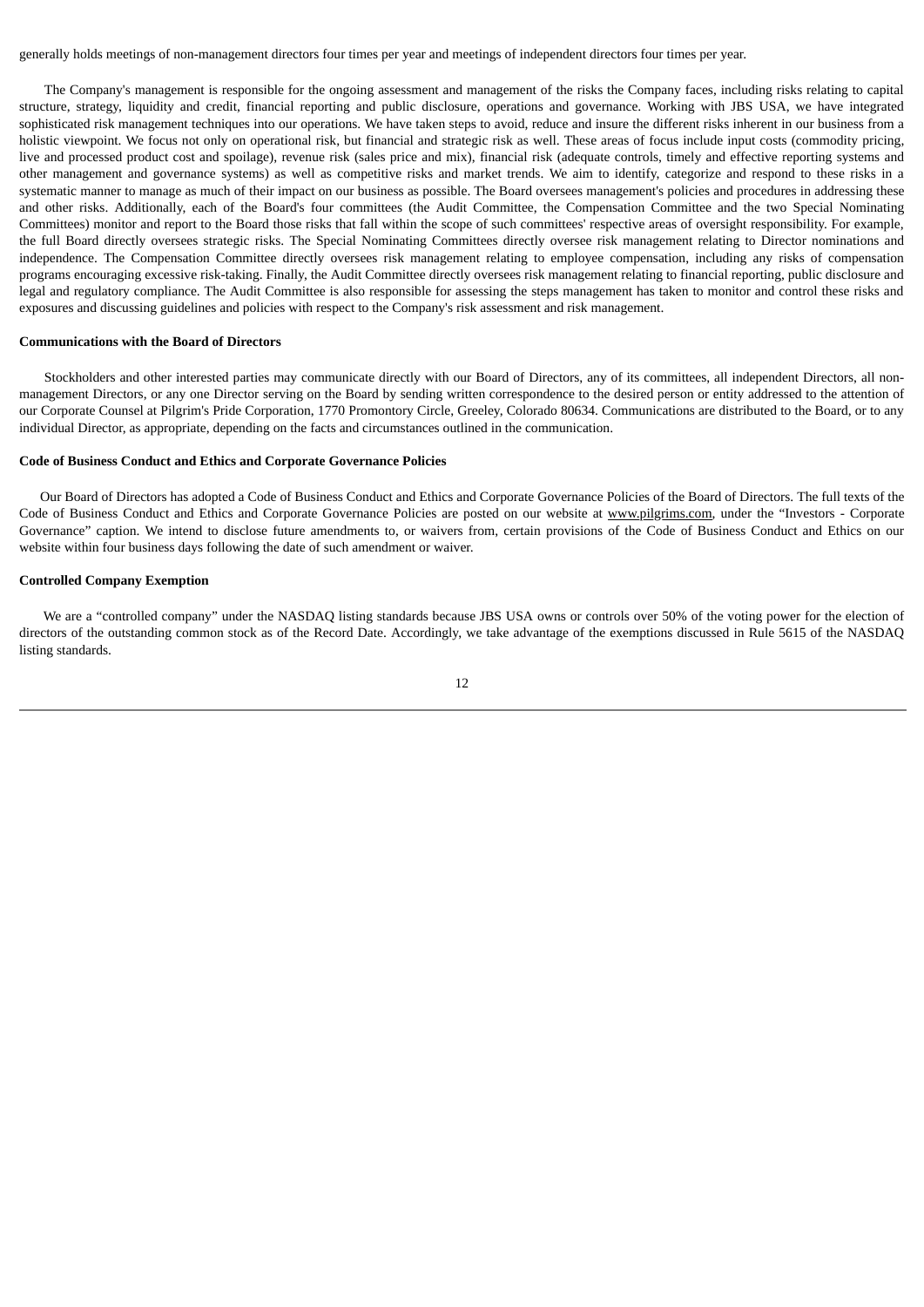generally holds meetings of non-management directors four times per year and meetings of independent directors four times per year.

The Company's management is responsible for the ongoing assessment and management of the risks the Company faces, including risks relating to capital structure, strategy, liquidity and credit, financial reporting and public disclosure, operations and governance. Working with JBS USA, we have integrated sophisticated risk management techniques into our operations. We have taken steps to avoid, reduce and insure the different risks inherent in our business from a holistic viewpoint. We focus not only on operational risk, but financial and strategic risk as well. These areas of focus include input costs (commodity pricing, live and processed product cost and spoilage), revenue risk (sales price and mix), financial risk (adequate controls, timely and effective reporting systems and other management and governance systems) as well as competitive risks and market trends. We aim to identify, categorize and respond to these risks in a systematic manner to manage as much of their impact on our business as possible. The Board oversees management's policies and procedures in addressing these and other risks. Additionally, each of the Board's four committees (the Audit Committee, the Compensation Committee and the two Special Nominating Committees) monitor and report to the Board those risks that fall within the scope of such committees' respective areas of oversight responsibility. For example, the full Board directly oversees strategic risks. The Special Nominating Committees directly oversee risk management relating to Director nominations and independence. The Compensation Committee directly oversees risk management relating to employee compensation, including any risks of compensation programs encouraging excessive risk-taking. Finally, the Audit Committee directly oversees risk management relating to financial reporting, public disclosure and legal and regulatory compliance. The Audit Committee is also responsible for assessing the steps management has taken to monitor and control these risks and exposures and discussing guidelines and policies with respect to the Company's risk assessment and risk management.

**Communications with the Board of Directors**

Stockholders and other interested parties may communicate directly with our Board of Directors, any of its committees, all independent Directors, all non-management Directors, or any one Director serving on the Board by sending written correspondence to the desired person or entity addressed to the attention of our Corporate Counsel at Pilgrim's Pride Corporation, 1770 Promontory Circle, Greeley, Colorado 80634. Communications are distributed to the Board, or to any individual Director, as appropriate, depending on the facts and circumstances outlined in the communication.

**Code of Business Conduct and Ethics and Corporate Governance Policies**

Our Board of Directors has adopted a Code of Business Conduct and Ethics and Corporate Governance Policies of the Board of Directors. The full texts of the Code of Business Conduct and Ethics and Corporate Governance Policies are posted on our website at www.pilgrims.com, under the "Investors - Corporate Governance" caption. We intend to disclose future amendments to, or waivers from, certain provisions of the Code of Business Conduct and Ethics on our website within four business days following the date of such amendment or waiver.

**Controlled Company Exemption**

We are a "controlled company" under the NASDAQ listing standards because JBS USA owns or controls over 50% of the voting power for the election of directors of the outstanding common stock as of the Record Date. Accordingly, we take advantage of the exemptions discussed in Rule 5615 of the NASDAQ listing standards.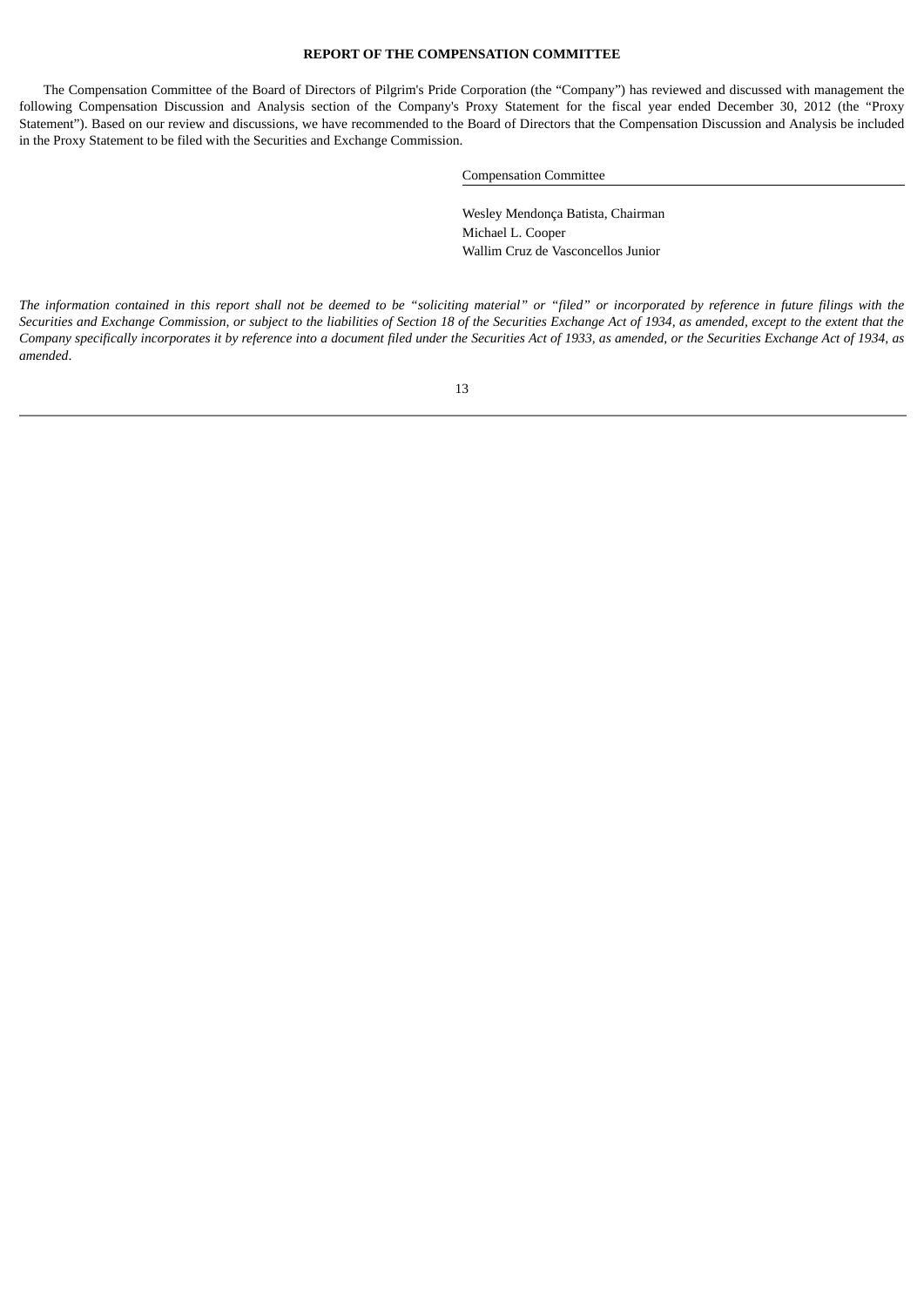## REPORT OF THE COMPENSATION COMMITTEE

The Compensation Committee of the Board of Directors of Pilgrim's Pride Corporation (the "Company") has reviewed and discussed with management the following Compensation Discussion and Analysis section of the Company's Proxy Statement for the fiscal year ended December 30, 2012 (the "Proxy Statement"). Based on our review and discussions, we have recommended to the Board of Directors that the Compensation Discussion and Analysis be included in the Proxy Statement to be filed with the Securities and Exchange Commission.

Compensation Committee

Wesley Mendonça Batista, Chairman
Michael L. Cooper
Wallim Cruz de Vasconcellos Junior

*The information contained in this report shall not be deemed to be "soliciting material" or "filed" or incorporated by reference in future filings with the Securities and Exchange Commission, or subject to the liabilities of Section 18 of the Securities Exchange Act of 1934, as amended, except to the extent that the Company specifically incorporates it by reference into a document filed under the Securities Act of 1933, as amended, or the Securities Exchange Act of 1934, as amended*.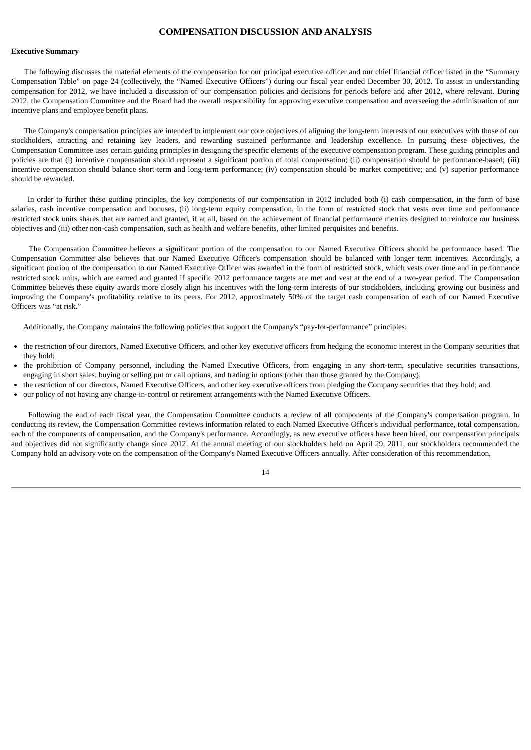# COMPENSATION DISCUSSION AND ANALYSIS

**Executive Summary**

The following discusses the material elements of the compensation for our principal executive officer and our chief financial officer listed in the "Summary Compensation Table" on page 24 (collectively, the "Named Executive Officers") during our fiscal year ended December 30, 2012. To assist in understanding compensation for 2012, we have included a discussion of our compensation policies and decisions for periods before and after 2012, where relevant. During 2012, the Compensation Committee and the Board had the overall responsibility for approving executive compensation and overseeing the administration of our incentive plans and employee benefit plans.

The Company's compensation principles are intended to implement our core objectives of aligning the long-term interests of our executives with those of our stockholders, attracting and retaining key leaders, and rewarding sustained performance and leadership excellence. In pursuing these objectives, the Compensation Committee uses certain guiding principles in designing the specific elements of the executive compensation program. These guiding principles and policies are that (i) incentive compensation should represent a significant portion of total compensation; (ii) compensation should be performance-based; (iii) incentive compensation should balance short-term and long-term performance; (iv) compensation should be market competitive; and (v) superior performance should be rewarded.

In order to further these guiding principles, the key components of our compensation in 2012 included both (i) cash compensation, in the form of base salaries, cash incentive compensation and bonuses, (ii) long-term equity compensation, in the form of restricted stock that vests over time and performance restricted stock units shares that are earned and granted, if at all, based on the achievement of financial performance metrics designed to reinforce our business objectives and (iii) other non-cash compensation, such as health and welfare benefits, other limited perquisites and benefits.

The Compensation Committee believes a significant portion of the compensation to our Named Executive Officers should be performance based. The Compensation Committee also believes that our Named Executive Officer's compensation should be balanced with longer term incentives. Accordingly, a significant portion of the compensation to our Named Executive Officer was awarded in the form of restricted stock, which vests over time and in performance restricted stock units, which are earned and granted if specific 2012 performance targets are met and vest at the end of a two-year period. The Compensation Committee believes these equity awards more closely align his incentives with the long-term interests of our stockholders, including growing our business and improving the Company's profitability relative to its peers. For 2012, approximately 50% of the target cash compensation of each of our Named Executive Officers was "at risk."

Additionally, the Company maintains the following policies that support the Company's "pay-for-performance" principles:

- the restriction of our directors, Named Executive Officers, and other key executive officers from hedging the economic interest in the Company securities that they hold;
- the prohibition of Company personnel, including the Named Executive Officers, from engaging in any short-term, speculative securities transactions, engaging in short sales, buying or selling put or call options, and trading in options (other than those granted by the Company);
- the restriction of our directors, Named Executive Officers, and other key executive officers from pledging the Company securities that they hold; and
- our policy of not having any change-in-control or retirement arrangements with the Named Executive Officers.

Following the end of each fiscal year, the Compensation Committee conducts a review of all components of the Company's compensation program. In conducting its review, the Compensation Committee reviews information related to each Named Executive Officer's individual performance, total compensation, each of the components of compensation, and the Company's performance. Accordingly, as new executive officers have been hired, our compensation principals and objectives did not significantly change since 2012. At the annual meeting of our stockholders held on April 29, 2011, our stockholders recommended the Company hold an advisory vote on the compensation of the Company's Named Executive Officers annually. After consideration of this recommendation,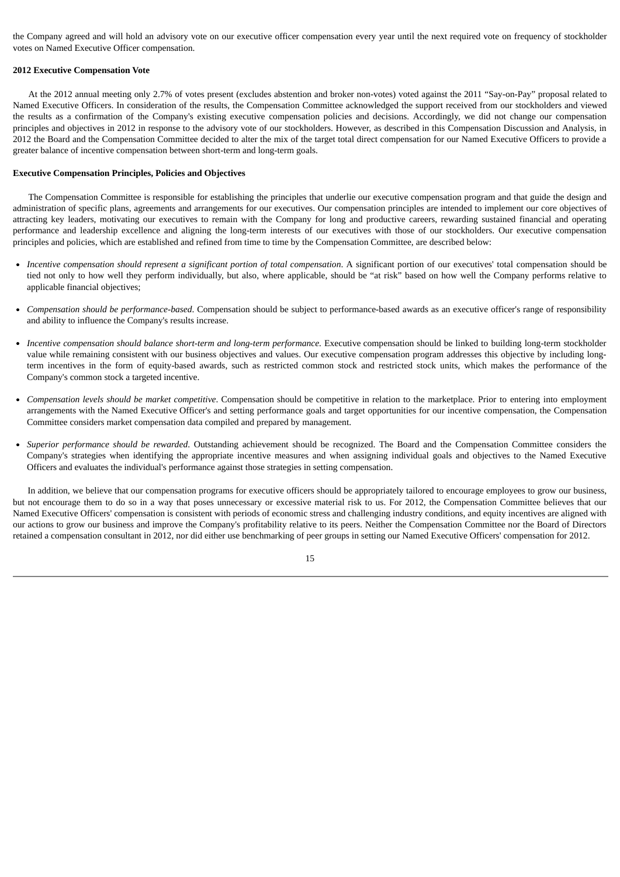the Company agreed and will hold an advisory vote on our executive officer compensation every year until the next required vote on frequency of stockholder votes on Named Executive Officer compensation.

**2012 Executive Compensation Vote**

At the 2012 annual meeting only 2.7% of votes present (excludes abstention and broker non-votes) voted against the 2011 "Say-on-Pay" proposal related to Named Executive Officers. In consideration of the results, the Compensation Committee acknowledged the support received from our stockholders and viewed the results as a confirmation of the Company's existing executive compensation policies and decisions. Accordingly, we did not change our compensation principles and objectives in 2012 in response to the advisory vote of our stockholders. However, as described in this Compensation Discussion and Analysis, in 2012 the Board and the Compensation Committee decided to alter the mix of the target total direct compensation for our Named Executive Officers to provide a greater balance of incentive compensation between short-term and long-term goals.

**Executive Compensation Principles, Policies and Objectives**

The Compensation Committee is responsible for establishing the principles that underlie our executive compensation program and that guide the design and administration of specific plans, agreements and arrangements for our executives. Our compensation principles are intended to implement our core objectives of attracting key leaders, motivating our executives to remain with the Company for long and productive careers, rewarding sustained financial and operating performance and leadership excellence and aligning the long-term interests of our executives with those of our stockholders. Our executive compensation principles and policies, which are established and refined from time to time by the Compensation Committee, are described below:

- *Incentive compensation should represent a significant portion of total compensation*. A significant portion of our executives' total compensation should be tied not only to how well they perform individually, but also, where applicable, should be "at risk" based on how well the Company performs relative to applicable financial objectives;

- *Compensation should be performance-based*. Compensation should be subject to performance-based awards as an executive officer's range of responsibility and ability to influence the Company's results increase.

- *Incentive compensation should balance short-term and long-term performance.* Executive compensation should be linked to building long-term stockholder value while remaining consistent with our business objectives and values. Our executive compensation program addresses this objective by including long-term incentives in the form of equity-based awards, such as restricted common stock and restricted stock units, which makes the performance of the Company's common stock a targeted incentive.

- *Compensation levels should be market competitive*. Compensation should be competitive in relation to the marketplace. Prior to entering into employment arrangements with the Named Executive Officer's and setting performance goals and target opportunities for our incentive compensation, the Compensation Committee considers market compensation data compiled and prepared by management.

- *Superior performance should be rewarded*. Outstanding achievement should be recognized. The Board and the Compensation Committee considers the Company's strategies when identifying the appropriate incentive measures and when assigning individual goals and objectives to the Named Executive Officers and evaluates the individual's performance against those strategies in setting compensation.

In addition, we believe that our compensation programs for executive officers should be appropriately tailored to encourage employees to grow our business, but not encourage them to do so in a way that poses unnecessary or excessive material risk to us. For 2012, the Compensation Committee believes that our Named Executive Officers' compensation is consistent with periods of economic stress and challenging industry conditions, and equity incentives are aligned with our actions to grow our business and improve the Company's profitability relative to its peers. Neither the Compensation Committee nor the Board of Directors retained a compensation consultant in 2012, nor did either use benchmarking of peer groups in setting our Named Executive Officers' compensation for 2012.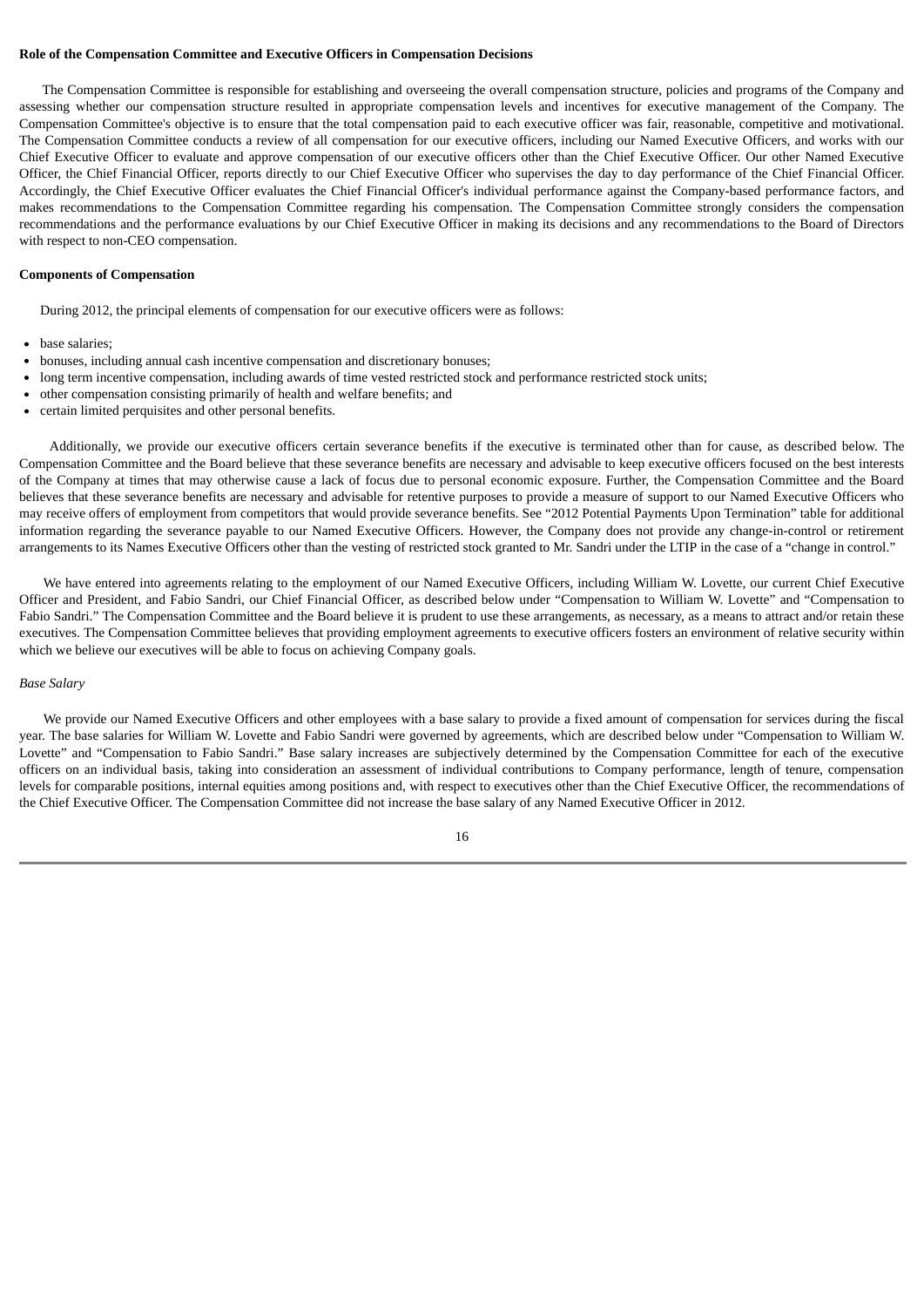**Role of the Compensation Committee and Executive Officers in Compensation Decisions**

The Compensation Committee is responsible for establishing and overseeing the overall compensation structure, policies and programs of the Company and assessing whether our compensation structure resulted in appropriate compensation levels and incentives for executive management of the Company. The Compensation Committee's objective is to ensure that the total compensation paid to each executive officer was fair, reasonable, competitive and motivational. The Compensation Committee conducts a review of all compensation for our executive officers, including our Named Executive Officers, and works with our Chief Executive Officer to evaluate and approve compensation of our executive officers other than the Chief Executive Officer. Our other Named Executive Officer, the Chief Financial Officer, reports directly to our Chief Executive Officer who supervises the day to day performance of the Chief Financial Officer. Accordingly, the Chief Executive Officer evaluates the Chief Financial Officer's individual performance against the Company-based performance factors, and makes recommendations to the Compensation Committee regarding his compensation. The Compensation Committee strongly considers the compensation recommendations and the performance evaluations by our Chief Executive Officer in making its decisions and any recommendations to the Board of Directors with respect to non-CEO compensation.

**Components of Compensation**

During 2012, the principal elements of compensation for our executive officers were as follows:

- base salaries;
- bonuses, including annual cash incentive compensation and discretionary bonuses;
- long term incentive compensation, including awards of time vested restricted stock and performance restricted stock units;
- other compensation consisting primarily of health and welfare benefits; and
- certain limited perquisites and other personal benefits.

Additionally, we provide our executive officers certain severance benefits if the executive is terminated other than for cause, as described below. The Compensation Committee and the Board believe that these severance benefits are necessary and advisable to keep executive officers focused on the best interests of the Company at times that may otherwise cause a lack of focus due to personal economic exposure. Further, the Compensation Committee and the Board believes that these severance benefits are necessary and advisable for retentive purposes to provide a measure of support to our Named Executive Officers who may receive offers of employment from competitors that would provide severance benefits. See "2012 Potential Payments Upon Termination" table for additional information regarding the severance payable to our Named Executive Officers. However, the Company does not provide any change-in-control or retirement arrangements to its Names Executive Officers other than the vesting of restricted stock granted to Mr. Sandri under the LTIP in the case of a "change in control."

We have entered into agreements relating to the employment of our Named Executive Officers, including William W. Lovette, our current Chief Executive Officer and President, and Fabio Sandri, our Chief Financial Officer, as described below under "Compensation to William W. Lovette" and "Compensation to Fabio Sandri." The Compensation Committee and the Board believe it is prudent to use these arrangements, as necessary, as a means to attract and/or retain these executives. The Compensation Committee believes that providing employment agreements to executive officers fosters an environment of relative security within which we believe our executives will be able to focus on achieving Company goals.

*Base Salary*

We provide our Named Executive Officers and other employees with a base salary to provide a fixed amount of compensation for services during the fiscal year. The base salaries for William W. Lovette and Fabio Sandri were governed by agreements, which are described below under "Compensation to William W. Lovette" and "Compensation to Fabio Sandri." Base salary increases are subjectively determined by the Compensation Committee for each of the executive officers on an individual basis, taking into consideration an assessment of individual contributions to Company performance, length of tenure, compensation levels for comparable positions, internal equities among positions and, with respect to executives other than the Chief Executive Officer, the recommendations of the Chief Executive Officer. The Compensation Committee did not increase the base salary of any Named Executive Officer in 2012.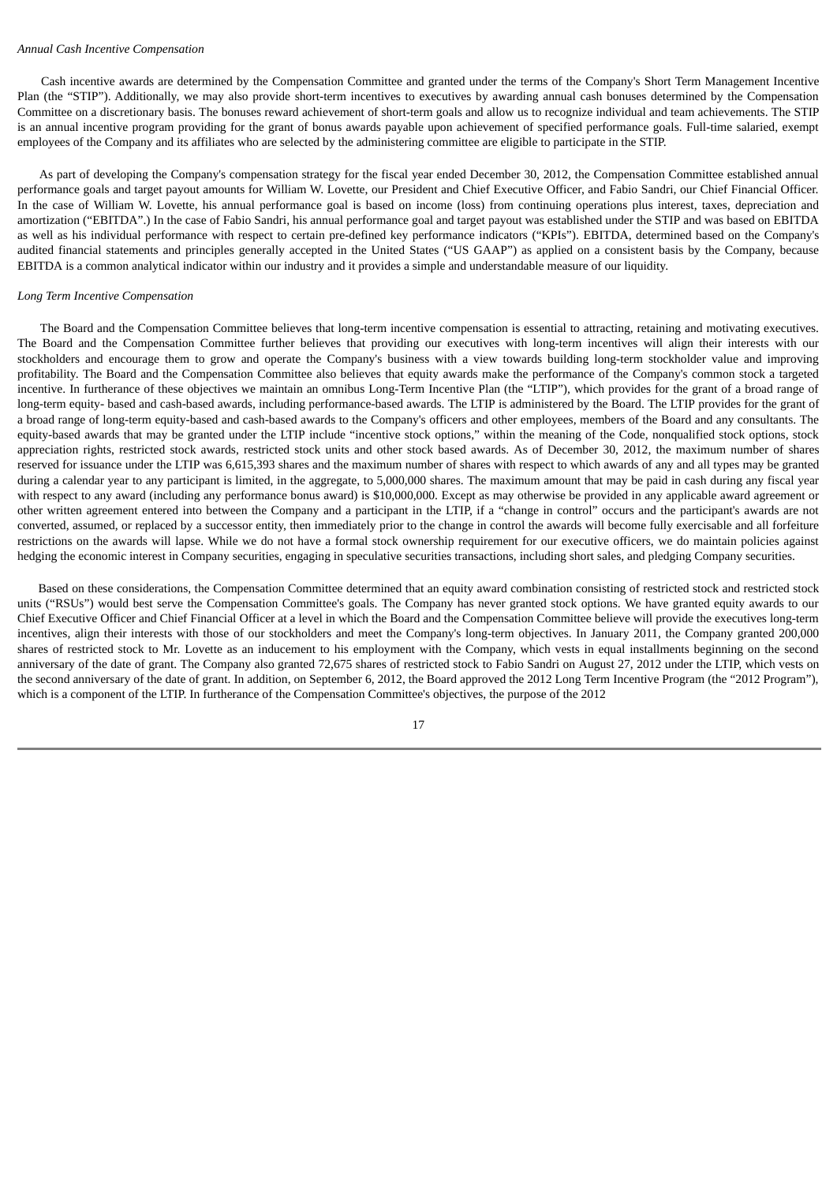*Annual Cash Incentive Compensation*

Cash incentive awards are determined by the Compensation Committee and granted under the terms of the Company's Short Term Management Incentive Plan (the "STIP"). Additionally, we may also provide short-term incentives to executives by awarding annual cash bonuses determined by the Compensation Committee on a discretionary basis. The bonuses reward achievement of short-term goals and allow us to recognize individual and team achievements. The STIP is an annual incentive program providing for the grant of bonus awards payable upon achievement of specified performance goals. Full-time salaried, exempt employees of the Company and its affiliates who are selected by the administering committee are eligible to participate in the STIP.

As part of developing the Company's compensation strategy for the fiscal year ended December 30, 2012, the Compensation Committee established annual performance goals and target payout amounts for William W. Lovette, our President and Chief Executive Officer, and Fabio Sandri, our Chief Financial Officer. In the case of William W. Lovette, his annual performance goal is based on income (loss) from continuing operations plus interest, taxes, depreciation and amortization ("EBITDA".) In the case of Fabio Sandri, his annual performance goal and target payout was established under the STIP and was based on EBITDA as well as his individual performance with respect to certain pre-defined key performance indicators ("KPIs"). EBITDA, determined based on the Company's audited financial statements and principles generally accepted in the United States ("US GAAP") as applied on a consistent basis by the Company, because EBITDA is a common analytical indicator within our industry and it provides a simple and understandable measure of our liquidity.

*Long Term Incentive Compensation*

The Board and the Compensation Committee believes that long-term incentive compensation is essential to attracting, retaining and motivating executives. The Board and the Compensation Committee further believes that providing our executives with long-term incentives will align their interests with our stockholders and encourage them to grow and operate the Company's business with a view towards building long-term stockholder value and improving profitability. The Board and the Compensation Committee also believes that equity awards make the performance of the Company's common stock a targeted incentive. In furtherance of these objectives we maintain an omnibus Long-Term Incentive Plan (the "LTIP"), which provides for the grant of a broad range of long-term equity- based and cash-based awards, including performance-based awards. The LTIP is administered by the Board. The LTIP provides for the grant of a broad range of long-term equity-based and cash-based awards to the Company's officers and other employees, members of the Board and any consultants. The equity-based awards that may be granted under the LTIP include "incentive stock options," within the meaning of the Code, nonqualified stock options, stock appreciation rights, restricted stock awards, restricted stock units and other stock based awards. As of December 30, 2012, the maximum number of shares reserved for issuance under the LTIP was 6,615,393 shares and the maximum number of shares with respect to which awards of any and all types may be granted during a calendar year to any participant is limited, in the aggregate, to 5,000,000 shares. The maximum amount that may be paid in cash during any fiscal year with respect to any award (including any performance bonus award) is $10,000,000. Except as may otherwise be provided in any applicable award agreement or other written agreement entered into between the Company and a participant in the LTIP, if a "change in control" occurs and the participant's awards are not converted, assumed, or replaced by a successor entity, then immediately prior to the change in control the awards will become fully exercisable and all forfeiture restrictions on the awards will lapse. While we do not have a formal stock ownership requirement for our executive officers, we do maintain policies against hedging the economic interest in Company securities, engaging in speculative securities transactions, including short sales, and pledging Company securities.

Based on these considerations, the Compensation Committee determined that an equity award combination consisting of restricted stock and restricted stock units ("RSUs") would best serve the Compensation Committee's goals. The Company has never granted stock options. We have granted equity awards to our Chief Executive Officer and Chief Financial Officer at a level in which the Board and the Compensation Committee believe will provide the executives long-term incentives, align their interests with those of our stockholders and meet the Company's long-term objectives. In January 2011, the Company granted 200,000 shares of restricted stock to Mr. Lovette as an inducement to his employment with the Company, which vests in equal installments beginning on the second anniversary of the date of grant. The Company also granted 72,675 shares of restricted stock to Fabio Sandri on August 27, 2012 under the LTIP, which vests on the second anniversary of the date of grant. In addition, on September 6, 2012, the Board approved the 2012 Long Term Incentive Program (the "2012 Program"), which is a component of the LTIP. In furtherance of the Compensation Committee's objectives, the purpose of the 2012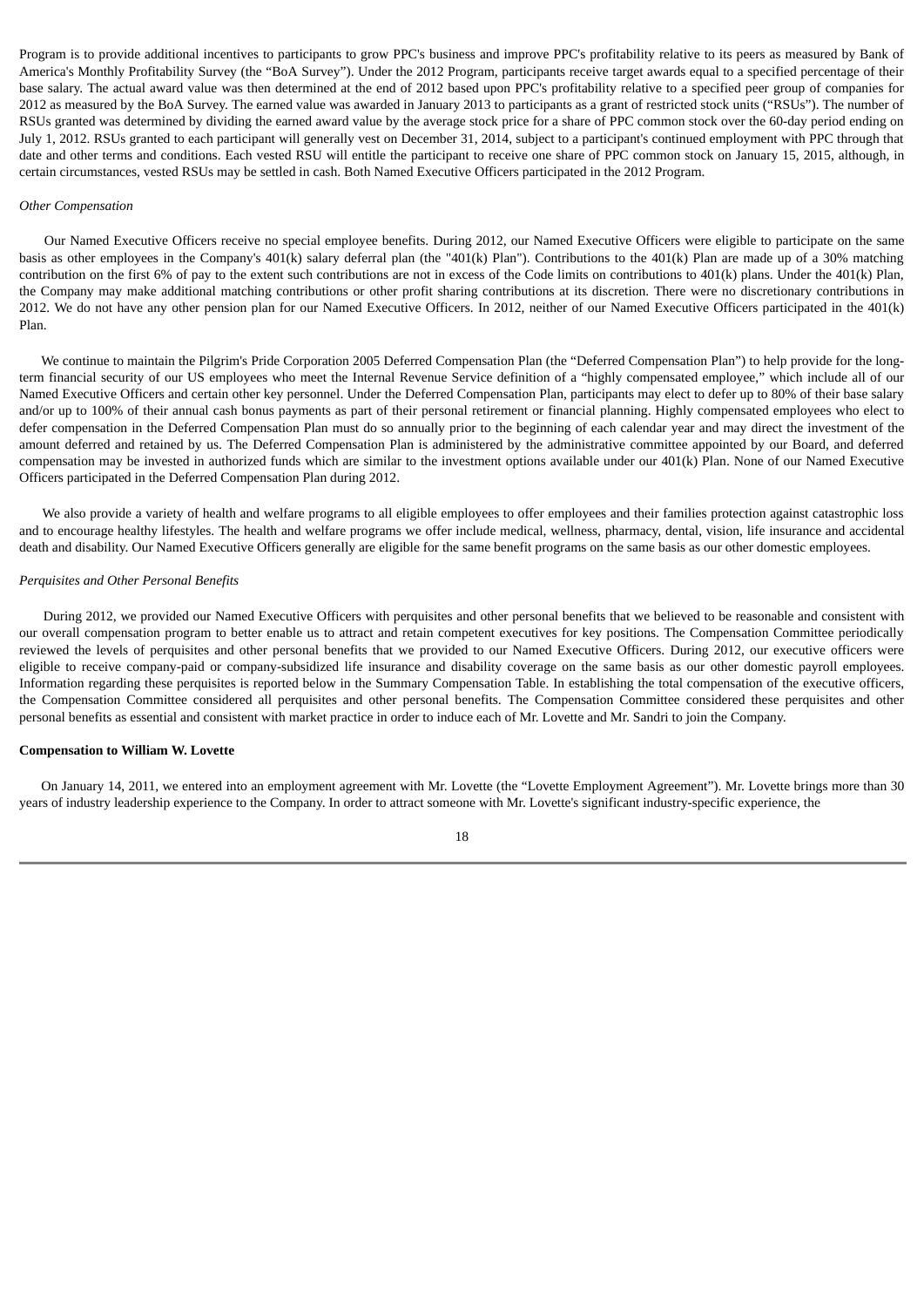Program is to provide additional incentives to participants to grow PPC's business and improve PPC's profitability relative to its peers as measured by Bank of America's Monthly Profitability Survey (the "BoA Survey"). Under the 2012 Program, participants receive target awards equal to a specified percentage of their base salary. The actual award value was then determined at the end of 2012 based upon PPC's profitability relative to a specified peer group of companies for 2012 as measured by the BoA Survey. The earned value was awarded in January 2013 to participants as a grant of restricted stock units ("RSUs"). The number of RSUs granted was determined by dividing the earned award value by the average stock price for a share of PPC common stock over the 60-day period ending on July 1, 2012. RSUs granted to each participant will generally vest on December 31, 2014, subject to a participant's continued employment with PPC through that date and other terms and conditions. Each vested RSU will entitle the participant to receive one share of PPC common stock on January 15, 2015, although, in certain circumstances, vested RSUs may be settled in cash. Both Named Executive Officers participated in the 2012 Program.

*Other Compensation*

Our Named Executive Officers receive no special employee benefits. During 2012, our Named Executive Officers were eligible to participate on the same basis as other employees in the Company's 401(k) salary deferral plan (the "401(k) Plan"). Contributions to the 401(k) Plan are made up of a 30% matching contribution on the first 6% of pay to the extent such contributions are not in excess of the Code limits on contributions to 401(k) plans. Under the 401(k) Plan, the Company may make additional matching contributions or other profit sharing contributions at its discretion. There were no discretionary contributions in 2012. We do not have any other pension plan for our Named Executive Officers. In 2012, neither of our Named Executive Officers participated in the 401(k) Plan.

We continue to maintain the Pilgrim's Pride Corporation 2005 Deferred Compensation Plan (the "Deferred Compensation Plan") to help provide for the long-term financial security of our US employees who meet the Internal Revenue Service definition of a "highly compensated employee," which include all of our Named Executive Officers and certain other key personnel. Under the Deferred Compensation Plan, participants may elect to defer up to 80% of their base salary and/or up to 100% of their annual cash bonus payments as part of their personal retirement or financial planning. Highly compensated employees who elect to defer compensation in the Deferred Compensation Plan must do so annually prior to the beginning of each calendar year and may direct the investment of the amount deferred and retained by us. The Deferred Compensation Plan is administered by the administrative committee appointed by our Board, and deferred compensation may be invested in authorized funds which are similar to the investment options available under our 401(k) Plan. None of our Named Executive Officers participated in the Deferred Compensation Plan during 2012.

We also provide a variety of health and welfare programs to all eligible employees to offer employees and their families protection against catastrophic loss and to encourage healthy lifestyles. The health and welfare programs we offer include medical, wellness, pharmacy, dental, vision, life insurance and accidental death and disability. Our Named Executive Officers generally are eligible for the same benefit programs on the same basis as our other domestic employees.

*Perquisites and Other Personal Benefits*

During 2012, we provided our Named Executive Officers with perquisites and other personal benefits that we believed to be reasonable and consistent with our overall compensation program to better enable us to attract and retain competent executives for key positions. The Compensation Committee periodically reviewed the levels of perquisites and other personal benefits that we provided to our Named Executive Officers. During 2012, our executive officers were eligible to receive company-paid or company-subsidized life insurance and disability coverage on the same basis as our other domestic payroll employees. Information regarding these perquisites is reported below in the Summary Compensation Table. In establishing the total compensation of the executive officers, the Compensation Committee considered all perquisites and other personal benefits. The Compensation Committee considered these perquisites and other personal benefits as essential and consistent with market practice in order to induce each of Mr. Lovette and Mr. Sandri to join the Company.

**Compensation to William W. Lovette**

On January 14, 2011, we entered into an employment agreement with Mr. Lovette (the "Lovette Employment Agreement"). Mr. Lovette brings more than 30 years of industry leadership experience to the Company. In order to attract someone with Mr. Lovette's significant industry-specific experience, the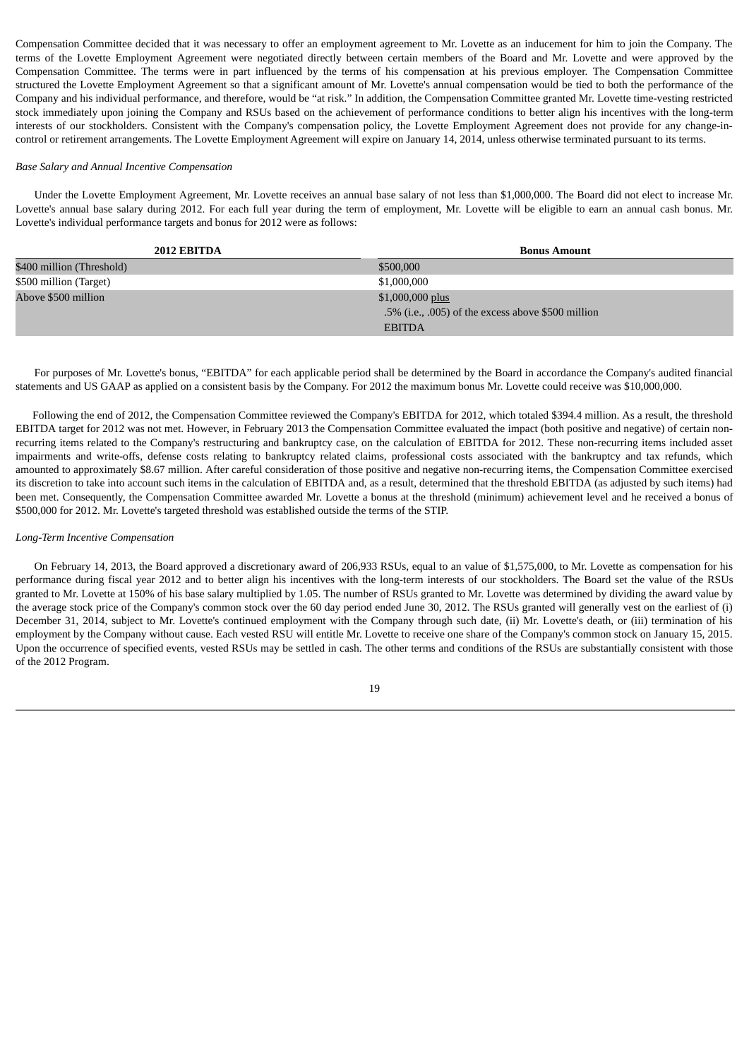Compensation Committee decided that it was necessary to offer an employment agreement to Mr. Lovette as an inducement for him to join the Company. The terms of the Lovette Employment Agreement were negotiated directly between certain members of the Board and Mr. Lovette and were approved by the Compensation Committee. The terms were in part influenced by the terms of his compensation at his previous employer. The Compensation Committee structured the Lovette Employment Agreement so that a significant amount of Mr. Lovette's annual compensation would be tied to both the performance of the Company and his individual performance, and therefore, would be "at risk." In addition, the Compensation Committee granted Mr. Lovette time-vesting restricted stock immediately upon joining the Company and RSUs based on the achievement of performance conditions to better align his incentives with the long-term interests of our stockholders. Consistent with the Company's compensation policy, the Lovette Employment Agreement does not provide for any change-in-control or retirement arrangements. The Lovette Employment Agreement will expire on January 14, 2014, unless otherwise terminated pursuant to its terms.

*Base Salary and Annual Incentive Compensation*

Under the Lovette Employment Agreement, Mr. Lovette receives an annual base salary of not less than $1,000,000. The Board did not elect to increase Mr. Lovette's annual base salary during 2012. For each full year during the term of employment, Mr. Lovette will be eligible to earn an annual cash bonus. Mr. Lovette's individual performance targets and bonus for 2012 were as follows:

| 2012 EBITDA | Bonus Amount |
|---|---|
| $400 million (Threshold) | $500,000 |
| $500 million (Target) | $1,000,000 |
| Above $500 million | $1,000,000 plus .5% (i.e., .005) of the excess above $500 million EBITDA |

For purposes of Mr. Lovette's bonus, "EBITDA" for each applicable period shall be determined by the Board in accordance the Company's audited financial statements and US GAAP as applied on a consistent basis by the Company. For 2012 the maximum bonus Mr. Lovette could receive was $10,000,000.

Following the end of 2012, the Compensation Committee reviewed the Company's EBITDA for 2012, which totaled $394.4 million. As a result, the threshold EBITDA target for 2012 was not met. However, in February 2013 the Compensation Committee evaluated the impact (both positive and negative) of certain non-recurring items related to the Company's restructuring and bankruptcy case, on the calculation of EBITDA for 2012. These non-recurring items included asset impairments and write-offs, defense costs relating to bankruptcy related claims, professional costs associated with the bankruptcy and tax refunds, which amounted to approximately $8.67 million. After careful consideration of those positive and negative non-recurring items, the Compensation Committee exercised its discretion to take into account such items in the calculation of EBITDA and, as a result, determined that the threshold EBITDA (as adjusted by such items) had been met. Consequently, the Compensation Committee awarded Mr. Lovette a bonus at the threshold (minimum) achievement level and he received a bonus of $500,000 for 2012. Mr. Lovette's targeted threshold was established outside the terms of the STIP.

*Long-Term Incentive Compensation*

On February 14, 2013, the Board approved a discretionary award of 206,933 RSUs, equal to an value of $1,575,000, to Mr. Lovette as compensation for his performance during fiscal year 2012 and to better align his incentives with the long-term interests of our stockholders. The Board set the value of the RSUs granted to Mr. Lovette at 150% of his base salary multiplied by 1.05. The number of RSUs granted to Mr. Lovette was determined by dividing the award value by the average stock price of the Company's common stock over the 60 day period ended June 30, 2012. The RSUs granted will generally vest on the earliest of (i) December 31, 2014, subject to Mr. Lovette's continued employment with the Company through such date, (ii) Mr. Lovette's death, or (iii) termination of his employment by the Company without cause. Each vested RSU will entitle Mr. Lovette to receive one share of the Company's common stock on January 15, 2015. Upon the occurrence of specified events, vested RSUs may be settled in cash. The other terms and conditions of the RSUs are substantially consistent with those of the 2012 Program.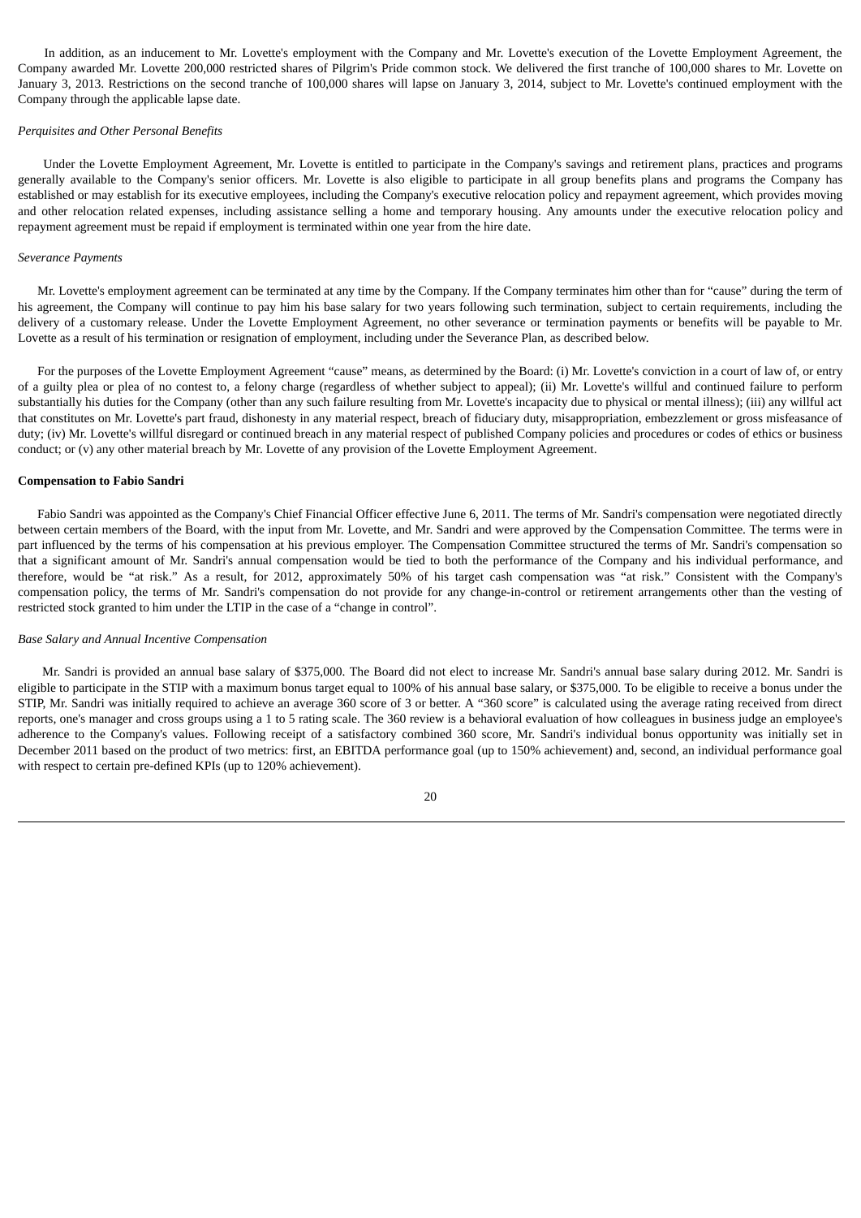In addition, as an inducement to Mr. Lovette's employment with the Company and Mr. Lovette's execution of the Lovette Employment Agreement, the Company awarded Mr. Lovette 200,000 restricted shares of Pilgrim's Pride common stock. We delivered the first tranche of 100,000 shares to Mr. Lovette on January 3, 2013. Restrictions on the second tranche of 100,000 shares will lapse on January 3, 2014, subject to Mr. Lovette's continued employment with the Company through the applicable lapse date.

*Perquisites and Other Personal Benefits*

Under the Lovette Employment Agreement, Mr. Lovette is entitled to participate in the Company's savings and retirement plans, practices and programs generally available to the Company's senior officers. Mr. Lovette is also eligible to participate in all group benefits plans and programs the Company has established or may establish for its executive employees, including the Company's executive relocation policy and repayment agreement, which provides moving and other relocation related expenses, including assistance selling a home and temporary housing. Any amounts under the executive relocation policy and repayment agreement must be repaid if employment is terminated within one year from the hire date.

*Severance Payments*

Mr. Lovette's employment agreement can be terminated at any time by the Company. If the Company terminates him other than for "cause" during the term of his agreement, the Company will continue to pay him his base salary for two years following such termination, subject to certain requirements, including the delivery of a customary release. Under the Lovette Employment Agreement, no other severance or termination payments or benefits will be payable to Mr. Lovette as a result of his termination or resignation of employment, including under the Severance Plan, as described below.

For the purposes of the Lovette Employment Agreement "cause" means, as determined by the Board: (i) Mr. Lovette's conviction in a court of law of, or entry of a guilty plea or plea of no contest to, a felony charge (regardless of whether subject to appeal); (ii) Mr. Lovette's willful and continued failure to perform substantially his duties for the Company (other than any such failure resulting from Mr. Lovette's incapacity due to physical or mental illness); (iii) any willful act that constitutes on Mr. Lovette's part fraud, dishonesty in any material respect, breach of fiduciary duty, misappropriation, embezzlement or gross misfeasance of duty; (iv) Mr. Lovette's willful disregard or continued breach in any material respect of published Company policies and procedures or codes of ethics or business conduct; or (v) any other material breach by Mr. Lovette of any provision of the Lovette Employment Agreement.

**Compensation to Fabio Sandri**

Fabio Sandri was appointed as the Company's Chief Financial Officer effective June 6, 2011. The terms of Mr. Sandri's compensation were negotiated directly between certain members of the Board, with the input from Mr. Lovette, and Mr. Sandri and were approved by the Compensation Committee. The terms were in part influenced by the terms of his compensation at his previous employer. The Compensation Committee structured the terms of Mr. Sandri's compensation so that a significant amount of Mr. Sandri's annual compensation would be tied to both the performance of the Company and his individual performance, and therefore, would be "at risk." As a result, for 2012, approximately 50% of his target cash compensation was "at risk." Consistent with the Company's compensation policy, the terms of Mr. Sandri's compensation do not provide for any change-in-control or retirement arrangements other than the vesting of restricted stock granted to him under the LTIP in the case of a "change in control".

*Base Salary and Annual Incentive Compensation*

Mr. Sandri is provided an annual base salary of $375,000. The Board did not elect to increase Mr. Sandri's annual base salary during 2012. Mr. Sandri is eligible to participate in the STIP with a maximum bonus target equal to 100% of his annual base salary, or $375,000. To be eligible to receive a bonus under the STIP, Mr. Sandri was initially required to achieve an average 360 score of 3 or better. A "360 score" is calculated using the average rating received from direct reports, one's manager and cross groups using a 1 to 5 rating scale. The 360 review is a behavioral evaluation of how colleagues in business judge an employee's adherence to the Company's values. Following receipt of a satisfactory combined 360 score, Mr. Sandri's individual bonus opportunity was initially set in December 2011 based on the product of two metrics: first, an EBITDA performance goal (up to 150% achievement) and, second, an individual performance goal with respect to certain pre-defined KPIs (up to 120% achievement).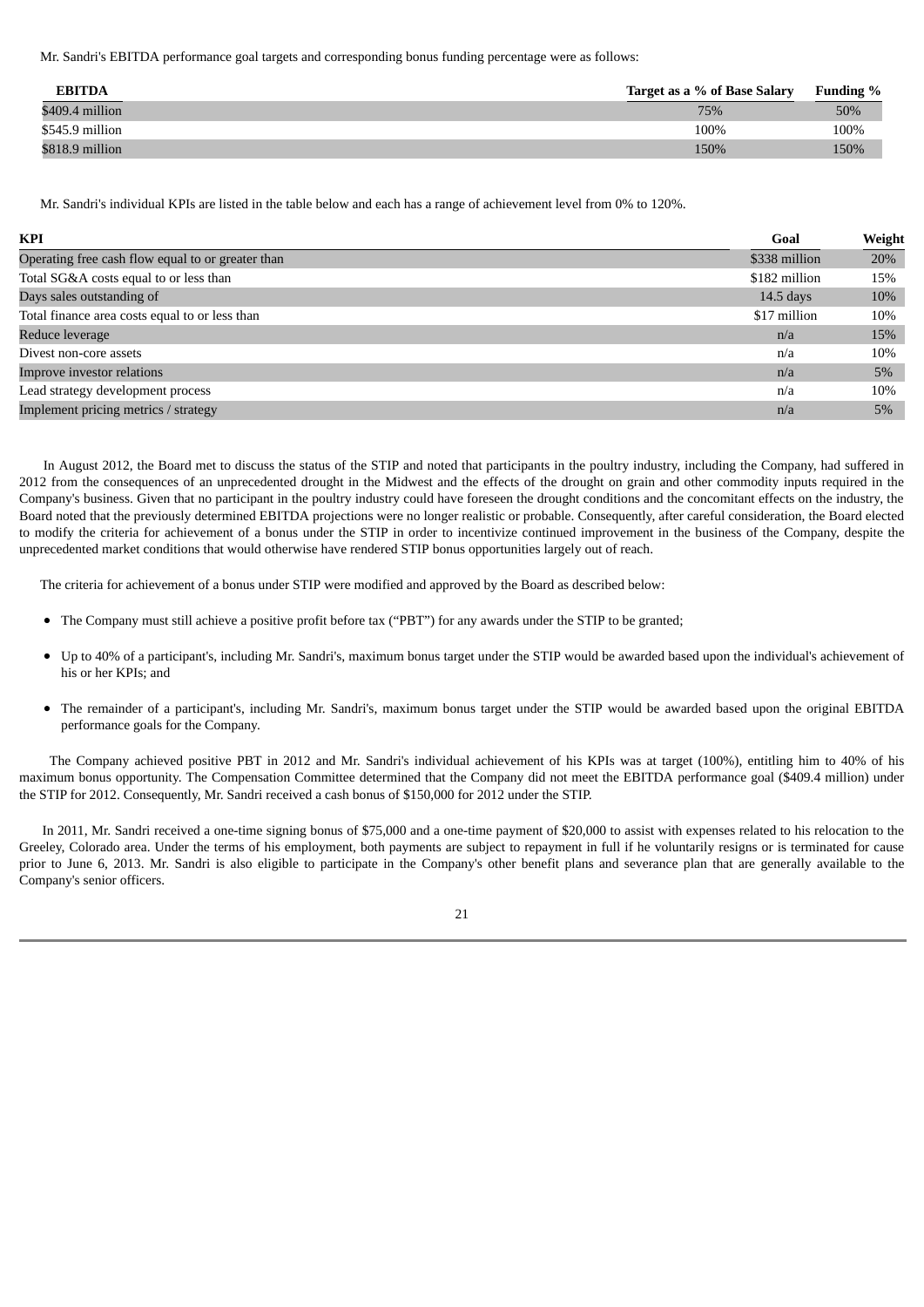Mr. Sandri's EBITDA performance goal targets and corresponding bonus funding percentage were as follows:

| EBITDA | Target as a % of Base Salary | Funding % |
|---|---|---|
| $409.4 million | 75% | 50% |
| $545.9 million | 100% | 100% |
| $818.9 million | 150% | 150% |

Mr. Sandri's individual KPIs are listed in the table below and each has a range of achievement level from 0% to 120%.

| KPI | Goal | Weight |
|---|---|---|
| Operating free cash flow equal to or greater than | $338 million | 20% |
| Total SG&A costs equal to or less than | $182 million | 15% |
| Days sales outstanding of | 14.5 days | 10% |
| Total finance area costs equal to or less than | $17 million | 10% |
| Reduce leverage | n/a | 15% |
| Divest non-core assets | n/a | 10% |
| Improve investor relations | n/a | 5% |
| Lead strategy development process | n/a | 10% |
| Implement pricing metrics / strategy | n/a | 5% |

In August 2012, the Board met to discuss the status of the STIP and noted that participants in the poultry industry, including the Company, had suffered in 2012 from the consequences of an unprecedented drought in the Midwest and the effects of the drought on grain and other commodity inputs required in the Company's business. Given that no participant in the poultry industry could have foreseen the drought conditions and the concomitant effects on the industry, the Board noted that the previously determined EBITDA projections were no longer realistic or probable. Consequently, after careful consideration, the Board elected to modify the criteria for achievement of a bonus under the STIP in order to incentivize continued improvement in the business of the Company, despite the unprecedented market conditions that would otherwise have rendered STIP bonus opportunities largely out of reach.

The criteria for achievement of a bonus under STIP were modified and approved by the Board as described below:

- The Company must still achieve a positive profit before tax ("PBT") for any awards under the STIP to be granted;
- Up to 40% of a participant's, including Mr. Sandri's, maximum bonus target under the STIP would be awarded based upon the individual's achievement of his or her KPIs; and
- The remainder of a participant's, including Mr. Sandri's, maximum bonus target under the STIP would be awarded based upon the original EBITDA performance goals for the Company.

The Company achieved positive PBT in 2012 and Mr. Sandri's individual achievement of his KPIs was at target (100%), entitling him to 40% of his maximum bonus opportunity. The Compensation Committee determined that the Company did not meet the EBITDA performance goal ($409.4 million) under the STIP for 2012. Consequently, Mr. Sandri received a cash bonus of $150,000 for 2012 under the STIP.

In 2011, Mr. Sandri received a one-time signing bonus of $75,000 and a one-time payment of $20,000 to assist with expenses related to his relocation to the Greeley, Colorado area. Under the terms of his employment, both payments are subject to repayment in full if he voluntarily resigns or is terminated for cause prior to June 6, 2013. Mr. Sandri is also eligible to participate in the Company's other benefit plans and severance plan that are generally available to the Company's senior officers.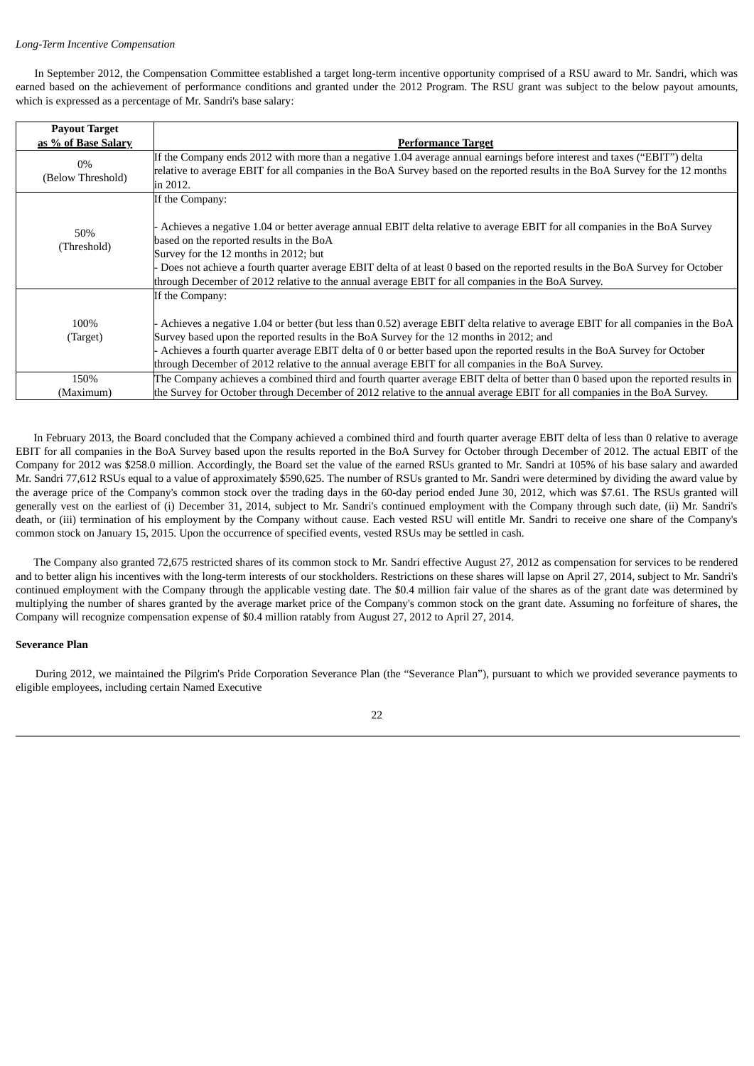*Long-Term Incentive Compensation*

In September 2012, the Compensation Committee established a target long-term incentive opportunity comprised of a RSU award to Mr. Sandri, which was earned based on the achievement of performance conditions and granted under the 2012 Program. The RSU grant was subject to the below payout amounts, which is expressed as a percentage of Mr. Sandri's base salary:

| **Payout Target as % of Base Salary** | **Performance Target** |
|---|---|
| 0% (Below Threshold) | If the Company ends 2012 with more than a negative 1.04 average annual earnings before interest and taxes (“EBIT”) delta relative to average EBIT for all companies in the BoA Survey based on the reported results in the BoA Survey for the 12 months in 2012. |
| 50% (Threshold) | If the Company:<br><br>- Achieves a negative 1.04 or better average annual EBIT delta relative to average EBIT for all companies in the BoA Survey based on the reported results in the BoA Survey for the 12 months in 2012; but<br>- Does not achieve a fourth quarter average EBIT delta of at least 0 based on the reported results in the BoA Survey for October through December of 2012 relative to the annual average EBIT for all companies in the BoA Survey. |
| 100% (Target) | If the Company:<br><br>- Achieves a negative 1.04 or better (but less than 0.52) average EBIT delta relative to average EBIT for all companies in the BoA Survey based upon the reported results in the BoA Survey for the 12 months in 2012; and<br>- Achieves a fourth quarter average EBIT delta of 0 or better based upon the reported results in the BoA Survey for October through December of 2012 relative to the annual average EBIT for all companies in the BoA Survey. |
| 150% (Maximum) | The Company achieves a combined third and fourth quarter average EBIT delta of better than 0 based upon the reported results in the Survey for October through December of 2012 relative to the annual average EBIT for all companies in the BoA Survey. |

In February 2013, the Board concluded that the Company achieved a combined third and fourth quarter average EBIT delta of less than 0 relative to average EBIT for all companies in the BoA Survey based upon the results reported in the BoA Survey for October through December of 2012. The actual EBIT of the Company for 2012 was $258.0 million. Accordingly, the Board set the value of the earned RSUs granted to Mr. Sandri at 105% of his base salary and awarded Mr. Sandri 77,612 RSUs equal to a value of approximately $590,625. The number of RSUs granted to Mr. Sandri were determined by dividing the award value by the average price of the Company's common stock over the trading days in the 60-day period ended June 30, 2012, which was $7.61. The RSUs granted will generally vest on the earliest of (i) December 31, 2014, subject to Mr. Sandri's continued employment with the Company through such date, (ii) Mr. Sandri's death, or (iii) termination of his employment by the Company without cause. Each vested RSU will entitle Mr. Sandri to receive one share of the Company's common stock on January 15, 2015. Upon the occurrence of specified events, vested RSUs may be settled in cash.

The Company also granted 72,675 restricted shares of its common stock to Mr. Sandri effective August 27, 2012 as compensation for services to be rendered and to better align his incentives with the long-term interests of our stockholders. Restrictions on these shares will lapse on April 27, 2014, subject to Mr. Sandri's continued employment with the Company through the applicable vesting date. The $0.4 million fair value of the shares as of the grant date was determined by multiplying the number of shares granted by the average market price of the Company's common stock on the grant date. Assuming no forfeiture of shares, the Company will recognize compensation expense of $0.4 million ratably from August 27, 2012 to April 27, 2014.

**Severance Plan**

During 2012, we maintained the Pilgrim's Pride Corporation Severance Plan (the “Severance Plan”), pursuant to which we provided severance payments to eligible employees, including certain Named Executive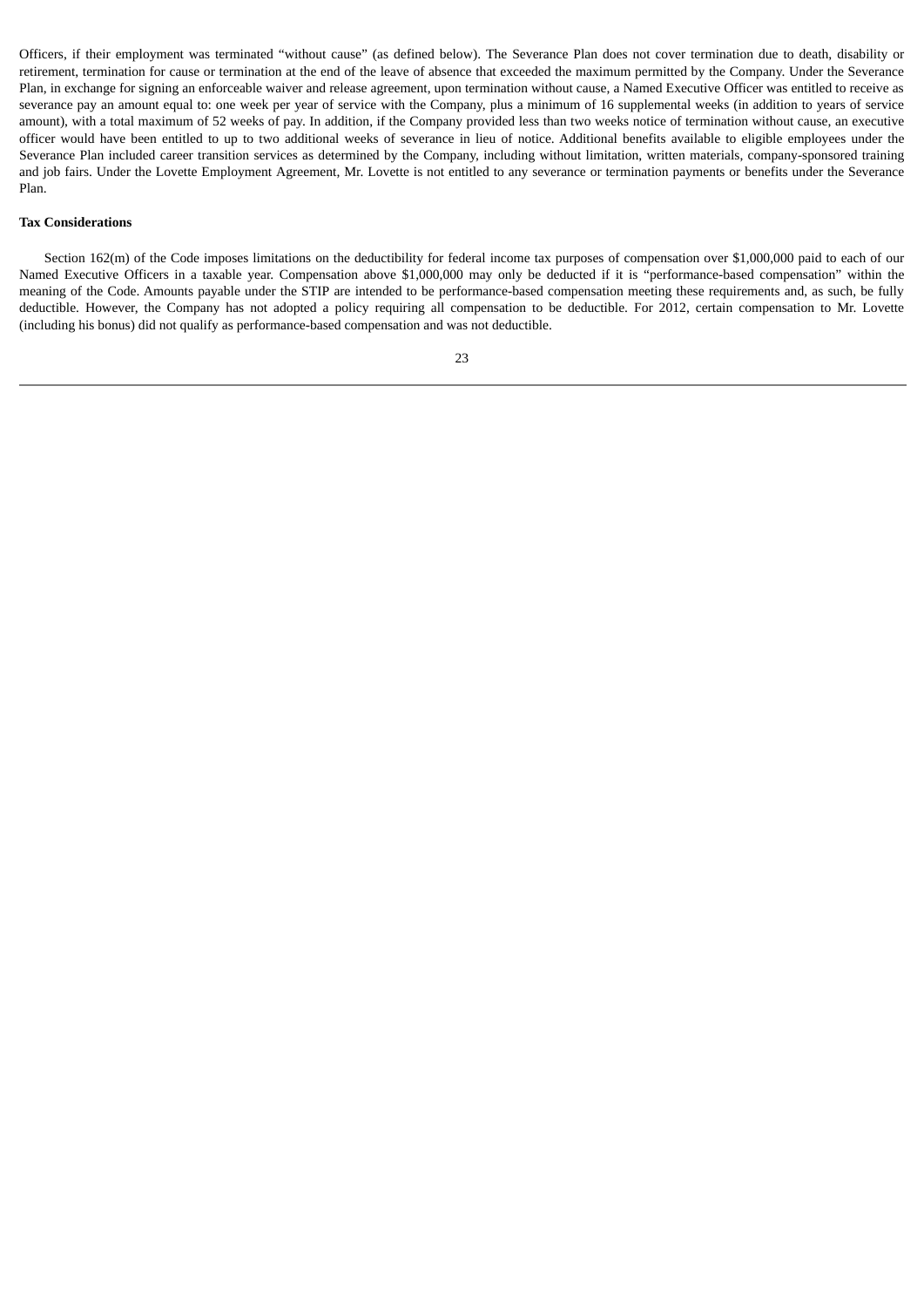Officers, if their employment was terminated "without cause" (as defined below). The Severance Plan does not cover termination due to death, disability or retirement, termination for cause or termination at the end of the leave of absence that exceeded the maximum permitted by the Company. Under the Severance Plan, in exchange for signing an enforceable waiver and release agreement, upon termination without cause, a Named Executive Officer was entitled to receive as severance pay an amount equal to: one week per year of service with the Company, plus a minimum of 16 supplemental weeks (in addition to years of service amount), with a total maximum of 52 weeks of pay. In addition, if the Company provided less than two weeks notice of termination without cause, an executive officer would have been entitled to up to two additional weeks of severance in lieu of notice. Additional benefits available to eligible employees under the Severance Plan included career transition services as determined by the Company, including without limitation, written materials, company-sponsored training and job fairs. Under the Lovette Employment Agreement, Mr. Lovette is not entitled to any severance or termination payments or benefits under the Severance Plan.

**Tax Considerations**

Section 162(m) of the Code imposes limitations on the deductibility for federal income tax purposes of compensation over $1,000,000 paid to each of our Named Executive Officers in a taxable year. Compensation above $1,000,000 may only be deducted if it is "performance-based compensation" within the meaning of the Code. Amounts payable under the STIP are intended to be performance-based compensation meeting these requirements and, as such, be fully deductible. However, the Company has not adopted a policy requiring all compensation to be deductible. For 2012, certain compensation to Mr. Lovette (including his bonus) did not qualify as performance-based compensation and was not deductible.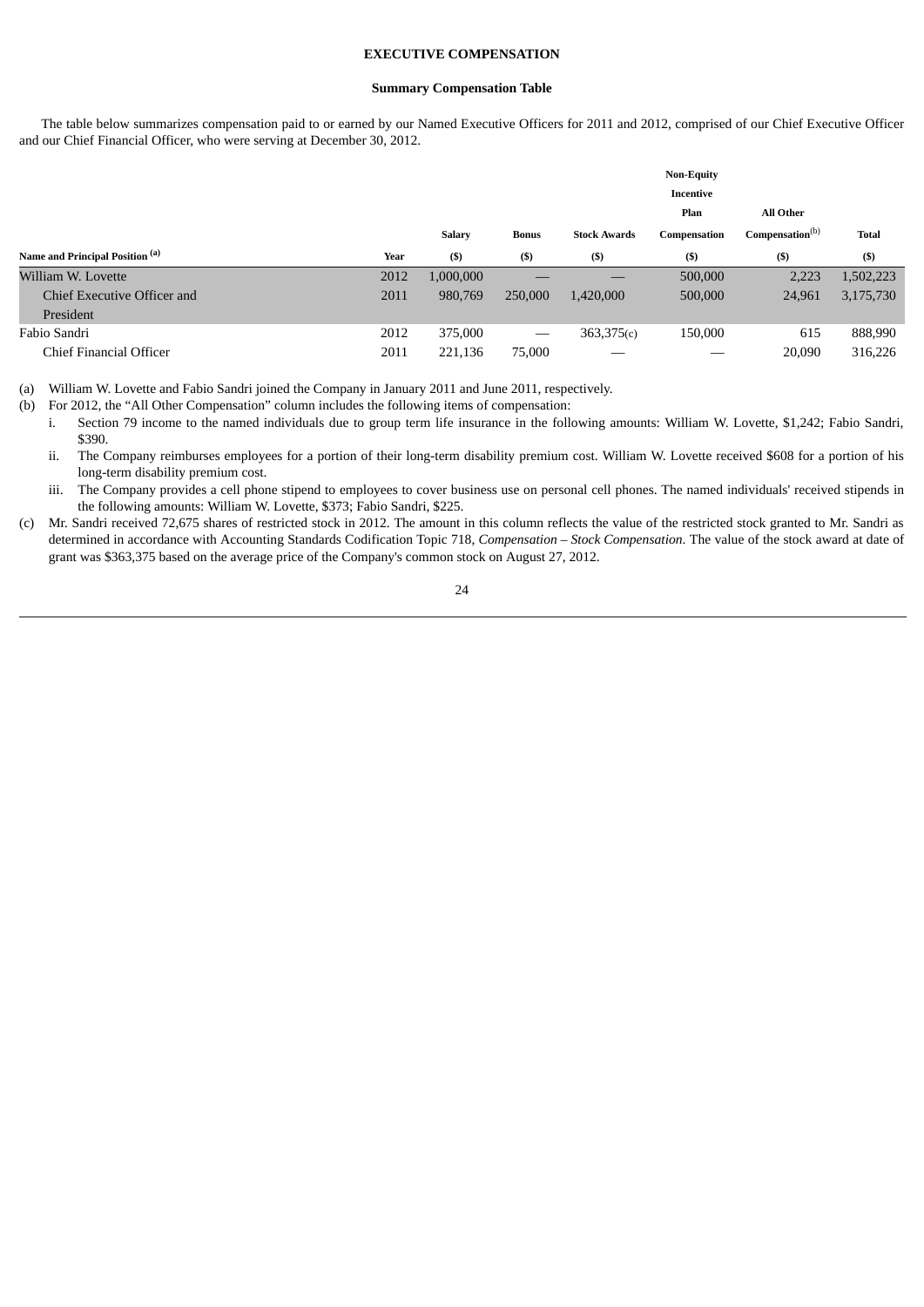# EXECUTIVE COMPENSATION

## Summary Compensation Table

The table below summarizes compensation paid to or earned by our Named Executive Officers for 2011 and 2012, comprised of our Chief Executive Officer and our Chief Financial Officer, who were serving at December 30, 2012.

| Name and Principal Position [(a)] | Year | Salary ($) | Bonus ($) | Stock Awards ($) | Non-Equity Incentive Plan Compensation ($) | All Other Compensation[(b)] ($) | Total ($) |
|---|---|---|---|---|---|---|---|
| William W. Lovette | 2012 | 1,000,000 | — | — | 500,000 | 2,223 | 1,502,223 |
| Chief Executive Officer and President | 2011 | 980,769 | 250,000 | 1,420,000 | 500,000 | 24,961 | 3,175,730 |
| Fabio Sandri | 2012 | 375,000 | — | 363,375(c) | 150,000 | 615 | 888,990 |
| Chief Financial Officer | 2011 | 221,136 | 75,000 | — | — | 20,090 | 316,226 |

(a) William W. Lovette and Fabio Sandri joined the Company in January 2011 and June 2011, respectively.

(b) For 2012, the "All Other Compensation" column includes the following items of compensation:

i. Section 79 income to the named individuals due to group term life insurance in the following amounts: William W. Lovette, $1,242; Fabio Sandri, $390.

ii. The Company reimburses employees for a portion of their long-term disability premium cost. William W. Lovette received $608 for a portion of his long-term disability premium cost.

iii. The Company provides a cell phone stipend to employees to cover business use on personal cell phones. The named individuals' received stipends in the following amounts: William W. Lovette, $373; Fabio Sandri, $225.

(c) Mr. Sandri received 72,675 shares of restricted stock in 2012. The amount in this column reflects the value of the restricted stock granted to Mr. Sandri as determined in accordance with Accounting Standards Codification Topic 718, *Compensation – Stock Compensation*. The value of the stock award at date of grant was $363,375 based on the average price of the Company's common stock on August 27, 2012.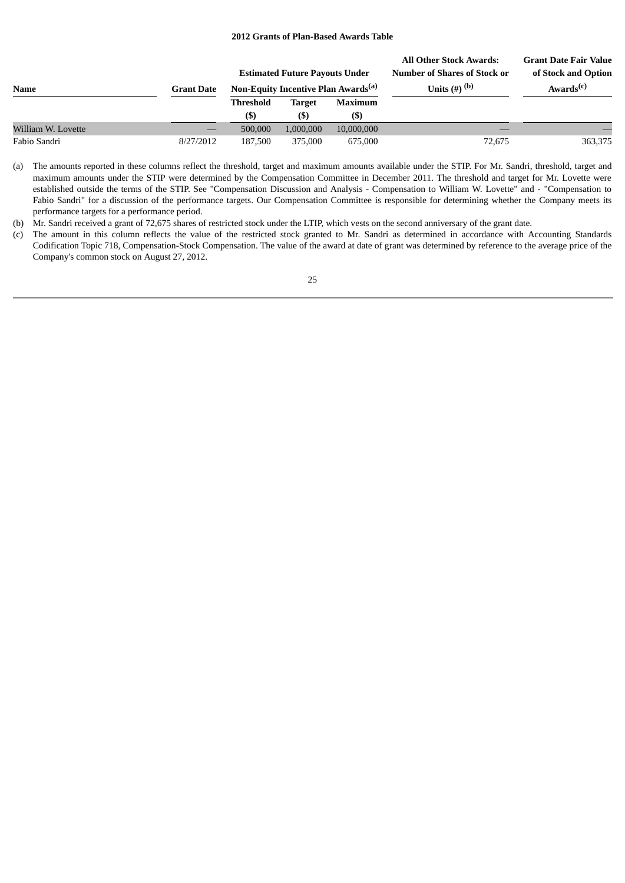**2012 Grants of Plan-Based Awards Table**

| Name | Grant Date | Estimated Future Payouts Under Non-Equity Incentive Plan Awards[(a)] | | | All Other Stock Awards: Number of Shares of Stock or Units (#) [(b)] | Grant Date Fair Value of Stock and Option Awards[(c)] |
|---|---|---|---|---|---|---|
| | | Threshold ($) | Target ($) | Maximum ($) | | |
| William W. Lovette | — | 500,000 | 1,000,000 | 10,000,000 | — | — |
| Fabio Sandri | 8/27/2012 | 187,500 | 375,000 | 675,000 | 72,675 | 363,375 |

(a) The amounts reported in these columns reflect the threshold, target and maximum amounts available under the STIP. For Mr. Sandri, threshold, target and maximum amounts under the STIP were determined by the Compensation Committee in December 2011. The threshold and target for Mr. Lovette were established outside the terms of the STIP. See "Compensation Discussion and Analysis - Compensation to William W. Lovette" and - "Compensation to Fabio Sandri" for a discussion of the performance targets. Our Compensation Committee is responsible for determining whether the Company meets its performance targets for a performance period.

(b) Mr. Sandri received a grant of 72,675 shares of restricted stock under the LTIP, which vests on the second anniversary of the grant date.

(c) The amount in this column reflects the value of the restricted stock granted to Mr. Sandri as determined in accordance with Accounting Standards Codification Topic 718, Compensation-Stock Compensation. The value of the award at date of grant was determined by reference to the average price of the Company's common stock on August 27, 2012.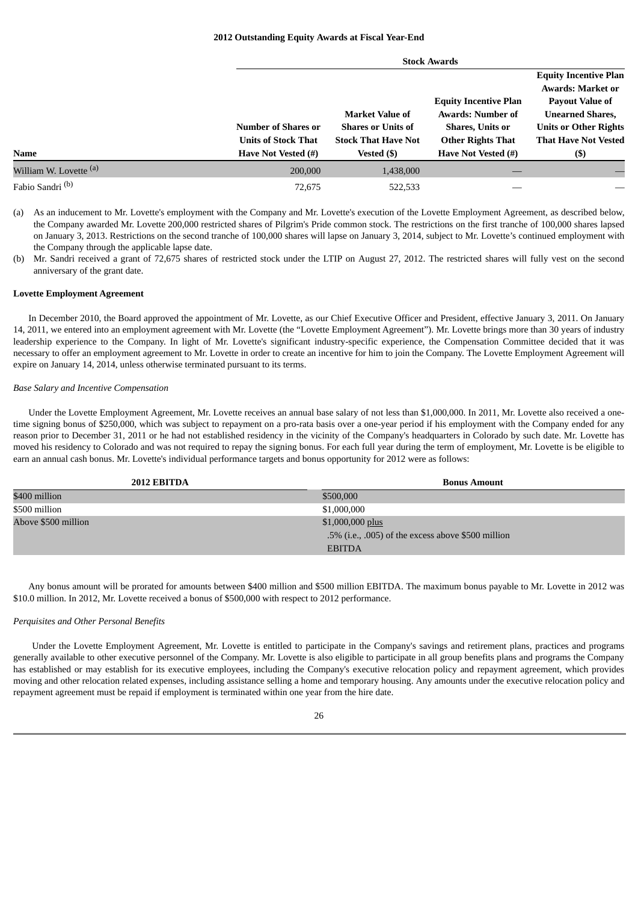**2012 Outstanding Equity Awards at Fiscal Year-End**

| | Stock Awards | | | |
|---|---|---|---|---|
| **Name** | **Number of Shares or Units of Stock That Have Not Vested (#)** | **Market Value of Shares or Units of Stock That Have Not Vested ($)** | **Equity Incentive Plan Awards: Number of Shares, Units or Other Rights That Have Not Vested (#)** | **Equity Incentive Plan Awards: Market or Payout Value of Unearned Shares, Units or Other Rights That Have Not Vested ($)** |
| William W. Lovette [(a)] | 200,000 | 1,438,000 | — | — |
| Fabio Sandri [(b)] | 72,675 | 522,533 | — | — |

(a) As an inducement to Mr. Lovette's employment with the Company and Mr. Lovette's execution of the Lovette Employment Agreement, as described below, the Company awarded Mr. Lovette 200,000 restricted shares of Pilgrim's Pride common stock. The restrictions on the first tranche of 100,000 shares lapsed on January 3, 2013. Restrictions on the second tranche of 100,000 shares will lapse on January 3, 2014, subject to Mr. Lovette's continued employment with the Company through the applicable lapse date.

(b) Mr. Sandri received a grant of 72,675 shares of restricted stock under the LTIP on August 27, 2012. The restricted shares will fully vest on the second anniversary of the grant date.

**Lovette Employment Agreement**

In December 2010, the Board approved the appointment of Mr. Lovette, as our Chief Executive Officer and President, effective January 3, 2011. On January 14, 2011, we entered into an employment agreement with Mr. Lovette (the "Lovette Employment Agreement"). Mr. Lovette brings more than 30 years of industry leadership experience to the Company. In light of Mr. Lovette's significant industry-specific experience, the Compensation Committee decided that it was necessary to offer an employment agreement to Mr. Lovette in order to create an incentive for him to join the Company. The Lovette Employment Agreement will expire on January 14, 2014, unless otherwise terminated pursuant to its terms.

*Base Salary and Incentive Compensation*

Under the Lovette Employment Agreement, Mr. Lovette receives an annual base salary of not less than $1,000,000. In 2011, Mr. Lovette also received a one-time signing bonus of $250,000, which was subject to repayment on a pro-rata basis over a one-year period if his employment with the Company ended for any reason prior to December 31, 2011 or he had not established residency in the vicinity of the Company's headquarters in Colorado by such date. Mr. Lovette has moved his residency to Colorado and was not required to repay the signing bonus. For each full year during the term of employment, Mr. Lovette is be eligible to earn an annual cash bonus. Mr. Lovette's individual performance targets and bonus opportunity for 2012 were as follows:

| 2012 EBITDA | Bonus Amount |
|---|---|
| $400 million | $500,000 |
| $500 million | $1,000,000 |
| Above $500 million | $1,000,000 plus .5% (i.e., .005) of the excess above $500 million EBITDA |

Any bonus amount will be prorated for amounts between $400 million and $500 million EBITDA. The maximum bonus payable to Mr. Lovette in 2012 was $10.0 million. In 2012, Mr. Lovette received a bonus of $500,000 with respect to 2012 performance.

*Perquisites and Other Personal Benefits*

Under the Lovette Employment Agreement, Mr. Lovette is entitled to participate in the Company's savings and retirement plans, practices and programs generally available to other executive personnel of the Company. Mr. Lovette is also eligible to participate in all group benefits plans and programs the Company has established or may establish for its executive employees, including the Company's executive relocation policy and repayment agreement, which provides moving and other relocation related expenses, including assistance selling a home and temporary housing. Any amounts under the executive relocation policy and repayment agreement must be repaid if employment is terminated within one year from the hire date.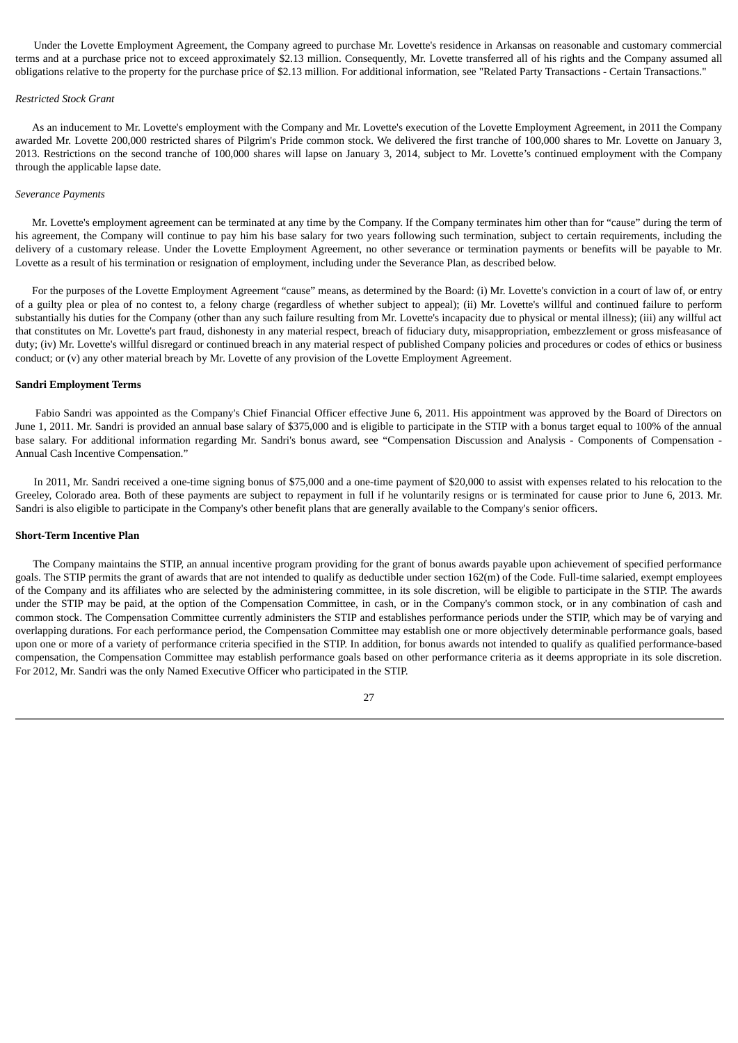Under the Lovette Employment Agreement, the Company agreed to purchase Mr. Lovette's residence in Arkansas on reasonable and customary commercial terms and at a purchase price not to exceed approximately $2.13 million. Consequently, Mr. Lovette transferred all of his rights and the Company assumed all obligations relative to the property for the purchase price of $2.13 million. For additional information, see "Related Party Transactions - Certain Transactions."

*Restricted Stock Grant*

As an inducement to Mr. Lovette's employment with the Company and Mr. Lovette's execution of the Lovette Employment Agreement, in 2011 the Company awarded Mr. Lovette 200,000 restricted shares of Pilgrim's Pride common stock. We delivered the first tranche of 100,000 shares to Mr. Lovette on January 3, 2013. Restrictions on the second tranche of 100,000 shares will lapse on January 3, 2014, subject to Mr. Lovette's continued employment with the Company through the applicable lapse date.

*Severance Payments*

Mr. Lovette's employment agreement can be terminated at any time by the Company. If the Company terminates him other than for "cause" during the term of his agreement, the Company will continue to pay him his base salary for two years following such termination, subject to certain requirements, including the delivery of a customary release. Under the Lovette Employment Agreement, no other severance or termination payments or benefits will be payable to Mr. Lovette as a result of his termination or resignation of employment, including under the Severance Plan, as described below.

For the purposes of the Lovette Employment Agreement "cause" means, as determined by the Board: (i) Mr. Lovette's conviction in a court of law of, or entry of a guilty plea or plea of no contest to, a felony charge (regardless of whether subject to appeal); (ii) Mr. Lovette's willful and continued failure to perform substantially his duties for the Company (other than any such failure resulting from Mr. Lovette's incapacity due to physical or mental illness); (iii) any willful act that constitutes on Mr. Lovette's part fraud, dishonesty in any material respect, breach of fiduciary duty, misappropriation, embezzlement or gross misfeasance of duty; (iv) Mr. Lovette's willful disregard or continued breach in any material respect of published Company policies and procedures or codes of ethics or business conduct; or (v) any other material breach by Mr. Lovette of any provision of the Lovette Employment Agreement.

**Sandri Employment Terms**

Fabio Sandri was appointed as the Company's Chief Financial Officer effective June 6, 2011. His appointment was approved by the Board of Directors on June 1, 2011. Mr. Sandri is provided an annual base salary of $375,000 and is eligible to participate in the STIP with a bonus target equal to 100% of the annual base salary. For additional information regarding Mr. Sandri's bonus award, see "Compensation Discussion and Analysis - Components of Compensation - Annual Cash Incentive Compensation."

In 2011, Mr. Sandri received a one-time signing bonus of $75,000 and a one-time payment of $20,000 to assist with expenses related to his relocation to the Greeley, Colorado area. Both of these payments are subject to repayment in full if he voluntarily resigns or is terminated for cause prior to June 6, 2013. Mr. Sandri is also eligible to participate in the Company's other benefit plans that are generally available to the Company's senior officers.

**Short-Term Incentive Plan**

The Company maintains the STIP, an annual incentive program providing for the grant of bonus awards payable upon achievement of specified performance goals. The STIP permits the grant of awards that are not intended to qualify as deductible under section 162(m) of the Code. Full-time salaried, exempt employees of the Company and its affiliates who are selected by the administering committee, in its sole discretion, will be eligible to participate in the STIP. The awards under the STIP may be paid, at the option of the Compensation Committee, in cash, or in the Company's common stock, or in any combination of cash and common stock. The Compensation Committee currently administers the STIP and establishes performance periods under the STIP, which may be of varying and overlapping durations. For each performance period, the Compensation Committee may establish one or more objectively determinable performance goals, based upon one or more of a variety of performance criteria specified in the STIP. In addition, for bonus awards not intended to qualify as qualified performance-based compensation, the Compensation Committee may establish performance goals based on other performance criteria as it deems appropriate in its sole discretion. For 2012, Mr. Sandri was the only Named Executive Officer who participated in the STIP.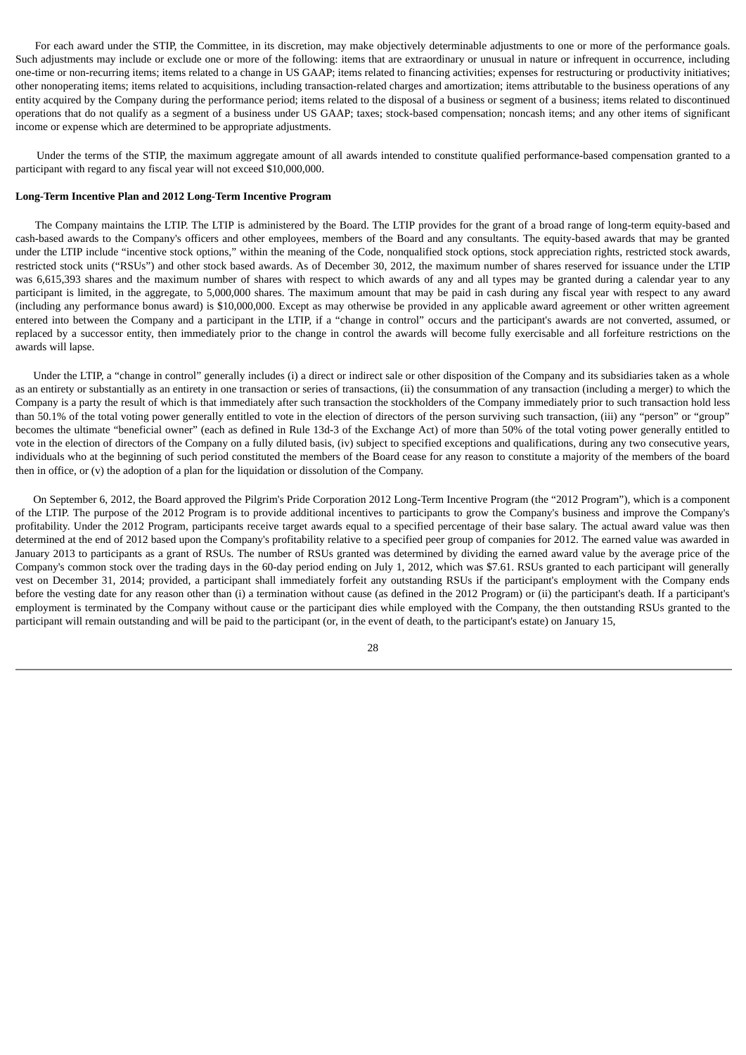For each award under the STIP, the Committee, in its discretion, may make objectively determinable adjustments to one or more of the performance goals. Such adjustments may include or exclude one or more of the following: items that are extraordinary or unusual in nature or infrequent in occurrence, including one-time or non-recurring items; items related to a change in US GAAP; items related to financing activities; expenses for restructuring or productivity initiatives; other nonoperating items; items related to acquisitions, including transaction-related charges and amortization; items attributable to the business operations of any entity acquired by the Company during the performance period; items related to the disposal of a business or segment of a business; items related to discontinued operations that do not qualify as a segment of a business under US GAAP; taxes; stock-based compensation; noncash items; and any other items of significant income or expense which are determined to be appropriate adjustments.

Under the terms of the STIP, the maximum aggregate amount of all awards intended to constitute qualified performance-based compensation granted to a participant with regard to any fiscal year will not exceed $10,000,000.

**Long-Term Incentive Plan and 2012 Long-Term Incentive Program**

The Company maintains the LTIP. The LTIP is administered by the Board. The LTIP provides for the grant of a broad range of long-term equity-based and cash-based awards to the Company's officers and other employees, members of the Board and any consultants. The equity-based awards that may be granted under the LTIP include "incentive stock options," within the meaning of the Code, nonqualified stock options, stock appreciation rights, restricted stock awards, restricted stock units ("RSUs") and other stock based awards. As of December 30, 2012, the maximum number of shares reserved for issuance under the LTIP was 6,615,393 shares and the maximum number of shares with respect to which awards of any and all types may be granted during a calendar year to any participant is limited, in the aggregate, to 5,000,000 shares. The maximum amount that may be paid in cash during any fiscal year with respect to any award (including any performance bonus award) is $10,000,000. Except as may otherwise be provided in any applicable award agreement or other written agreement entered into between the Company and a participant in the LTIP, if a "change in control" occurs and the participant's awards are not converted, assumed, or replaced by a successor entity, then immediately prior to the change in control the awards will become fully exercisable and all forfeiture restrictions on the awards will lapse.

Under the LTIP, a "change in control" generally includes (i) a direct or indirect sale or other disposition of the Company and its subsidiaries taken as a whole as an entirety or substantially as an entirety in one transaction or series of transactions, (ii) the consummation of any transaction (including a merger) to which the Company is a party the result of which is that immediately after such transaction the stockholders of the Company immediately prior to such transaction hold less than 50.1% of the total voting power generally entitled to vote in the election of directors of the person surviving such transaction, (iii) any "person" or "group" becomes the ultimate "beneficial owner" (each as defined in Rule 13d-3 of the Exchange Act) of more than 50% of the total voting power generally entitled to vote in the election of directors of the Company on a fully diluted basis, (iv) subject to specified exceptions and qualifications, during any two consecutive years, individuals who at the beginning of such period constituted the members of the Board cease for any reason to constitute a majority of the members of the board then in office, or (v) the adoption of a plan for the liquidation or dissolution of the Company.

On September 6, 2012, the Board approved the Pilgrim's Pride Corporation 2012 Long-Term Incentive Program (the "2012 Program"), which is a component of the LTIP. The purpose of the 2012 Program is to provide additional incentives to participants to grow the Company's business and improve the Company's profitability. Under the 2012 Program, participants receive target awards equal to a specified percentage of their base salary. The actual award value was then determined at the end of 2012 based upon the Company's profitability relative to a specified peer group of companies for 2012. The earned value was awarded in January 2013 to participants as a grant of RSUs. The number of RSUs granted was determined by dividing the earned award value by the average price of the Company's common stock over the trading days in the 60-day period ending on July 1, 2012, which was $7.61. RSUs granted to each participant will generally vest on December 31, 2014; provided, a participant shall immediately forfeit any outstanding RSUs if the participant's employment with the Company ends before the vesting date for any reason other than (i) a termination without cause (as defined in the 2012 Program) or (ii) the participant's death. If a participant's employment is terminated by the Company without cause or the participant dies while employed with the Company, the then outstanding RSUs granted to the participant will remain outstanding and will be paid to the participant (or, in the event of death, to the participant's estate) on January 15,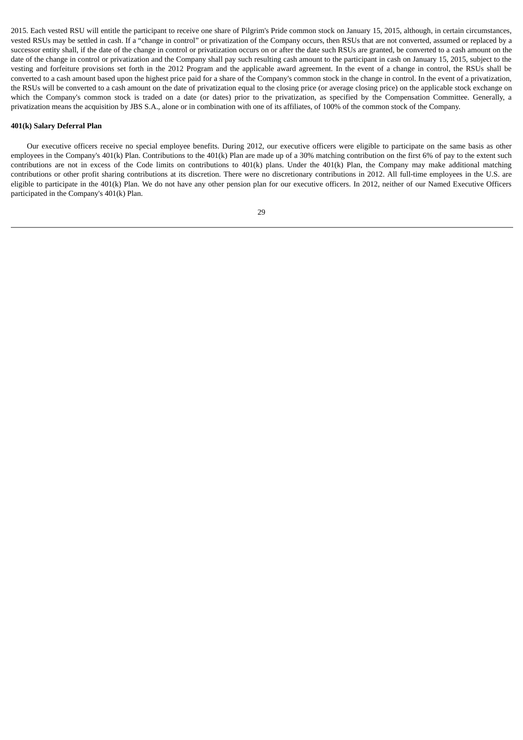2015. Each vested RSU will entitle the participant to receive one share of Pilgrim's Pride common stock on January 15, 2015, although, in certain circumstances, vested RSUs may be settled in cash. If a "change in control" or privatization of the Company occurs, then RSUs that are not converted, assumed or replaced by a successor entity shall, if the date of the change in control or privatization occurs on or after the date such RSUs are granted, be converted to a cash amount on the date of the change in control or privatization and the Company shall pay such resulting cash amount to the participant in cash on January 15, 2015, subject to the vesting and forfeiture provisions set forth in the 2012 Program and the applicable award agreement. In the event of a change in control, the RSUs shall be converted to a cash amount based upon the highest price paid for a share of the Company's common stock in the change in control. In the event of a privatization, the RSUs will be converted to a cash amount on the date of privatization equal to the closing price (or average closing price) on the applicable stock exchange on which the Company's common stock is traded on a date (or dates) prior to the privatization, as specified by the Compensation Committee. Generally, a privatization means the acquisition by JBS S.A., alone or in combination with one of its affiliates, of 100% of the common stock of the Company.

**401(k) Salary Deferral Plan**

Our executive officers receive no special employee benefits. During 2012, our executive officers were eligible to participate on the same basis as other employees in the Company's 401(k) Plan. Contributions to the 401(k) Plan are made up of a 30% matching contribution on the first 6% of pay to the extent such contributions are not in excess of the Code limits on contributions to 401(k) plans. Under the 401(k) Plan, the Company may make additional matching contributions or other profit sharing contributions at its discretion. There were no discretionary contributions in 2012. All full-time employees in the U.S. are eligible to participate in the 401(k) Plan. We do not have any other pension plan for our executive officers. In 2012, neither of our Named Executive Officers participated in the Company's 401(k) Plan.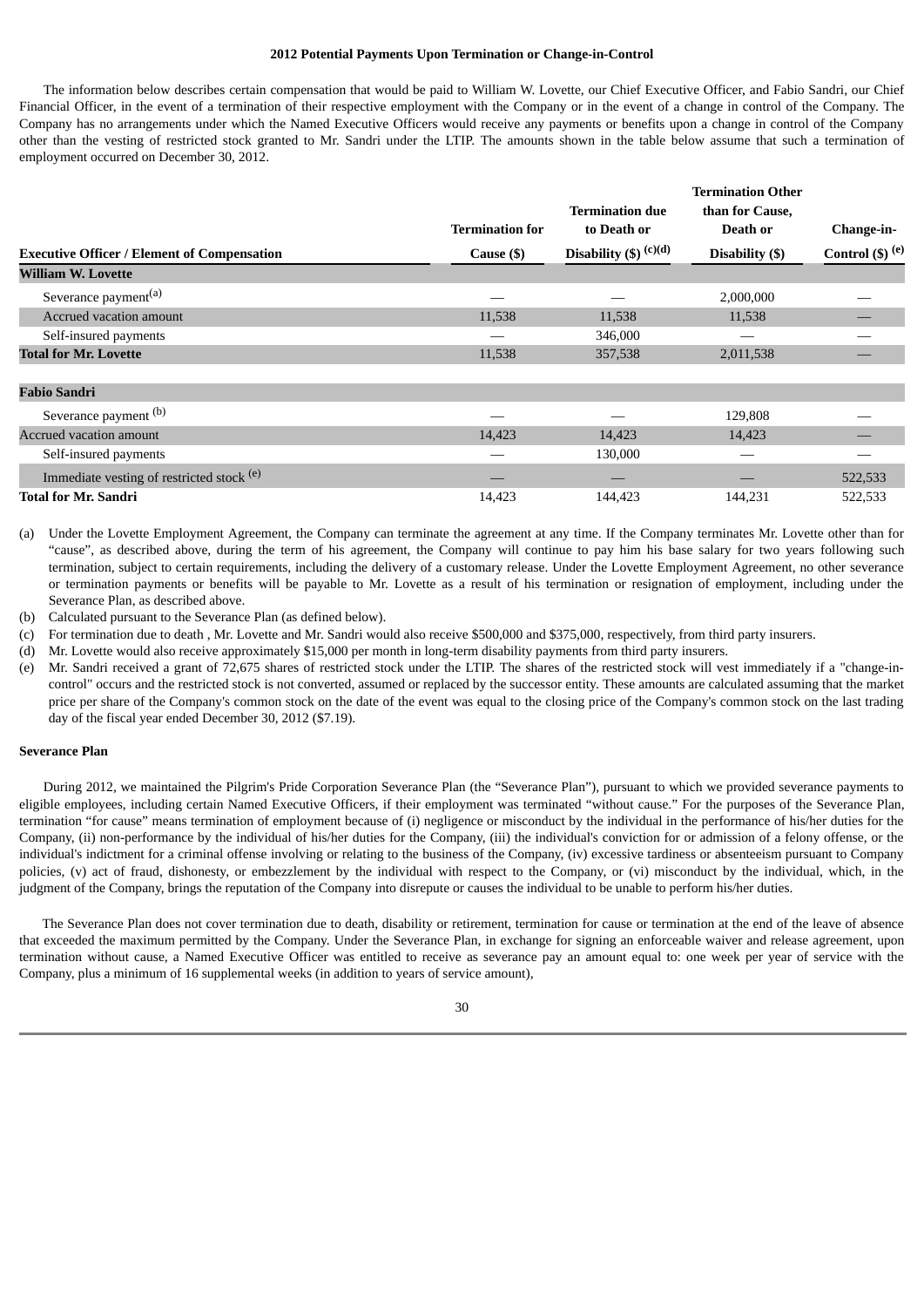**2012 Potential Payments Upon Termination or Change-in-Control**

The information below describes certain compensation that would be paid to William W. Lovette, our Chief Executive Officer, and Fabio Sandri, our Chief Financial Officer, in the event of a termination of their respective employment with the Company or in the event of a change in control of the Company. The Company has no arrangements under which the Named Executive Officers would receive any payments or benefits upon a change in control of the Company other than the vesting of restricted stock granted to Mr. Sandri under the LTIP. The amounts shown in the table below assume that such a termination of employment occurred on December 30, 2012.

| Executive Officer / Element of Compensation | Termination for Cause ($) | Termination due to Death or Disability ($) (c)(d) | Termination Other than for Cause, Death or Disability ($) | Change-in-Control ($) (e) |
|---|---|---|---|---|
| **William W. Lovette** | | | | |
| Severance payment[(a)] | — | — | 2,000,000 | — |
| Accrued vacation amount | 11,538 | 11,538 | 11,538 | — |
| Self-insured payments | — | 346,000 | — | — |
| **Total for Mr. Lovette** | 11,538 | 357,538 | 2,011,538 | — |
| | | | | |
| **Fabio Sandri** | | | | |
| Severance payment [(b)] | — | — | 129,808 | — |
| Accrued vacation amount | 14,423 | 14,423 | 14,423 | — |
| Self-insured payments | — | 130,000 | — | — |
| Immediate vesting of restricted stock [(e)] | — | — | — | 522,533 |
| **Total for Mr. Sandri** | 14,423 | 144,423 | 144,231 | 522,533 |

(a) Under the Lovette Employment Agreement, the Company can terminate the agreement at any time. If the Company terminates Mr. Lovette other than for "cause", as described above, during the term of his agreement, the Company will continue to pay him his base salary for two years following such termination, subject to certain requirements, including the delivery of a customary release. Under the Lovette Employment Agreement, no other severance or termination payments or benefits will be payable to Mr. Lovette as a result of his termination or resignation of employment, including under the Severance Plan, as described above.

(b) Calculated pursuant to the Severance Plan (as defined below).

(c) For termination due to death , Mr. Lovette and Mr. Sandri would also receive $500,000 and $375,000, respectively, from third party insurers.

(d) Mr. Lovette would also receive approximately $15,000 per month in long-term disability payments from third party insurers.

(e) Mr. Sandri received a grant of 72,675 shares of restricted stock under the LTIP. The shares of the restricted stock will vest immediately if a "change-in-control" occurs and the restricted stock is not converted, assumed or replaced by the successor entity. These amounts are calculated assuming that the market price per share of the Company's common stock on the date of the event was equal to the closing price of the Company's common stock on the last trading day of the fiscal year ended December 30, 2012 ($7.19).

**Severance Plan**

During 2012, we maintained the Pilgrim's Pride Corporation Severance Plan (the "Severance Plan"), pursuant to which we provided severance payments to eligible employees, including certain Named Executive Officers, if their employment was terminated "without cause." For the purposes of the Severance Plan, termination "for cause" means termination of employment because of (i) negligence or misconduct by the individual in the performance of his/her duties for the Company, (ii) non-performance by the individual of his/her duties for the Company, (iii) the individual's conviction for or admission of a felony offense, or the individual's indictment for a criminal offense involving or relating to the business of the Company, (iv) excessive tardiness or absenteeism pursuant to Company policies, (v) act of fraud, dishonesty, or embezzlement by the individual with respect to the Company, or (vi) misconduct by the individual, which, in the judgment of the Company, brings the reputation of the Company into disrepute or causes the individual to be unable to perform his/her duties.

The Severance Plan does not cover termination due to death, disability or retirement, termination for cause or termination at the end of the leave of absence that exceeded the maximum permitted by the Company. Under the Severance Plan, in exchange for signing an enforceable waiver and release agreement, upon termination without cause, a Named Executive Officer was entitled to receive as severance pay an amount equal to: one week per year of service with the Company, plus a minimum of 16 supplemental weeks (in addition to years of service amount),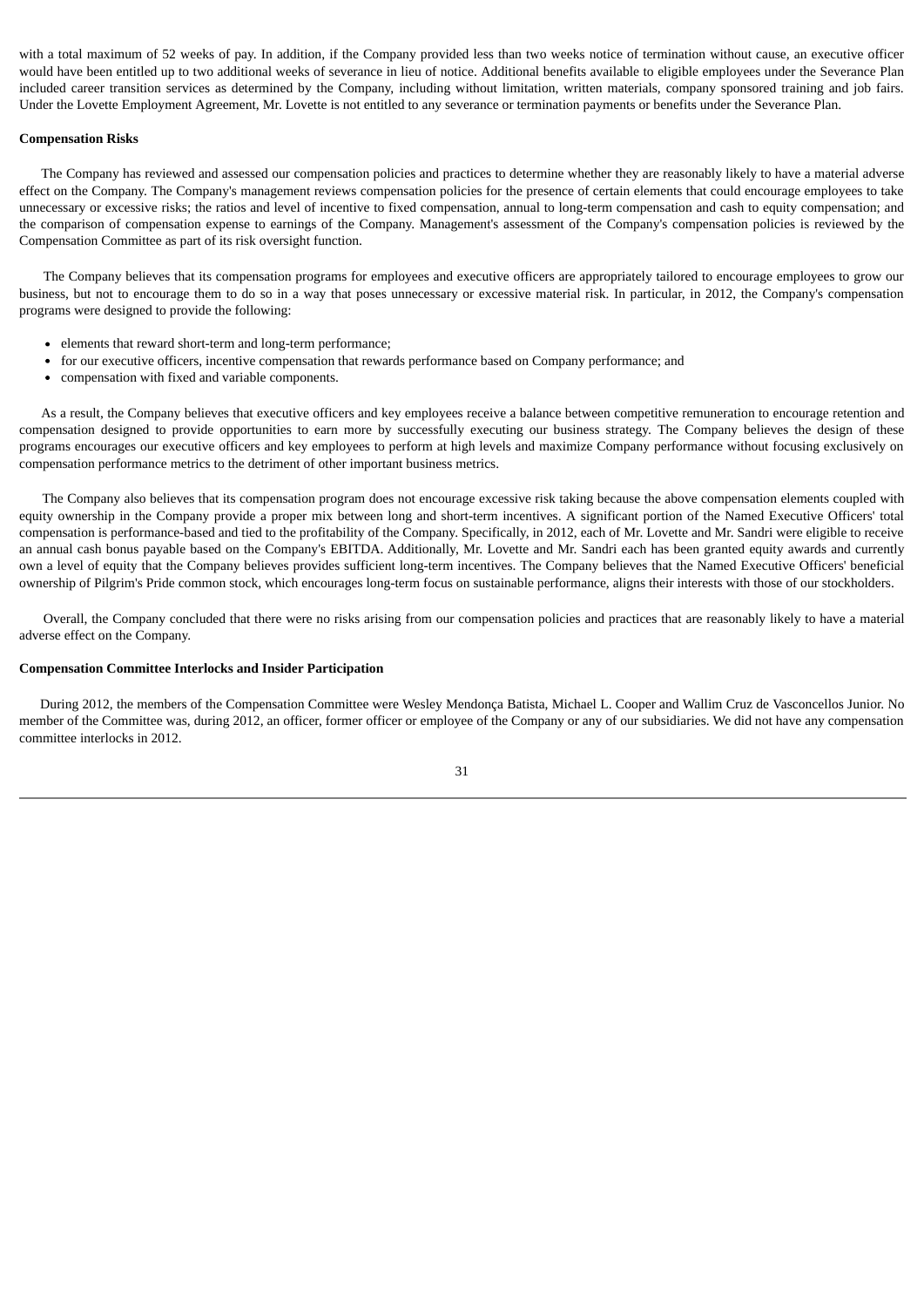with a total maximum of 52 weeks of pay. In addition, if the Company provided less than two weeks notice of termination without cause, an executive officer would have been entitled up to two additional weeks of severance in lieu of notice. Additional benefits available to eligible employees under the Severance Plan included career transition services as determined by the Company, including without limitation, written materials, company sponsored training and job fairs. Under the Lovette Employment Agreement, Mr. Lovette is not entitled to any severance or termination payments or benefits under the Severance Plan.

**Compensation Risks**

The Company has reviewed and assessed our compensation policies and practices to determine whether they are reasonably likely to have a material adverse effect on the Company. The Company's management reviews compensation policies for the presence of certain elements that could encourage employees to take unnecessary or excessive risks; the ratios and level of incentive to fixed compensation, annual to long-term compensation and cash to equity compensation; and the comparison of compensation expense to earnings of the Company. Management's assessment of the Company's compensation policies is reviewed by the Compensation Committee as part of its risk oversight function.

The Company believes that its compensation programs for employees and executive officers are appropriately tailored to encourage employees to grow our business, but not to encourage them to do so in a way that poses unnecessary or excessive material risk. In particular, in 2012, the Company's compensation programs were designed to provide the following:

- elements that reward short-term and long-term performance;
- for our executive officers, incentive compensation that rewards performance based on Company performance; and
- compensation with fixed and variable components.

As a result, the Company believes that executive officers and key employees receive a balance between competitive remuneration to encourage retention and compensation designed to provide opportunities to earn more by successfully executing our business strategy. The Company believes the design of these programs encourages our executive officers and key employees to perform at high levels and maximize Company performance without focusing exclusively on compensation performance metrics to the detriment of other important business metrics.

The Company also believes that its compensation program does not encourage excessive risk taking because the above compensation elements coupled with equity ownership in the Company provide a proper mix between long and short-term incentives. A significant portion of the Named Executive Officers' total compensation is performance-based and tied to the profitability of the Company. Specifically, in 2012, each of Mr. Lovette and Mr. Sandri were eligible to receive an annual cash bonus payable based on the Company's EBITDA. Additionally, Mr. Lovette and Mr. Sandri each has been granted equity awards and currently own a level of equity that the Company believes provides sufficient long-term incentives. The Company believes that the Named Executive Officers' beneficial ownership of Pilgrim's Pride common stock, which encourages long-term focus on sustainable performance, aligns their interests with those of our stockholders.

Overall, the Company concluded that there were no risks arising from our compensation policies and practices that are reasonably likely to have a material adverse effect on the Company.

**Compensation Committee Interlocks and Insider Participation**

During 2012, the members of the Compensation Committee were Wesley Mendonça Batista, Michael L. Cooper and Wallim Cruz de Vasconcellos Junior. No member of the Committee was, during 2012, an officer, former officer or employee of the Company or any of our subsidiaries. We did not have any compensation committee interlocks in 2012.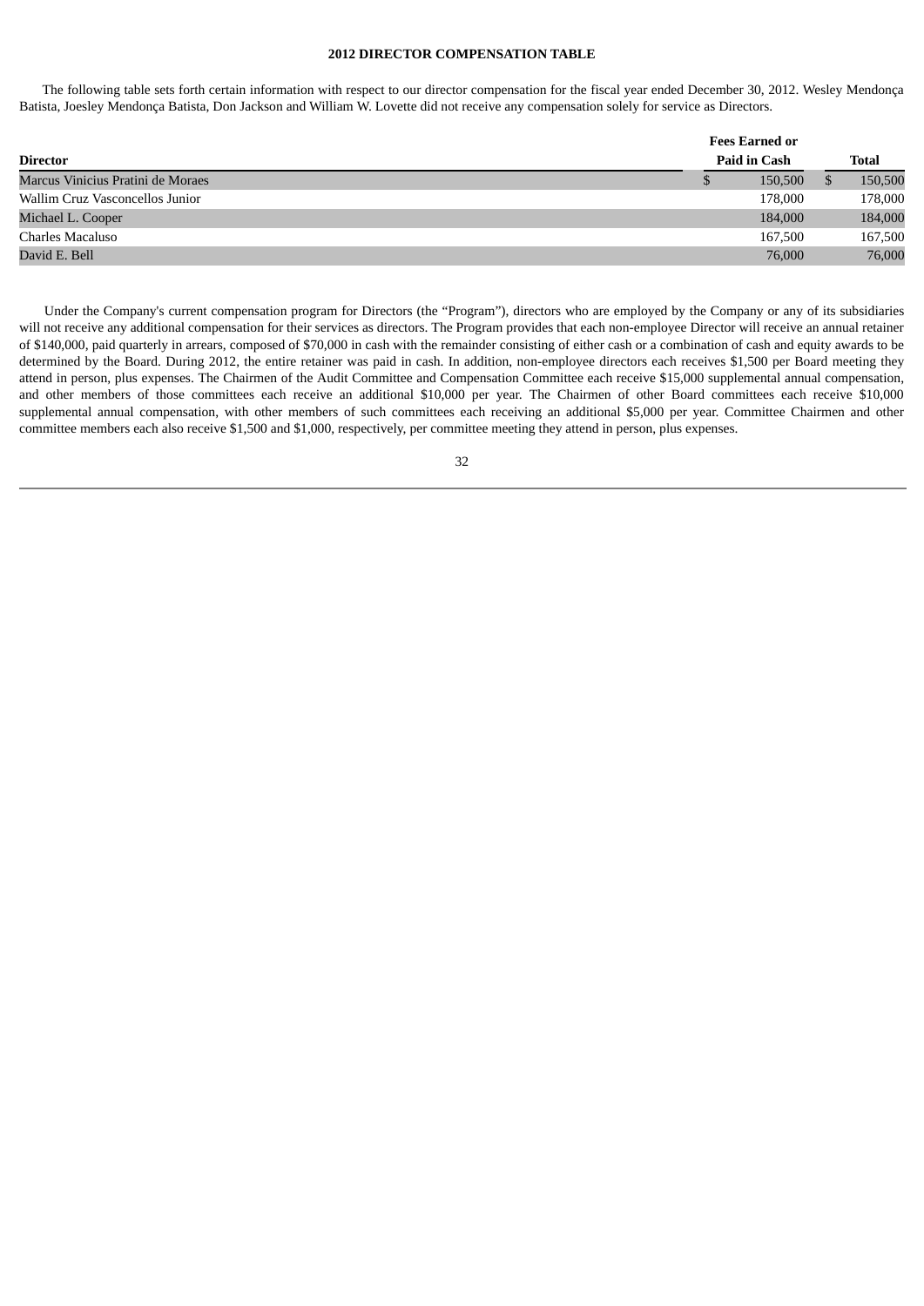## 2012 DIRECTOR COMPENSATION TABLE

The following table sets forth certain information with respect to our director compensation for the fiscal year ended December 30, 2012. Wesley Mendonça Batista, Joesley Mendonça Batista, Don Jackson and William W. Lovette did not receive any compensation solely for service as Directors.

| Director | Fees Earned or Paid in Cash | Total |
|---|---|---|
| Marcus Vinicius Pratini de Moraes | $ 150,500 | $ 150,500 |
| Wallim Cruz Vasconcellos Junior | 178,000 | 178,000 |
| Michael L. Cooper | 184,000 | 184,000 |
| Charles Macaluso | 167,500 | 167,500 |
| David E. Bell | 76,000 | 76,000 |

Under the Company's current compensation program for Directors (the "Program"), directors who are employed by the Company or any of its subsidiaries will not receive any additional compensation for their services as directors. The Program provides that each non-employee Director will receive an annual retainer of $140,000, paid quarterly in arrears, composed of $70,000 in cash with the remainder consisting of either cash or a combination of cash and equity awards to be determined by the Board. During 2012, the entire retainer was paid in cash. In addition, non-employee directors each receives $1,500 per Board meeting they attend in person, plus expenses. The Chairmen of the Audit Committee and Compensation Committee each receive $15,000 supplemental annual compensation, and other members of those committees each receive an additional $10,000 per year. The Chairmen of other Board committees each receive $10,000 supplemental annual compensation, with other members of such committees each receiving an additional $5,000 per year. Committee Chairmen and other committee members each also receive $1,500 and $1,000, respectively, per committee meeting they attend in person, plus expenses.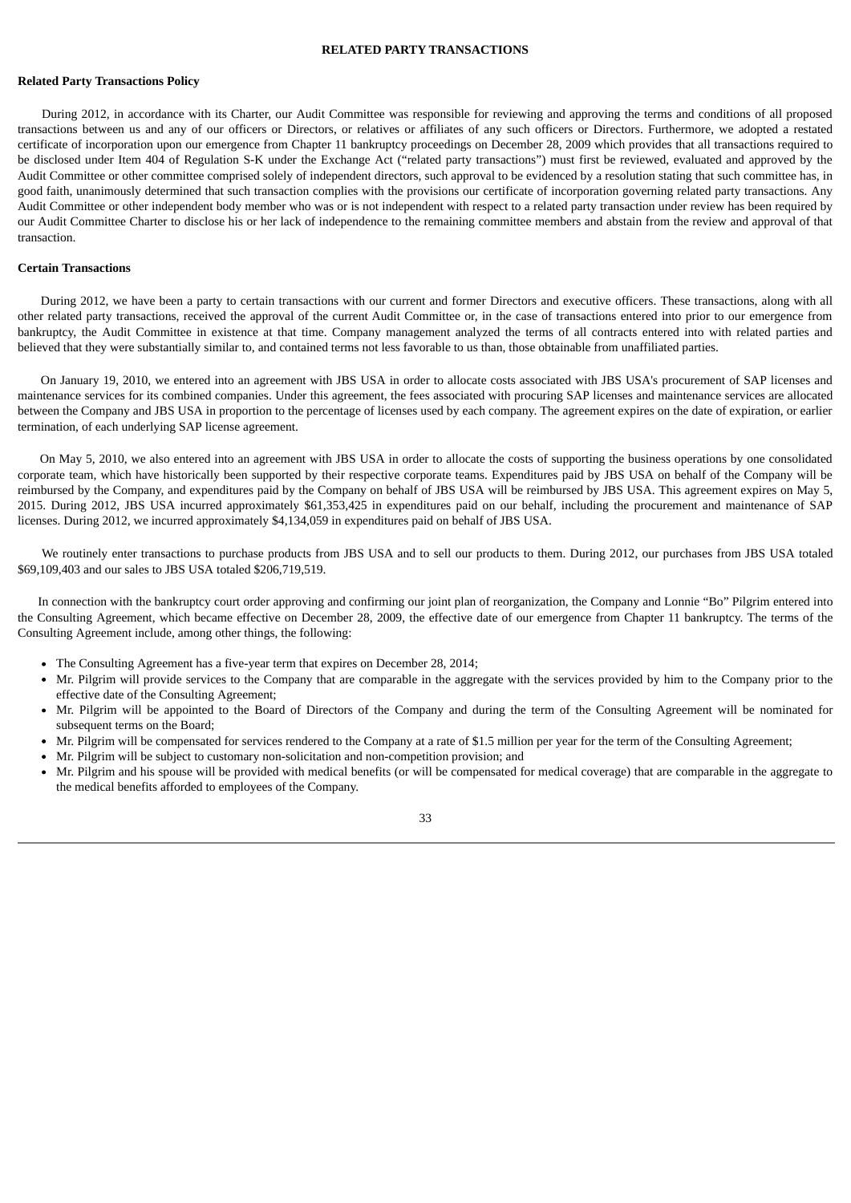## RELATED PARTY TRANSACTIONS

### Related Party Transactions Policy

During 2012, in accordance with its Charter, our Audit Committee was responsible for reviewing and approving the terms and conditions of all proposed transactions between us and any of our officers or Directors, or relatives or affiliates of any such officers or Directors. Furthermore, we adopted a restated certificate of incorporation upon our emergence from Chapter 11 bankruptcy proceedings on December 28, 2009 which provides that all transactions required to be disclosed under Item 404 of Regulation S-K under the Exchange Act ("related party transactions") must first be reviewed, evaluated and approved by the Audit Committee or other committee comprised solely of independent directors, such approval to be evidenced by a resolution stating that such committee has, in good faith, unanimously determined that such transaction complies with the provisions our certificate of incorporation governing related party transactions. Any Audit Committee or other independent body member who was or is not independent with respect to a related party transaction under review has been required by our Audit Committee Charter to disclose his or her lack of independence to the remaining committee members and abstain from the review and approval of that transaction.

### Certain Transactions

During 2012, we have been a party to certain transactions with our current and former Directors and executive officers. These transactions, along with all other related party transactions, received the approval of the current Audit Committee or, in the case of transactions entered into prior to our emergence from bankruptcy, the Audit Committee in existence at that time. Company management analyzed the terms of all contracts entered into with related parties and believed that they were substantially similar to, and contained terms not less favorable to us than, those obtainable from unaffiliated parties.

On January 19, 2010, we entered into an agreement with JBS USA in order to allocate costs associated with JBS USA's procurement of SAP licenses and maintenance services for its combined companies. Under this agreement, the fees associated with procuring SAP licenses and maintenance services are allocated between the Company and JBS USA in proportion to the percentage of licenses used by each company. The agreement expires on the date of expiration, or earlier termination, of each underlying SAP license agreement.

On May 5, 2010, we also entered into an agreement with JBS USA in order to allocate the costs of supporting the business operations by one consolidated corporate team, which have historically been supported by their respective corporate teams. Expenditures paid by JBS USA on behalf of the Company will be reimbursed by the Company, and expenditures paid by the Company on behalf of JBS USA will be reimbursed by JBS USA. This agreement expires on May 5, 2015. During 2012, JBS USA incurred approximately $61,353,425 in expenditures paid on our behalf, including the procurement and maintenance of SAP licenses. During 2012, we incurred approximately $4,134,059 in expenditures paid on behalf of JBS USA.

We routinely enter transactions to purchase products from JBS USA and to sell our products to them. During 2012, our purchases from JBS USA totaled $69,109,403 and our sales to JBS USA totaled $206,719,519.

In connection with the bankruptcy court order approving and confirming our joint plan of reorganization, the Company and Lonnie "Bo" Pilgrim entered into the Consulting Agreement, which became effective on December 28, 2009, the effective date of our emergence from Chapter 11 bankruptcy. The terms of the Consulting Agreement include, among other things, the following:

- The Consulting Agreement has a five-year term that expires on December 28, 2014;
- Mr. Pilgrim will provide services to the Company that are comparable in the aggregate with the services provided by him to the Company prior to the effective date of the Consulting Agreement;
- Mr. Pilgrim will be appointed to the Board of Directors of the Company and during the term of the Consulting Agreement will be nominated for subsequent terms on the Board;
- Mr. Pilgrim will be compensated for services rendered to the Company at a rate of $1.5 million per year for the term of the Consulting Agreement;
- Mr. Pilgrim will be subject to customary non-solicitation and non-competition provision; and
- Mr. Pilgrim and his spouse will be provided with medical benefits (or will be compensated for medical coverage) that are comparable in the aggregate to the medical benefits afforded to employees of the Company.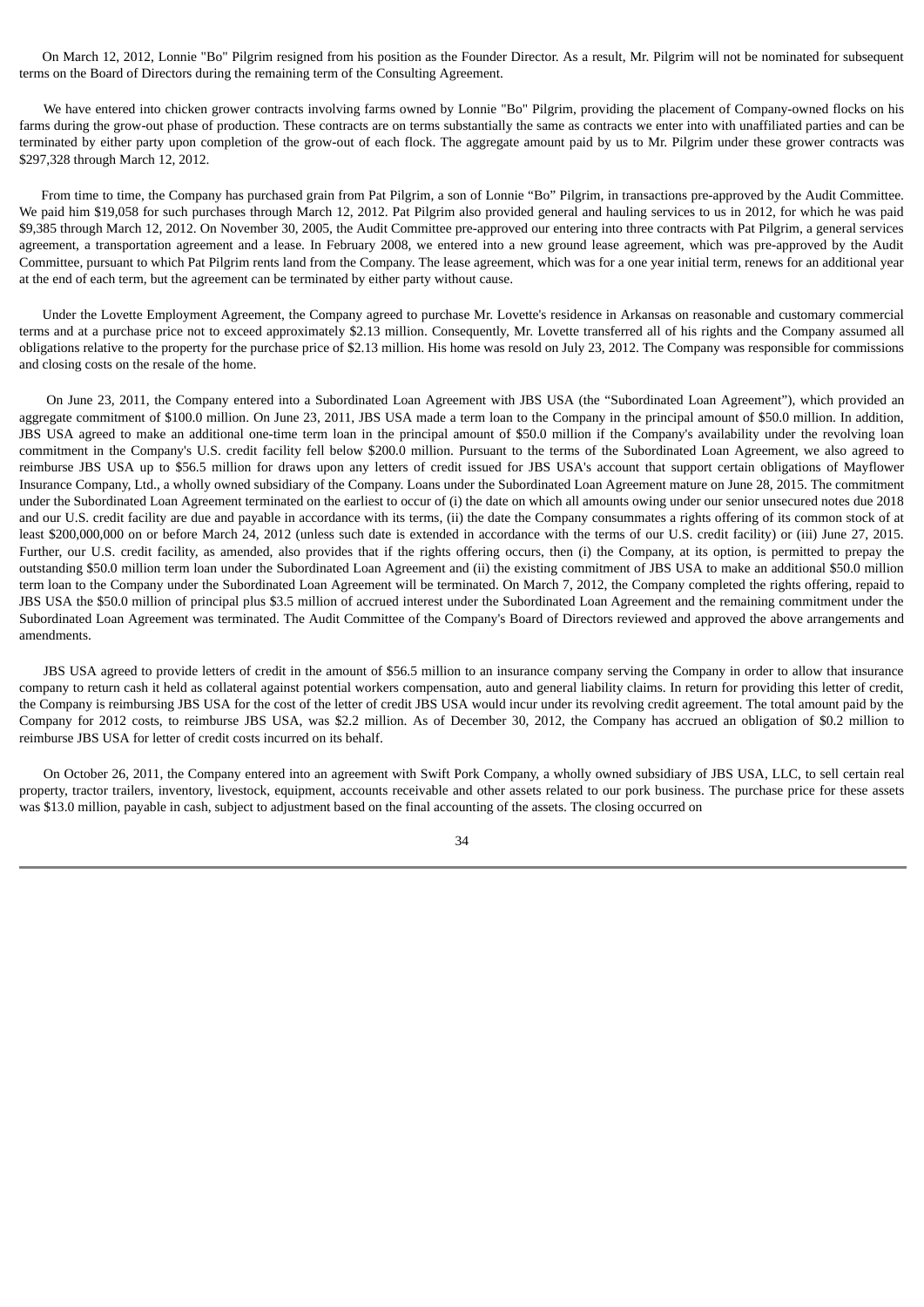On March 12, 2012, Lonnie "Bo" Pilgrim resigned from his position as the Founder Director. As a result, Mr. Pilgrim will not be nominated for subsequent terms on the Board of Directors during the remaining term of the Consulting Agreement.

We have entered into chicken grower contracts involving farms owned by Lonnie "Bo" Pilgrim, providing the placement of Company-owned flocks on his farms during the grow-out phase of production. These contracts are on terms substantially the same as contracts we enter into with unaffiliated parties and can be terminated by either party upon completion of the grow-out of each flock. The aggregate amount paid by us to Mr. Pilgrim under these grower contracts was $297,328 through March 12, 2012.

From time to time, the Company has purchased grain from Pat Pilgrim, a son of Lonnie “Bo” Pilgrim, in transactions pre-approved by the Audit Committee. We paid him $19,058 for such purchases through March 12, 2012. Pat Pilgrim also provided general and hauling services to us in 2012, for which he was paid $9,385 through March 12, 2012. On November 30, 2005, the Audit Committee pre-approved our entering into three contracts with Pat Pilgrim, a general services agreement, a transportation agreement and a lease. In February 2008, we entered into a new ground lease agreement, which was pre-approved by the Audit Committee, pursuant to which Pat Pilgrim rents land from the Company. The lease agreement, which was for a one year initial term, renews for an additional year at the end of each term, but the agreement can be terminated by either party without cause.

Under the Lovette Employment Agreement, the Company agreed to purchase Mr. Lovette's residence in Arkansas on reasonable and customary commercial terms and at a purchase price not to exceed approximately $2.13 million. Consequently, Mr. Lovette transferred all of his rights and the Company assumed all obligations relative to the property for the purchase price of $2.13 million. His home was resold on July 23, 2012. The Company was responsible for commissions and closing costs on the resale of the home.

On June 23, 2011, the Company entered into a Subordinated Loan Agreement with JBS USA (the “Subordinated Loan Agreement”), which provided an aggregate commitment of $100.0 million. On June 23, 2011, JBS USA made a term loan to the Company in the principal amount of $50.0 million. In addition, JBS USA agreed to make an additional one-time term loan in the principal amount of $50.0 million if the Company's availability under the revolving loan commitment in the Company's U.S. credit facility fell below $200.0 million. Pursuant to the terms of the Subordinated Loan Agreement, we also agreed to reimburse JBS USA up to $56.5 million for draws upon any letters of credit issued for JBS USA's account that support certain obligations of Mayflower Insurance Company, Ltd., a wholly owned subsidiary of the Company. Loans under the Subordinated Loan Agreement mature on June 28, 2015. The commitment under the Subordinated Loan Agreement terminated on the earliest to occur of (i) the date on which all amounts owing under our senior unsecured notes due 2018 and our U.S. credit facility are due and payable in accordance with its terms, (ii) the date the Company consummates a rights offering of its common stock of at least $200,000,000 on or before March 24, 2012 (unless such date is extended in accordance with the terms of our U.S. credit facility) or (iii) June 27, 2015. Further, our U.S. credit facility, as amended, also provides that if the rights offering occurs, then (i) the Company, at its option, is permitted to prepay the outstanding $50.0 million term loan under the Subordinated Loan Agreement and (ii) the existing commitment of JBS USA to make an additional $50.0 million term loan to the Company under the Subordinated Loan Agreement will be terminated. On March 7, 2012, the Company completed the rights offering, repaid to JBS USA the $50.0 million of principal plus $3.5 million of accrued interest under the Subordinated Loan Agreement and the remaining commitment under the Subordinated Loan Agreement was terminated. The Audit Committee of the Company's Board of Directors reviewed and approved the above arrangements and amendments.

JBS USA agreed to provide letters of credit in the amount of $56.5 million to an insurance company serving the Company in order to allow that insurance company to return cash it held as collateral against potential workers compensation, auto and general liability claims. In return for providing this letter of credit, the Company is reimbursing JBS USA for the cost of the letter of credit JBS USA would incur under its revolving credit agreement. The total amount paid by the Company for 2012 costs, to reimburse JBS USA, was $2.2 million. As of December 30, 2012, the Company has accrued an obligation of $0.2 million to reimburse JBS USA for letter of credit costs incurred on its behalf.

On October 26, 2011, the Company entered into an agreement with Swift Pork Company, a wholly owned subsidiary of JBS USA, LLC, to sell certain real property, tractor trailers, inventory, livestock, equipment, accounts receivable and other assets related to our pork business. The purchase price for these assets was $13.0 million, payable in cash, subject to adjustment based on the final accounting of the assets. The closing occurred on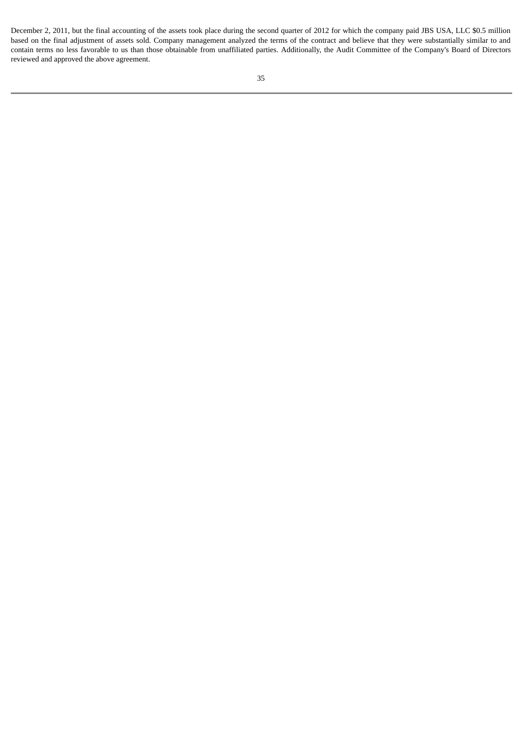December 2, 2011, but the final accounting of the assets took place during the second quarter of 2012 for which the company paid JBS USA, LLC $0.5 million based on the final adjustment of assets sold. Company management analyzed the terms of the contract and believe that they were substantially similar to and contain terms no less favorable to us than those obtainable from unaffiliated parties. Additionally, the Audit Committee of the Company's Board of Directors reviewed and approved the above agreement.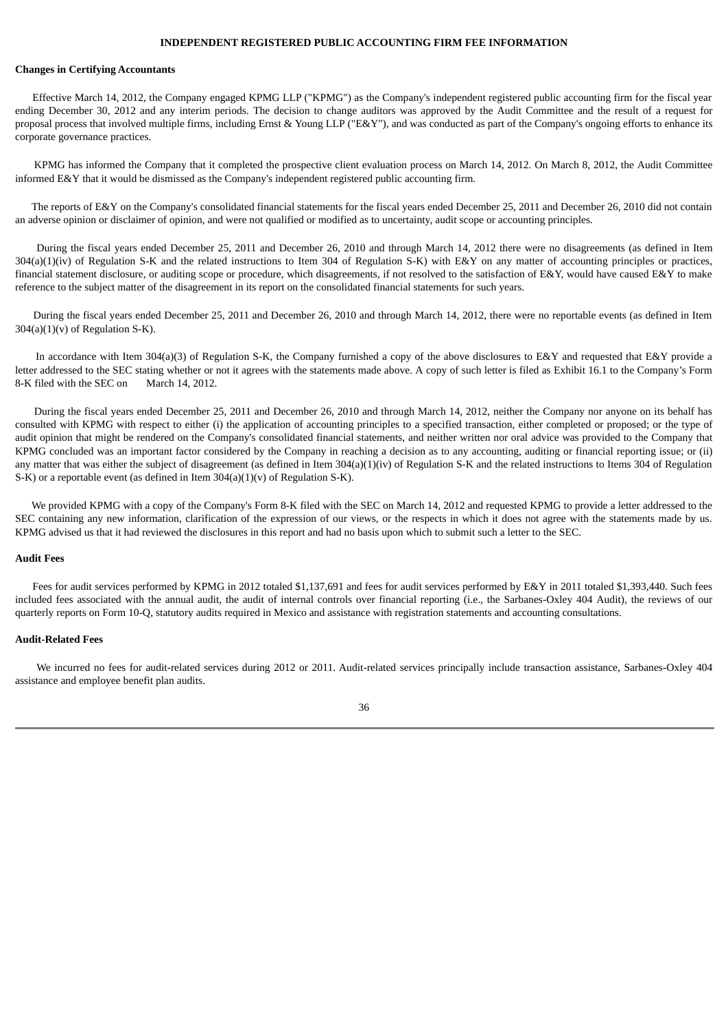## INDEPENDENT REGISTERED PUBLIC ACCOUNTING FIRM FEE INFORMATION

### Changes in Certifying Accountants

Effective March 14, 2012, the Company engaged KPMG LLP ("KPMG") as the Company's independent registered public accounting firm for the fiscal year ending December 30, 2012 and any interim periods. The decision to change auditors was approved by the Audit Committee and the result of a request for proposal process that involved multiple firms, including Ernst & Young LLP ("E&Y"), and was conducted as part of the Company's ongoing efforts to enhance its corporate governance practices.

KPMG has informed the Company that it completed the prospective client evaluation process on March 14, 2012. On March 8, 2012, the Audit Committee informed E&Y that it would be dismissed as the Company's independent registered public accounting firm.

The reports of E&Y on the Company's consolidated financial statements for the fiscal years ended December 25, 2011 and December 26, 2010 did not contain an adverse opinion or disclaimer of opinion, and were not qualified or modified as to uncertainty, audit scope or accounting principles.

During the fiscal years ended December 25, 2011 and December 26, 2010 and through March 14, 2012 there were no disagreements (as defined in Item 304(a)(1)(iv) of Regulation S-K and the related instructions to Item 304 of Regulation S-K) with E&Y on any matter of accounting principles or practices, financial statement disclosure, or auditing scope or procedure, which disagreements, if not resolved to the satisfaction of E&Y, would have caused E&Y to make reference to the subject matter of the disagreement in its report on the consolidated financial statements for such years.

During the fiscal years ended December 25, 2011 and December 26, 2010 and through March 14, 2012, there were no reportable events (as defined in Item 304(a)(1)(v) of Regulation S-K).

In accordance with Item 304(a)(3) of Regulation S-K, the Company furnished a copy of the above disclosures to E&Y and requested that E&Y provide a letter addressed to the SEC stating whether or not it agrees with the statements made above. A copy of such letter is filed as Exhibit 16.1 to the Company's Form 8-K filed with the SEC on March 14, 2012.

During the fiscal years ended December 25, 2011 and December 26, 2010 and through March 14, 2012, neither the Company nor anyone on its behalf has consulted with KPMG with respect to either (i) the application of accounting principles to a specified transaction, either completed or proposed; or the type of audit opinion that might be rendered on the Company's consolidated financial statements, and neither written nor oral advice was provided to the Company that KPMG concluded was an important factor considered by the Company in reaching a decision as to any accounting, auditing or financial reporting issue; or (ii) any matter that was either the subject of disagreement (as defined in Item 304(a)(1)(iv) of Regulation S-K and the related instructions to Items 304 of Regulation S-K) or a reportable event (as defined in Item 304(a)(1)(v) of Regulation S-K).

We provided KPMG with a copy of the Company's Form 8-K filed with the SEC on March 14, 2012 and requested KPMG to provide a letter addressed to the SEC containing any new information, clarification of the expression of our views, or the respects in which it does not agree with the statements made by us. KPMG advised us that it had reviewed the disclosures in this report and had no basis upon which to submit such a letter to the SEC.

### Audit Fees

Fees for audit services performed by KPMG in 2012 totaled $1,137,691 and fees for audit services performed by E&Y in 2011 totaled $1,393,440. Such fees included fees associated with the annual audit, the audit of internal controls over financial reporting (i.e., the Sarbanes-Oxley 404 Audit), the reviews of our quarterly reports on Form 10-Q, statutory audits required in Mexico and assistance with registration statements and accounting consultations.

### Audit-Related Fees

We incurred no fees for audit-related services during 2012 or 2011. Audit-related services principally include transaction assistance, Sarbanes-Oxley 404 assistance and employee benefit plan audits.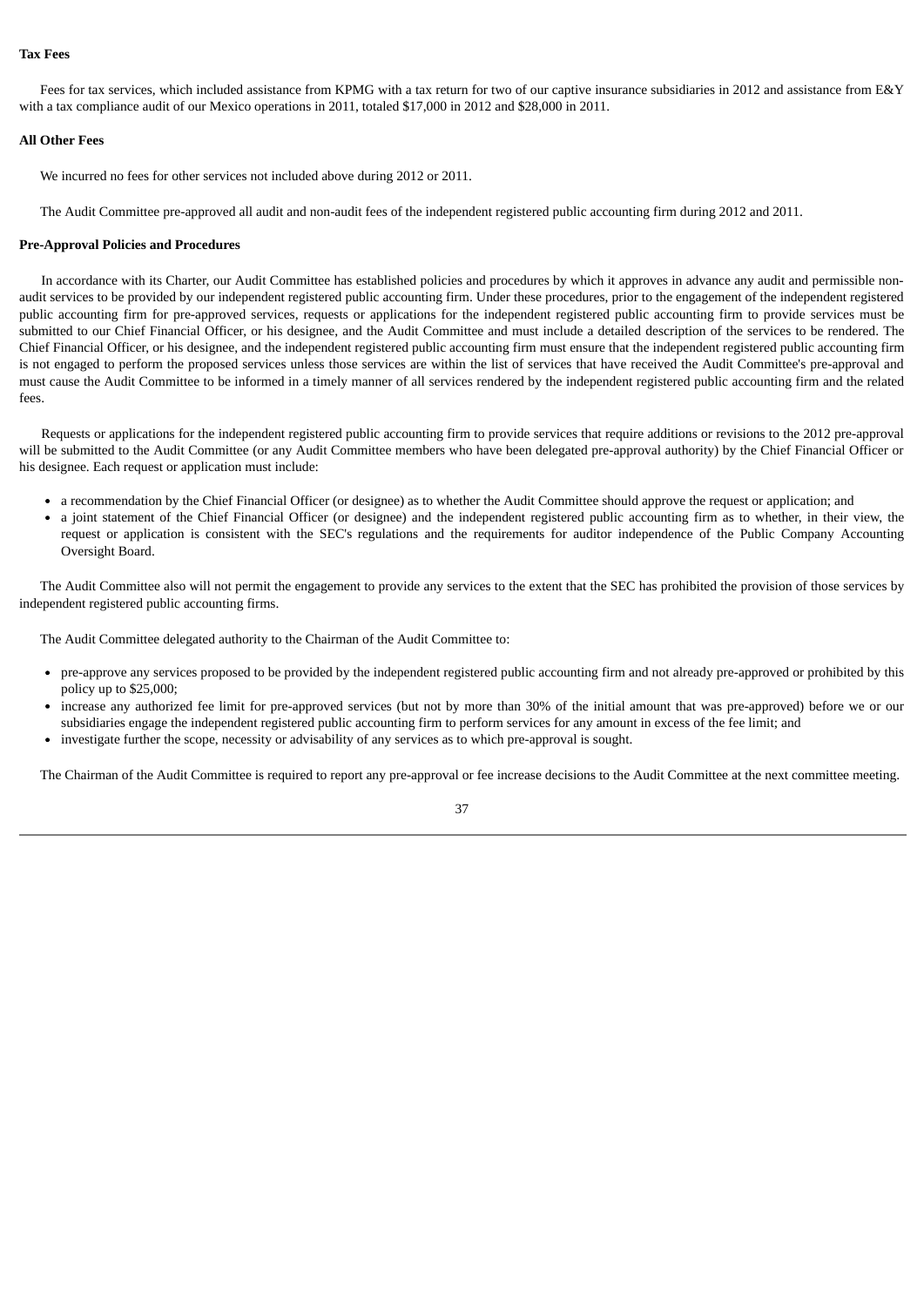**Tax Fees**

Fees for tax services, which included assistance from KPMG with a tax return for two of our captive insurance subsidiaries in 2012 and assistance from E&Y with a tax compliance audit of our Mexico operations in 2011, totaled $17,000 in 2012 and $28,000 in 2011.

**All Other Fees**

We incurred no fees for other services not included above during 2012 or 2011.

The Audit Committee pre-approved all audit and non-audit fees of the independent registered public accounting firm during 2012 and 2011.

**Pre-Approval Policies and Procedures**

In accordance with its Charter, our Audit Committee has established policies and procedures by which it approves in advance any audit and permissible non-audit services to be provided by our independent registered public accounting firm. Under these procedures, prior to the engagement of the independent registered public accounting firm for pre-approved services, requests or applications for the independent registered public accounting firm to provide services must be submitted to our Chief Financial Officer, or his designee, and the Audit Committee and must include a detailed description of the services to be rendered. The Chief Financial Officer, or his designee, and the independent registered public accounting firm must ensure that the independent registered public accounting firm is not engaged to perform the proposed services unless those services are within the list of services that have received the Audit Committee's pre-approval and must cause the Audit Committee to be informed in a timely manner of all services rendered by the independent registered public accounting firm and the related fees.

Requests or applications for the independent registered public accounting firm to provide services that require additions or revisions to the 2012 pre-approval will be submitted to the Audit Committee (or any Audit Committee members who have been delegated pre-approval authority) by the Chief Financial Officer or his designee. Each request or application must include:

- a recommendation by the Chief Financial Officer (or designee) as to whether the Audit Committee should approve the request or application; and
- a joint statement of the Chief Financial Officer (or designee) and the independent registered public accounting firm as to whether, in their view, the request or application is consistent with the SEC's regulations and the requirements for auditor independence of the Public Company Accounting Oversight Board.

The Audit Committee also will not permit the engagement to provide any services to the extent that the SEC has prohibited the provision of those services by independent registered public accounting firms.

The Audit Committee delegated authority to the Chairman of the Audit Committee to:

- pre-approve any services proposed to be provided by the independent registered public accounting firm and not already pre-approved or prohibited by this policy up to $25,000;
- increase any authorized fee limit for pre-approved services (but not by more than 30% of the initial amount that was pre-approved) before we or our subsidiaries engage the independent registered public accounting firm to perform services for any amount in excess of the fee limit; and
- investigate further the scope, necessity or advisability of any services as to which pre-approval is sought.

The Chairman of the Audit Committee is required to report any pre-approval or fee increase decisions to the Audit Committee at the next committee meeting.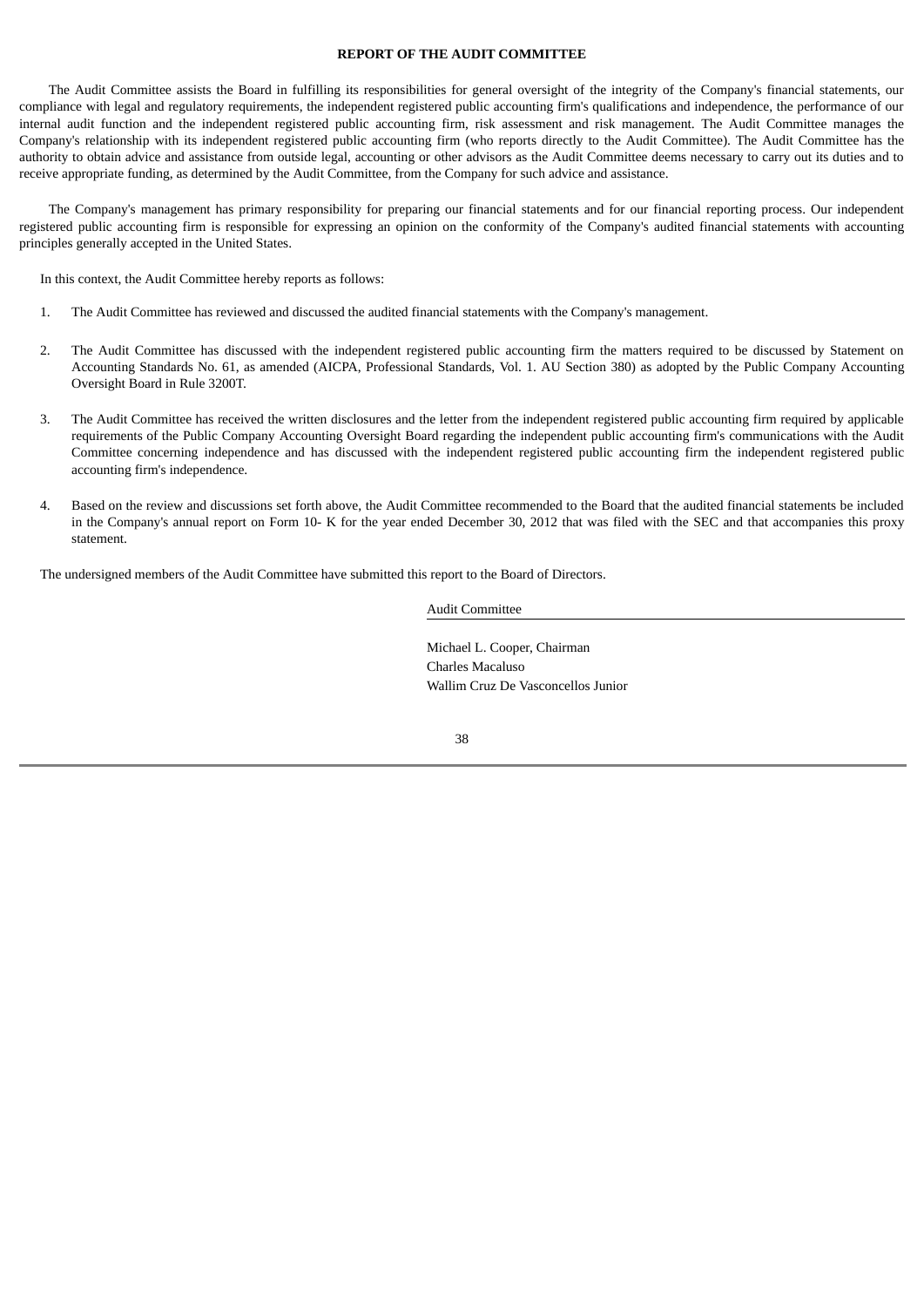## REPORT OF THE AUDIT COMMITTEE

The Audit Committee assists the Board in fulfilling its responsibilities for general oversight of the integrity of the Company's financial statements, our compliance with legal and regulatory requirements, the independent registered public accounting firm's qualifications and independence, the performance of our internal audit function and the independent registered public accounting firm, risk assessment and risk management. The Audit Committee manages the Company's relationship with its independent registered public accounting firm (who reports directly to the Audit Committee). The Audit Committee has the authority to obtain advice and assistance from outside legal, accounting or other advisors as the Audit Committee deems necessary to carry out its duties and to receive appropriate funding, as determined by the Audit Committee, from the Company for such advice and assistance.

The Company's management has primary responsibility for preparing our financial statements and for our financial reporting process. Our independent registered public accounting firm is responsible for expressing an opinion on the conformity of the Company's audited financial statements with accounting principles generally accepted in the United States.

In this context, the Audit Committee hereby reports as follows:

1. The Audit Committee has reviewed and discussed the audited financial statements with the Company's management.

2. The Audit Committee has discussed with the independent registered public accounting firm the matters required to be discussed by Statement on Accounting Standards No. 61, as amended (AICPA, Professional Standards, Vol. 1. AU Section 380) as adopted by the Public Company Accounting Oversight Board in Rule 3200T.

3. The Audit Committee has received the written disclosures and the letter from the independent registered public accounting firm required by applicable requirements of the Public Company Accounting Oversight Board regarding the independent public accounting firm's communications with the Audit Committee concerning independence and has discussed with the independent registered public accounting firm the independent registered public accounting firm's independence.

4. Based on the review and discussions set forth above, the Audit Committee recommended to the Board that the audited financial statements be included in the Company's annual report on Form 10- K for the year ended December 30, 2012 that was filed with the SEC and that accompanies this proxy statement.

The undersigned members of the Audit Committee have submitted this report to the Board of Directors.

Audit Committee

Michael L. Cooper, Chairman
Charles Macaluso
Wallim Cruz De Vasconcellos Junior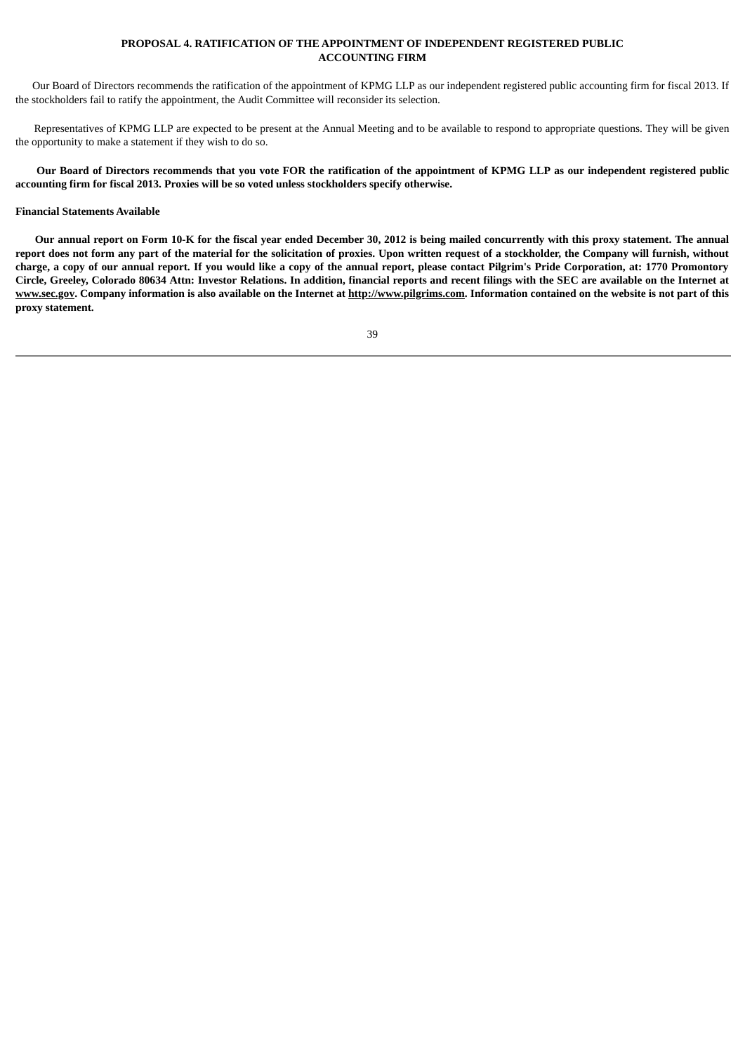## PROPOSAL 4. RATIFICATION OF THE APPOINTMENT OF INDEPENDENT REGISTERED PUBLIC ACCOUNTING FIRM

Our Board of Directors recommends the ratification of the appointment of KPMG LLP as our independent registered public accounting firm for fiscal 2013. If the stockholders fail to ratify the appointment, the Audit Committee will reconsider its selection.

Representatives of KPMG LLP are expected to be present at the Annual Meeting and to be available to respond to appropriate questions. They will be given the opportunity to make a statement if they wish to do so.

**Our Board of Directors recommends that you vote FOR the ratification of the appointment of KPMG LLP as our independent registered public accounting firm for fiscal 2013. Proxies will be so voted unless stockholders specify otherwise.**

**Financial Statements Available**

**Our annual report on Form 10-K for the fiscal year ended December 30, 2012 is being mailed concurrently with this proxy statement. The annual report does not form any part of the material for the solicitation of proxies. Upon written request of a stockholder, the Company will furnish, without charge, a copy of our annual report. If you would like a copy of the annual report, please contact Pilgrim's Pride Corporation, at: 1770 Promontory Circle, Greeley, Colorado 80634 Attn: Investor Relations. In addition, financial reports and recent filings with the SEC are available on the Internet at www.sec.gov. Company information is also available on the Internet at http://www.pilgrims.com. Information contained on the website is not part of this proxy statement.**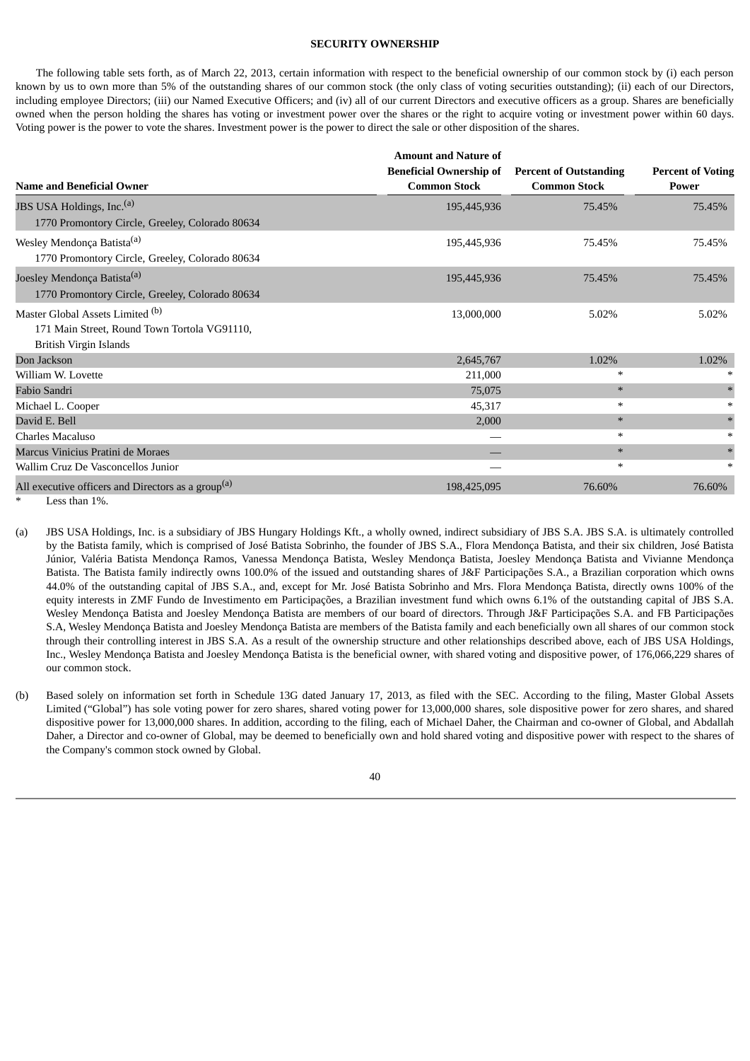## SECURITY OWNERSHIP

The following table sets forth, as of March 22, 2013, certain information with respect to the beneficial ownership of our common stock by (i) each person known by us to own more than 5% of the outstanding shares of our common stock (the only class of voting securities outstanding); (ii) each of our Directors, including employee Directors; (iii) our Named Executive Officers; and (iv) all of our current Directors and executive officers as a group. Shares are beneficially owned when the person holding the shares has voting or investment power over the shares or the right to acquire voting or investment power within 60 days. Voting power is the power to vote the shares. Investment power is the power to direct the sale or other disposition of the shares.

| Name and Beneficial Owner | Amount and Nature of Beneficial Ownership of Common Stock | Percent of Outstanding Common Stock | Percent of Voting Power |
|---|---|---|---|
| JBS USA Holdings, Inc.[(a)] 1770 Promontory Circle, Greeley, Colorado 80634 | 195,445,936 | 75.45% | 75.45% |
| Wesley Mendonça Batista[(a)] 1770 Promontory Circle, Greeley, Colorado 80634 | 195,445,936 | 75.45% | 75.45% |
| Joesley Mendonça Batista[(a)] 1770 Promontory Circle, Greeley, Colorado 80634 | 195,445,936 | 75.45% | 75.45% |
| Master Global Assets Limited [(b)] 171 Main Street, Round Town Tortola VG91110, British Virgin Islands | 13,000,000 | 5.02% | 5.02% |
| Don Jackson | 2,645,767 | 1.02% | 1.02% |
| William W. Lovette | 211,000 | * | * |
| Fabio Sandri | 75,075 | * | * |
| Michael L. Cooper | 45,317 | * | * |
| David E. Bell | 2,000 | * | * |
| Charles Macaluso | — | * | * |
| Marcus Vinicius Pratini de Moraes | — | * | * |
| Wallim Cruz De Vasconcellos Junior | — | * | * |
| All executive officers and Directors as a group[(a)] | 198,425,095 | 76.60% | 76.60% |

\* Less than 1%.

(a) JBS USA Holdings, Inc. is a subsidiary of JBS Hungary Holdings Kft., a wholly owned, indirect subsidiary of JBS S.A. JBS S.A. is ultimately controlled by the Batista family, which is comprised of José Batista Sobrinho, the founder of JBS S.A., Flora Mendonça Batista, and their six children, José Batista Júnior, Valéria Batista Mendonça Ramos, Vanessa Mendonça Batista, Wesley Mendonça Batista, Joesley Mendonça Batista and Vivianne Mendonça Batista. The Batista family indirectly owns 100.0% of the issued and outstanding shares of J&F Participações S.A., a Brazilian corporation which owns 44.0% of the outstanding capital of JBS S.A., and, except for Mr. José Batista Sobrinho and Mrs. Flora Mendonça Batista, directly owns 100% of the equity interests in ZMF Fundo de Investimento em Participações, a Brazilian investment fund which owns 6.1% of the outstanding capital of JBS S.A. Wesley Mendonça Batista and Joesley Mendonça Batista are members of our board of directors. Through J&F Participações S.A. and FB Participações S.A, Wesley Mendonça Batista and Joesley Mendonça Batista are members of the Batista family and each beneficially own all shares of our common stock through their controlling interest in JBS S.A. As a result of the ownership structure and other relationships described above, each of JBS USA Holdings, Inc., Wesley Mendonça Batista and Joesley Mendonça Batista is the beneficial owner, with shared voting and dispositive power, of 176,066,229 shares of our common stock.

(b) Based solely on information set forth in Schedule 13G dated January 17, 2013, as filed with the SEC. According to the filing, Master Global Assets Limited ("Global") has sole voting power for zero shares, shared voting power for 13,000,000 shares, sole dispositive power for zero shares, and shared dispositive power for 13,000,000 shares. In addition, according to the filing, each of Michael Daher, the Chairman and co-owner of Global, and Abdallah Daher, a Director and co-owner of Global, may be deemed to beneficially own and hold shared voting and dispositive power with respect to the shares of the Company's common stock owned by Global.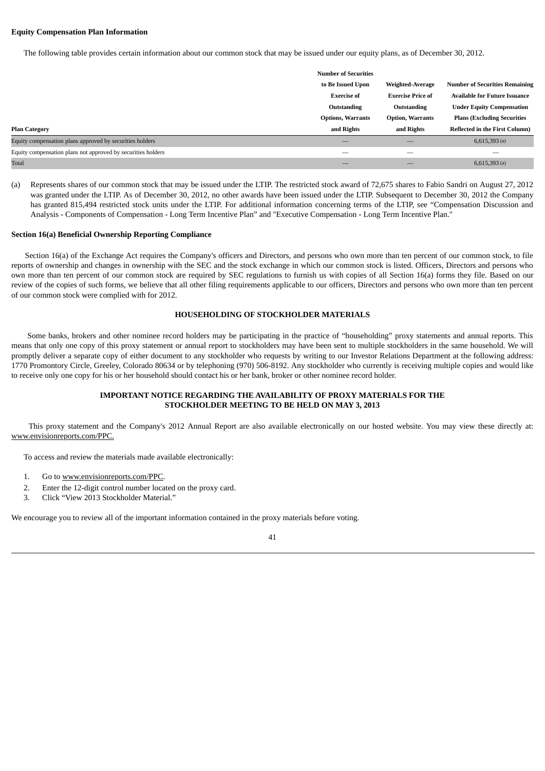**Equity Compensation Plan Information**

The following table provides certain information about our common stock that may be issued under our equity plans, as of December 30, 2012.

| Plan Category | Number of Securities to Be Issued Upon Exercise of Outstanding Options, Warrants and Rights | Weighted-Average Exercise Price of Outstanding Option, Warrants and Rights | Number of Securities Remaining Available for Future Issuance Under Equity Compensation Plans (Excluding Securities Reflected in the First Column) |
|---|---|---|---|
| Equity compensation plans approved by securities holders | — | — | 6,615,393 (a) |
| Equity compensation plans not approved by securities holders | — | — | — |
| Total | — | — | 6,615,393 (a) |

(a) Represents shares of our common stock that may be issued under the LTIP. The restricted stock award of 72,675 shares to Fabio Sandri on August 27, 2012 was granted under the LTIP. As of December 30, 2012, no other awards have been issued under the LTIP. Subsequent to December 30, 2012 the Company has granted 815,494 restricted stock units under the LTIP. For additional information concerning terms of the LTIP, see "Compensation Discussion and Analysis - Components of Compensation - Long Term Incentive Plan" and "Executive Compensation - Long Term Incentive Plan."

**Section 16(a) Beneficial Ownership Reporting Compliance**

Section 16(a) of the Exchange Act requires the Company's officers and Directors, and persons who own more than ten percent of our common stock, to file reports of ownership and changes in ownership with the SEC and the stock exchange in which our common stock is listed. Officers, Directors and persons who own more than ten percent of our common stock are required by SEC regulations to furnish us with copies of all Section 16(a) forms they file. Based on our review of the copies of such forms, we believe that all other filing requirements applicable to our officers, Directors and persons who own more than ten percent of our common stock were complied with for 2012.

## HOUSEHOLDING OF STOCKHOLDER MATERIALS

Some banks, brokers and other nominee record holders may be participating in the practice of "householding" proxy statements and annual reports. This means that only one copy of this proxy statement or annual report to stockholders may have been sent to multiple stockholders in the same household. We will promptly deliver a separate copy of either document to any stockholder who requests by writing to our Investor Relations Department at the following address: 1770 Promontory Circle, Greeley, Colorado 80634 or by telephoning (970) 506-8192. Any stockholder who currently is receiving multiple copies and would like to receive only one copy for his or her household should contact his or her bank, broker or other nominee record holder.

## IMPORTANT NOTICE REGARDING THE AVAILABILITY OF PROXY MATERIALS FOR THE STOCKHOLDER MEETING TO BE HELD ON MAY 3, 2013

This proxy statement and the Company's 2012 Annual Report are also available electronically on our hosted website. You may view these directly at: www.envisionreports.com/PPC.

To access and review the materials made available electronically:

1. Go to www.envisionreports.com/PPC.
2. Enter the 12-digit control number located on the proxy card.
3. Click "View 2013 Stockholder Material."

We encourage you to review all of the important information contained in the proxy materials before voting.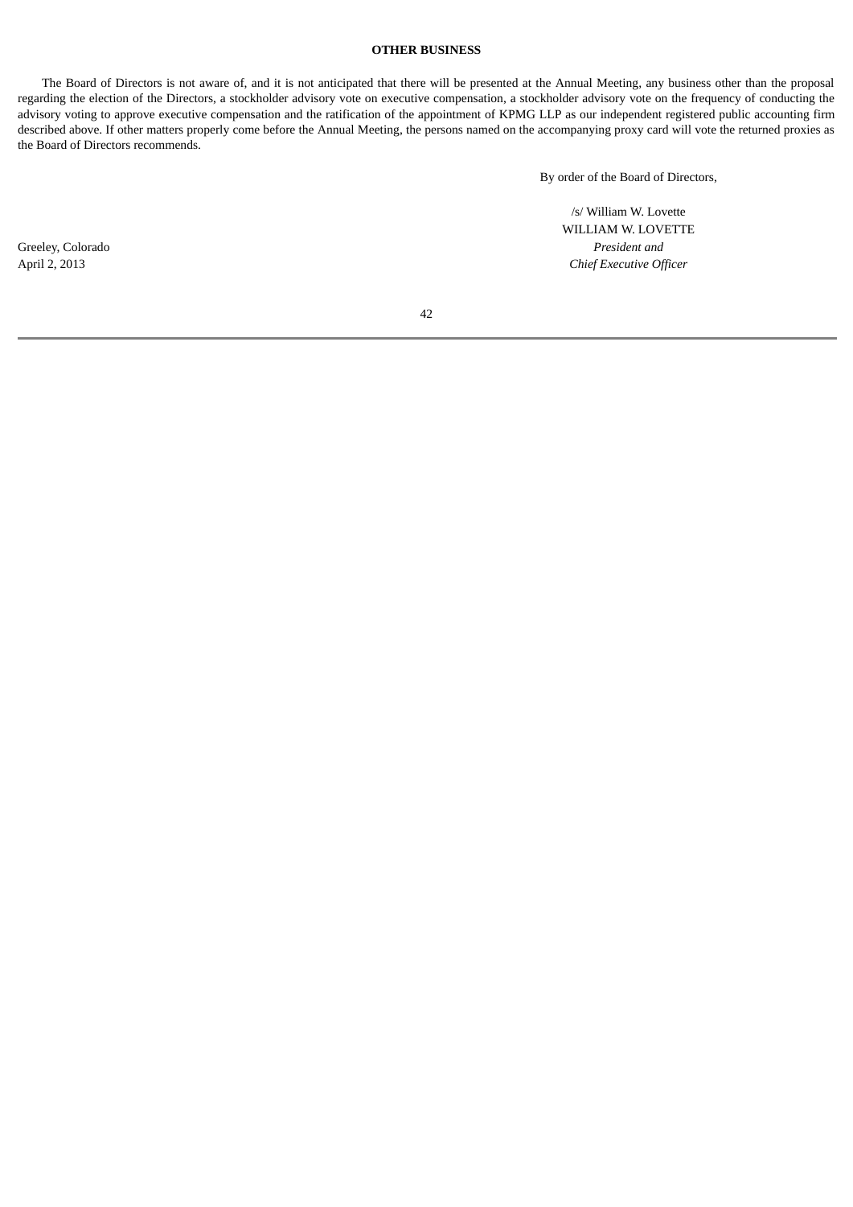## OTHER BUSINESS

The Board of Directors is not aware of, and it is not anticipated that there will be presented at the Annual Meeting, any business other than the proposal regarding the election of the Directors, a stockholder advisory vote on executive compensation, a stockholder advisory vote on the frequency of conducting the advisory voting to approve executive compensation and the ratification of the appointment of KPMG LLP as our independent registered public accounting firm described above. If other matters properly come before the Annual Meeting, the persons named on the accompanying proxy card will vote the returned proxies as the Board of Directors recommends.

By order of the Board of Directors,

/s/ William W. Lovette
WILLIAM W. LOVETTE
*President and*
*Chief Executive Officer*

Greeley, Colorado
April 2, 2013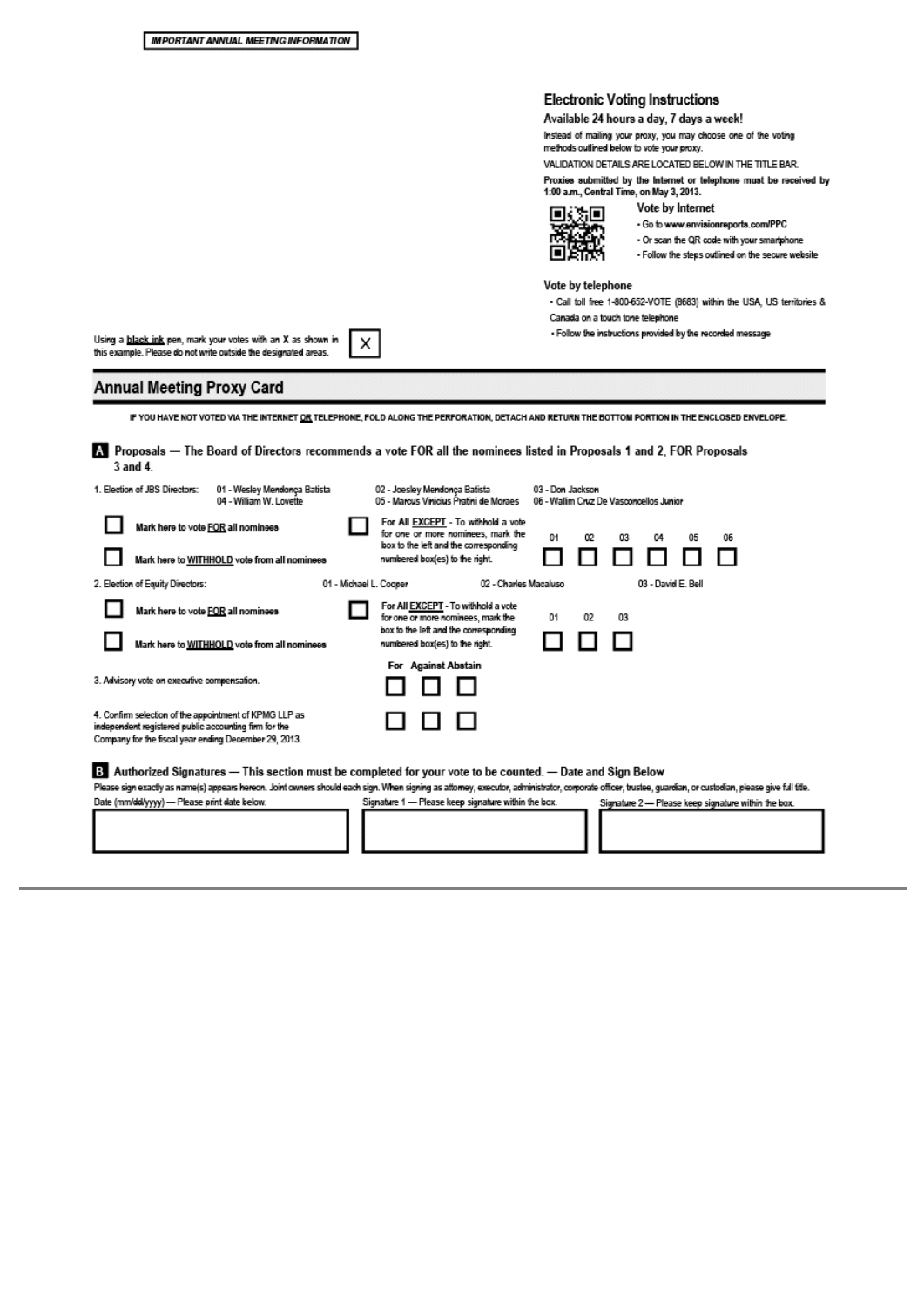**IMPORTANT ANNUAL MEETING INFORMATION**

## Electronic Voting Instructions

**Available 24 hours a day, 7 days a week!**

Instead of mailing your proxy, you may choose one of the voting methods outlined below to vote your proxy.

VALIDATION DETAILS ARE LOCATED BELOW IN THE TITLE BAR.

**Proxies submitted by the Internet or telephone must be received by 1:00 a.m., Central Time, on May 3, 2013.**

**Vote by Internet**

- Go to **www.envisionreports.com/PPC**
- Or scan the QR code with your smartphone
- Follow the steps outlined on the secure website

**Vote by telephone**

- Call toll free 1-800-652-VOTE (8683) within the USA, US territories & Canada on a touch tone telephone
- Follow the instructions provided by the recorded message

Using a **black ink** pen, mark your votes with an **X** as shown in this example. Please do not write outside the designated areas. ☒

## Annual Meeting Proxy Card

**IF YOU HAVE NOT VOTED VIA THE INTERNET OR TELEPHONE, FOLD ALONG THE PERFORATION, DETACH AND RETURN THE BOTTOM PORTION IN THE ENCLOSED ENVELOPE.**

### A Proposals — The Board of Directors recommends a vote FOR all the nominees listed in Proposals 1 and 2, FOR Proposals 3 and 4.

1. Election of JBS Directors: 01 - Wesley Mendonça Batista, 02 - Joesley Mendonça Batista, 03 - Don Jackson, 04 - William W. Lovette, 05 - Marcus Vinicius Pratini de Moraes, 06 - Wallim Cruz De Vasconcellos Junior

☐ **Mark here to vote FOR all nominees**

☐ **Mark here to WITHHOLD vote from all nominees**

☐ **For All EXCEPT** - To withhold a vote for one or more nominees, mark the box to the left and the corresponding numbered box(es) to the right.

| 01 | 02 | 03 | 04 | 05 | 06 |
|---|---|---|---|---|---|
| ☐ | ☐ | ☐ | ☐ | ☐ | ☐ |

2. Election of Equity Directors: 01 - Michael L. Cooper, 02 - Charles Macaluso, 03 - David E. Bell

☐ **Mark here to vote FOR all nominees**

☐ **Mark here to WITHHOLD vote from all nominees**

☐ **For All EXCEPT** - To withhold a vote for one or more nominees, mark the box to the left and the corresponding numbered box(es) to the right.

| 01 | 02 | 03 |
|---|---|---|
| ☐ | ☐ | ☐ |

| | For | Against | Abstain |
|---|---|---|---|
| 3. Advisory vote on executive compensation. | ☐ | ☐ | ☐ |
| 4. Confirm selection of the appointment of KPMG LLP as independent registered public accounting firm for the Company for the fiscal year ending December 29, 2013. | ☐ | ☐ | ☐ |

### B Authorized Signatures — This section must be completed for your vote to be counted. — Date and Sign Below

Please sign exactly as name(s) appears hereon. Joint owners should each sign. When signing as attorney, executor, administrator, corporate officer, trustee, guardian, or custodian, please give full title.

| Date (mm/dd/yyyy) — Please print date below. | Signature 1 — Please keep signature within the box. | Signature 2 — Please keep signature within the box. |
|---|---|---|
| | | |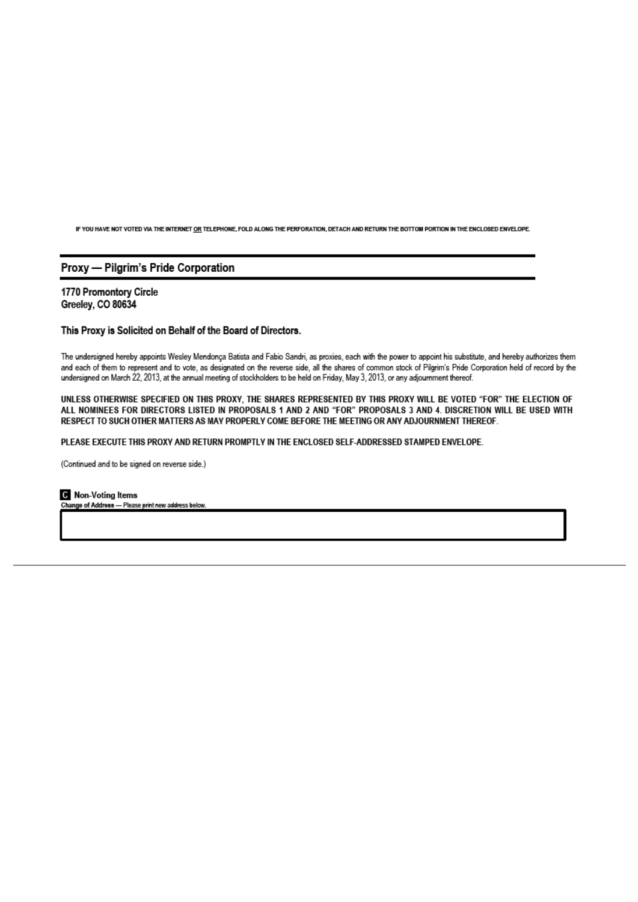IF YOU HAVE NOT VOTED VIA THE INTERNET OR TELEPHONE, FOLD ALONG THE PERFORATION, DETACH AND RETURN THE BOTTOM PORTION IN THE ENCLOSED ENVELOPE.

## Proxy — Pilgrim's Pride Corporation

**1770 Promontory Circle**
**Greeley, CO 80634**

**This Proxy is Solicited on Behalf of the Board of Directors.**

The undersigned hereby appoints Wesley Mendonça Batista and Fabio Sandri, as proxies, each with the power to appoint his substitute, and hereby authorizes them and each of them to represent and to vote, as designated on the reverse side, all the shares of common stock of Pilgrim's Pride Corporation held of record by the undersigned on March 22, 2013, at the annual meeting of stockholders to be held on Friday, May 3, 2013, or any adjournment thereof.

**UNLESS OTHERWISE SPECIFIED ON THIS PROXY, THE SHARES REPRESENTED BY THIS PROXY WILL BE VOTED "FOR" THE ELECTION OF ALL NOMINEES FOR DIRECTORS LISTED IN PROPOSALS 1 AND 2 AND "FOR" PROPOSALS 3 AND 4. DISCRETION WILL BE USED WITH RESPECT TO SUCH OTHER MATTERS AS MAY PROPERLY COME BEFORE THE MEETING OR ANY ADJOURNMENT THEREOF.**

**PLEASE EXECUTE THIS PROXY AND RETURN PROMPTLY IN THE ENCLOSED SELF-ADDRESSED STAMPED ENVELOPE.**

(Continued and to be signed on reverse side.)

**C Non-Voting Items**

**Change of Address — Please print new address below.**